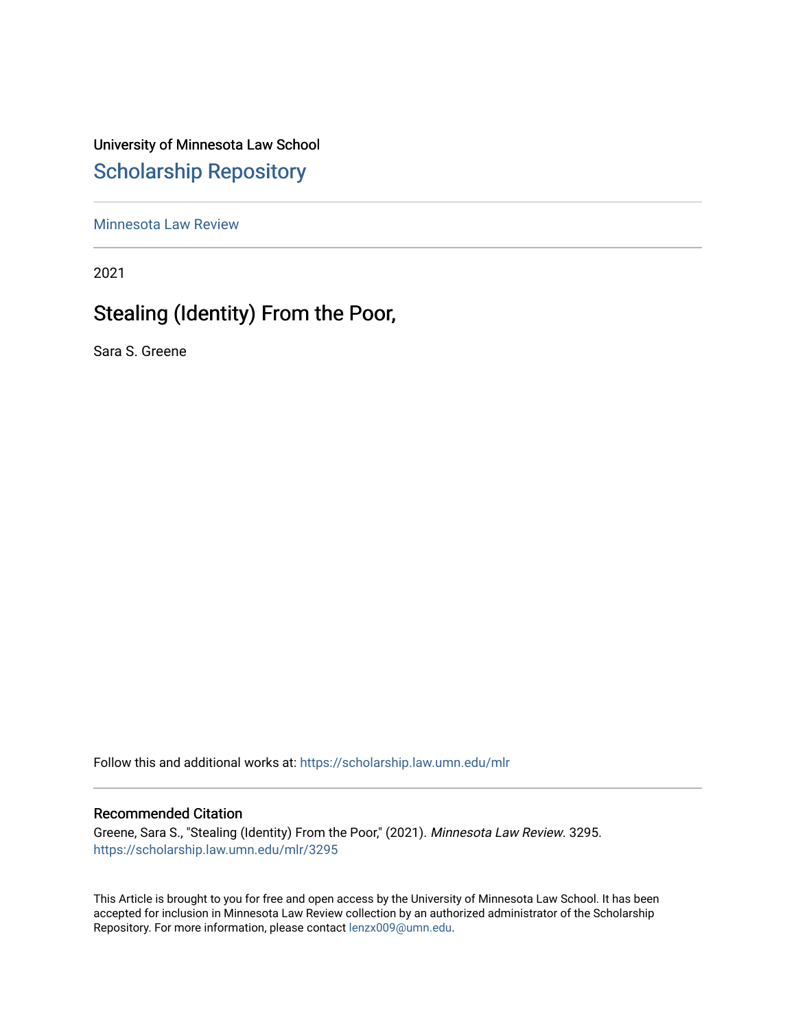University of Minnesota Law School

## Scholarship Repository

Minnesota Law Review

2021

# Stealing (Identity) From the Poor,

Sara S. Greene

Follow this and additional works at: https://scholarship.law.umn.edu/mlr

### Recommended Citation

Greene, Sara S., "Stealing (Identity) From the Poor," (2021). *Minnesota Law Review*. 3295.
https://scholarship.law.umn.edu/mlr/3295

This Article is brought to you for free and open access by the University of Minnesota Law School. It has been accepted for inclusion in Minnesota Law Review collection by an authorized administrator of the Scholarship Repository. For more information, please contact lenzx009@umn.edu.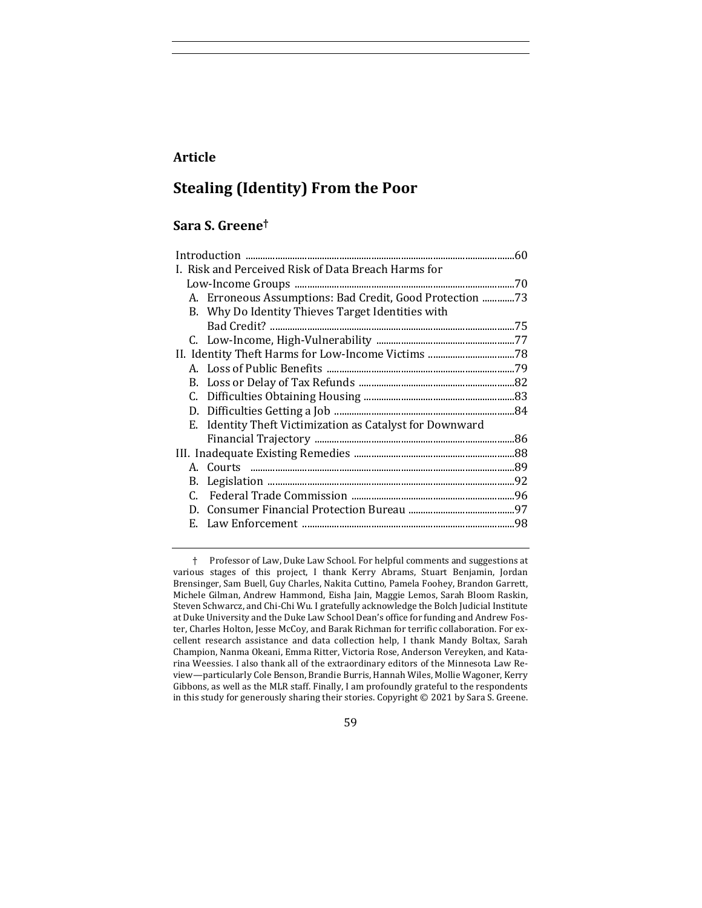**Article**

# Stealing (Identity) From the Poor

## Sara S. Greene†

| | |
|---|---|
| Introduction | 60 |
| I. Risk and Perceived Risk of Data Breach Harms for Low-Income Groups | 70 |
| A. Erroneous Assumptions: Bad Credit, Good Protection | 73 |
| B. Why Do Identity Thieves Target Identities with Bad Credit? | 75 |
| C. Low-Income, High-Vulnerability | 77 |
| II. Identity Theft Harms for Low-Income Victims | 78 |
| A. Loss of Public Benefits | 79 |
| B. Loss or Delay of Tax Refunds | 82 |
| C. Difficulties Obtaining Housing | 83 |
| D. Difficulties Getting a Job | 84 |
| E. Identity Theft Victimization as Catalyst for Downward Financial Trajectory | 86 |
| III. Inadequate Existing Remedies | 88 |
| A. Courts | 89 |
| B. Legislation | 92 |
| C. Federal Trade Commission | 96 |
| D. Consumer Financial Protection Bureau | 97 |
| E. Law Enforcement | 98 |

† Professor of Law, Duke Law School. For helpful comments and suggestions at various stages of this project, I thank Kerry Abrams, Stuart Benjamin, Jordan Brensinger, Sam Buell, Guy Charles, Nakita Cuttino, Pamela Foohey, Brandon Garrett, Michele Gilman, Andrew Hammond, Eisha Jain, Maggie Lemos, Sarah Bloom Raskin, Steven Schwarcz, and Chi-Chi Wu. I gratefully acknowledge the Bolch Judicial Institute at Duke University and the Duke Law School Dean's office for funding and Andrew Foster, Charles Holton, Jesse McCoy, and Barak Richman for terrific collaboration. For excellent research assistance and data collection help, I thank Mandy Boltax, Sarah Champion, Nanma Okeani, Emma Ritter, Victoria Rose, Anderson Vereyken, and Katarina Weessies. I also thank all of the extraordinary editors of the Minnesota Law Review—particularly Cole Benson, Brandie Burris, Hannah Wiles, Mollie Wagoner, Kerry Gibbons, as well as the MLR staff. Finally, I am profoundly grateful to the respondents in this study for generously sharing their stories. Copyright © 2021 by Sara S. Greene.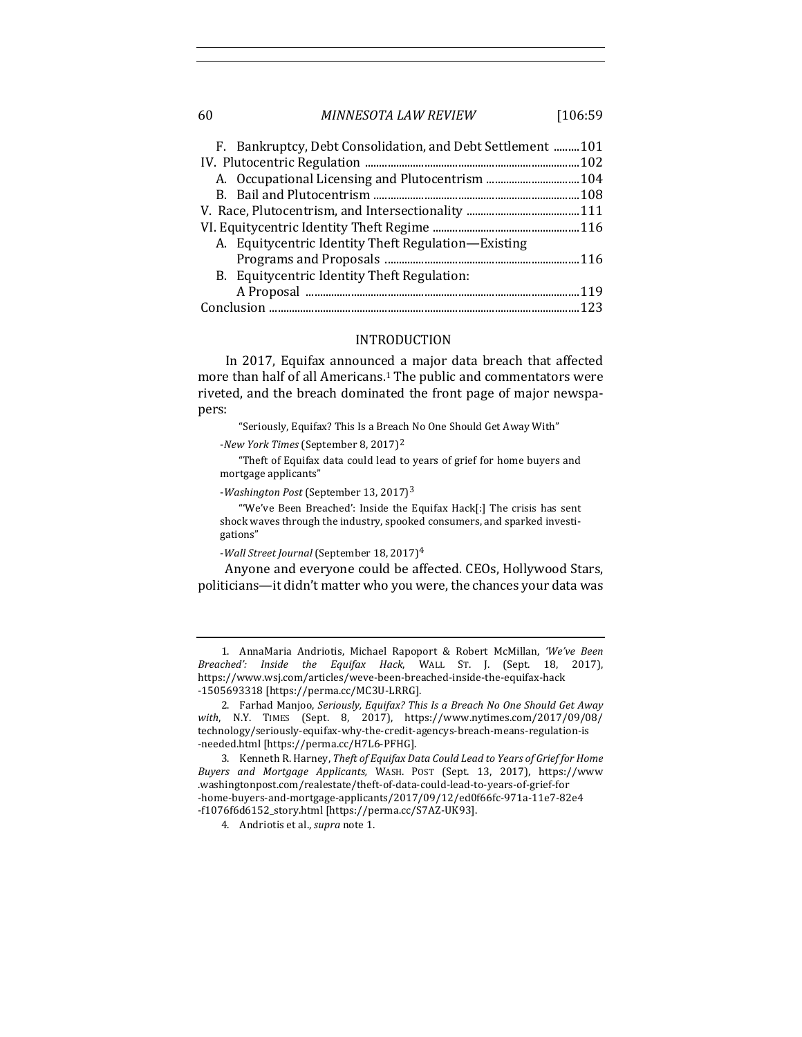F. Bankruptcy, Debt Consolidation, and Debt Settlement .........101
IV. Plutocentric Regulation ..........................................................................102
A. Occupational Licensing and Plutocentrism .................................104
B. Bail and Plutocentrism ........................................................................108
V. Race, Plutocentrism, and Intersectionality ........................................111
VI. Equitycentric Identity Theft Regime ....................................................116
A. Equitycentric Identity Theft Regulation—Existing Programs and Proposals ....................................................................116
B. Equitycentric Identity Theft Regulation: A Proposal ...............................................................................................119
Conclusion ............................................................................................................123

## INTRODUCTION

In 2017, Equifax announced a major data breach that affected more than half of all Americans.[1] The public and commentators were riveted, and the breach dominated the front page of major newspapers:

> "Seriously, Equifax? This Is a Breach No One Should Get Away With"
>
> -*New York Times* (September 8, 2017)[2]
>
> "Theft of Equifax data could lead to years of grief for home buyers and mortgage applicants"
>
> -*Washington Post* (September 13, 2017)[3]
>
> "'We've Been Breached': Inside the Equifax Hack[:] The crisis has sent shock waves through the industry, spooked consumers, and sparked investigations"
>
> -*Wall Street Journal* (September 18, 2017)[4]

Anyone and everyone could be affected. CEOs, Hollywood Stars, politicians—it didn't matter who you were, the chances your data was

---

1. AnnaMaria Andriotis, Michael Rapoport & Robert McMillan, *'We've Been Breached': Inside the Equifax Hack*, WALL ST. J. (Sept. 18, 2017), https://www.wsj.com/articles/weve-been-breached-inside-the-equifax-hack-1505693318 [https://perma.cc/MC3U-LRRG].

2. Farhad Manjoo, *Seriously, Equifax? This Is a Breach No One Should Get Away with*, N.Y. TIMES (Sept. 8, 2017), https://www.nytimes.com/2017/09/08/technology/seriously-equifax-why-the-credit-agencys-breach-means-regulation-is-needed.html [https://perma.cc/H7L6-PFHG].

3. Kenneth R. Harney, *Theft of Equifax Data Could Lead to Years of Grief for Home Buyers and Mortgage Applicants,* WASH. POST (Sept. 13, 2017), https://www.washingtonpost.com/realestate/theft-of-data-could-lead-to-years-of-grief-for-home-buyers-and-mortgage-applicants/2017/09/12/ed0f66fc-971a-11e7-82e4-f1076f6d6152_story.html [https://perma.cc/S7AZ-UK93].

4. Andriotis et al., *supra* note 1.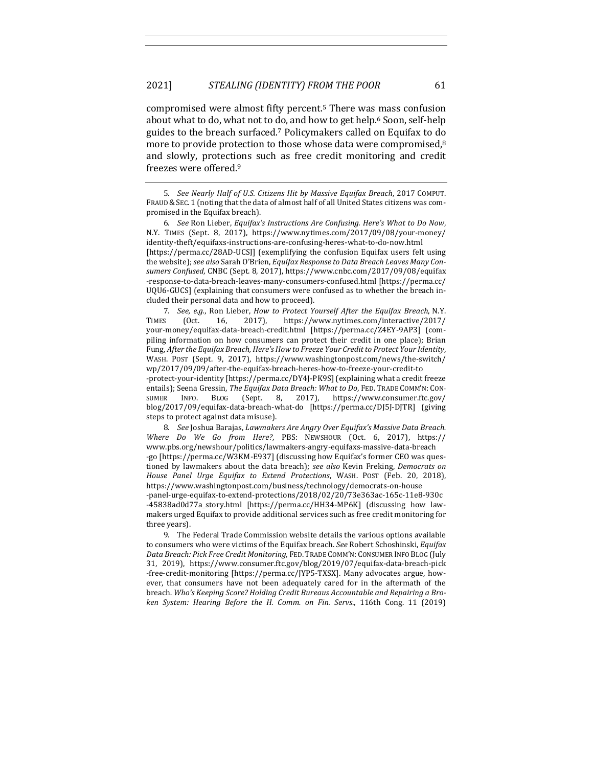compromised were almost fifty percent.[5] There was mass confusion about what to do, what not to do, and how to get help.[6] Soon, self-help guides to the breach surfaced.[7] Policymakers called on Equifax to do more to provide protection to those whose data were compromised,[8] and slowly, protections such as free credit monitoring and credit freezes were offered.[9]

5. *See Nearly Half of U.S. Citizens Hit by Massive Equifax Breach*, 2017 COMPUT. FRAUD & SEC. 1 (noting that the data of almost half of all United States citizens was compromised in the Equifax breach).

6. *See* Ron Lieber, *Equifax's Instructions Are Confusing. Here's What to Do Now*, N.Y. TIMES (Sept. 8, 2017), https://www.nytimes.com/2017/09/08/your-money/identity-theft/equifaxs-instructions-are-confusing-heres-what-to-do-now.html [https://perma.cc/28AD-UCSJ] (exemplifying the confusion Equifax users felt using the website); *see also* Sarah O'Brien, *Equifax Response to Data Breach Leaves Many Consumers Confused*, CNBC (Sept. 8, 2017), https://www.cnbc.com/2017/09/08/equifax-response-to-data-breach-leaves-many-consumers-confused.html [https://perma.cc/UQU6-GUCS] (explaining that consumers were confused as to whether the breach included their personal data and how to proceed).

7. *See, e.g.*, Ron Lieber, *How to Protect Yourself After the Equifax Breach*, N.Y. TIMES (Oct. 16, 2017), https://www.nytimes.com/interactive/2017/your-money/equifax-data-breach-credit.html [https://perma.cc/Z4EY-9AP3] (compiling information on how consumers can protect their credit in one place); Brian Fung, *After the Equifax Breach, Here's How to Freeze Your Credit to Protect Your Identity*, WASH. POST (Sept. 9, 2017), https://www.washingtonpost.com/news/the-switch/wp/2017/09/09/after-the-equifax-breach-heres-how-to-freeze-your-credit-to-protect-your-identity [https://perma.cc/DY4J-PK9S] (explaining what a credit freeze entails); Seena Gressin, *The Equifax Data Breach: What to Do*, FED. TRADE COMM'N: CONSUMER INFO. BLOG (Sept. 8, 2017), https://www.consumer.ftc.gov/blog/2017/09/equifax-data-breach-what-do [https://perma.cc/DJ5J-DJTR] (giving steps to protect against data misuse).

8. *See* Joshua Barajas, *Lawmakers Are Angry Over Equifax's Massive Data Breach. Where Do We Go from Here?*, PBS: NEWSHOUR (Oct. 6, 2017), https://www.pbs.org/newshour/politics/lawmakers-angry-equifaxs-massive-data-breach-go [https://perma.cc/W3KM-E937] (discussing how Equifax's former CEO was questioned by lawmakers about the data breach); *see also* Kevin Freking, *Democrats on House Panel Urge Equifax to Extend Protections*, WASH. POST (Feb. 20, 2018), https://www.washingtonpost.com/business/technology/democrats-on-house-panel-urge-equifax-to-extend-protections/2018/02/20/73e363ac-165c-11e8-930c-45838ad0d77a_story.html [https://perma.cc/HH34-MP6K] (discussing how lawmakers urged Equifax to provide additional services such as free credit monitoring for three years).

9. The Federal Trade Commission website details the various options available to consumers who were victims of the Equifax breach. *See* Robert Schoshinski, *Equifax Data Breach: Pick Free Credit Monitoring*, FED. TRADE COMM'N: CONSUMER INFO BLOG (July 31, 2019), https://www.consumer.ftc.gov/blog/2019/07/equifax-data-breach-pick-free-credit-monitoring [https://perma.cc/JYP5-TXSX]. Many advocates argue, however, that consumers have not been adequately cared for in the aftermath of the breach. *Who's Keeping Score? Holding Credit Bureaus Accountable and Repairing a Broken System: Hearing Before the H. Comm. on Fin. Servs.*, 116th Cong. 11 (2019)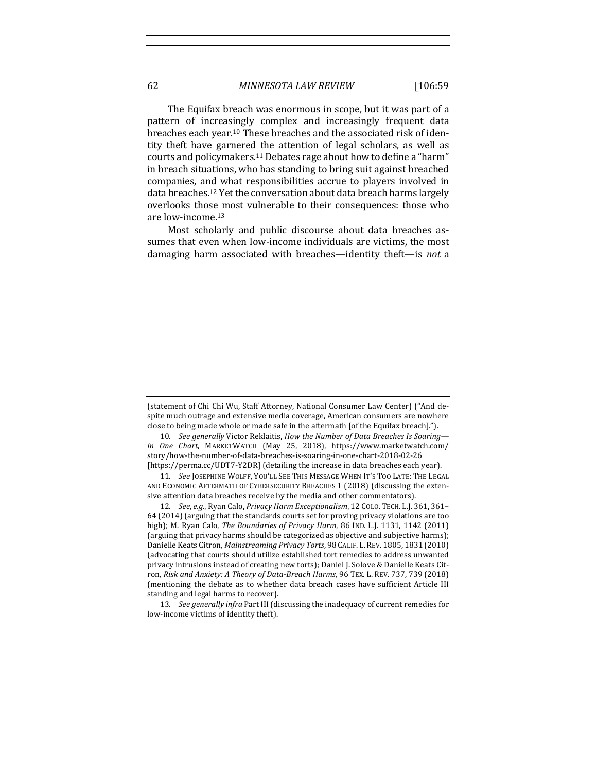The Equifax breach was enormous in scope, but it was part of a pattern of increasingly complex and increasingly frequent data breaches each year.[10] These breaches and the associated risk of identity theft have garnered the attention of legal scholars, as well as courts and policymakers.[11] Debates rage about how to define a "harm" in breach situations, who has standing to bring suit against breached companies, and what responsibilities accrue to players involved in data breaches.[12] Yet the conversation about data breach harms largely overlooks those most vulnerable to their consequences: those who are low-income.[13]

Most scholarly and public discourse about data breaches assumes that even when low-income individuals are victims, the most damaging harm associated with breaches—identity theft—is *not* a

---

(statement of Chi Chi Wu, Staff Attorney, National Consumer Law Center) ("And despite much outrage and extensive media coverage, American consumers are nowhere close to being made whole or made safe in the aftermath [of the Equifax breach].").

10. *See generally* Victor Reklaitis, *How the Number of Data Breaches Is Soaring—in One Chart*, MARKETWATCH (May 25, 2018), https://www.marketwatch.com/story/how-the-number-of-data-breaches-is-soaring-in-one-chart-2018-02-26 [https://perma.cc/UDT7-Y2DR] (detailing the increase in data breaches each year).

11. *See* JOSEPHINE WOLFF, YOU'LL SEE THIS MESSAGE WHEN IT'S TOO LATE: THE LEGAL AND ECONOMIC AFTERMATH OF CYBERSECURITY BREACHES 1 (2018) (discussing the extensive attention data breaches receive by the media and other commentators).

12. *See, e.g.*, Ryan Calo, *Privacy Harm Exceptionalism*, 12 COLO. TECH. L.J. 361, 361–64 (2014) (arguing that the standards courts set for proving privacy violations are too high); M. Ryan Calo, *The Boundaries of Privacy Harm*, 86 IND. L.J. 1131, 1142 (2011) (arguing that privacy harms should be categorized as objective and subjective harms); Danielle Keats Citron, *Mainstreaming Privacy Torts*, 98 CALIF. L. REV. 1805, 1831 (2010) (advocating that courts should utilize established tort remedies to address unwanted privacy intrusions instead of creating new torts); Daniel J. Solove & Danielle Keats Citron, *Risk and Anxiety: A Theory of Data-Breach Harms*, 96 TEX. L. REV. 737, 739 (2018) (mentioning the debate as to whether data breach cases have sufficient Article III standing and legal harms to recover).

13. *See generally infra* Part III (discussing the inadequacy of current remedies for low-income victims of identity theft).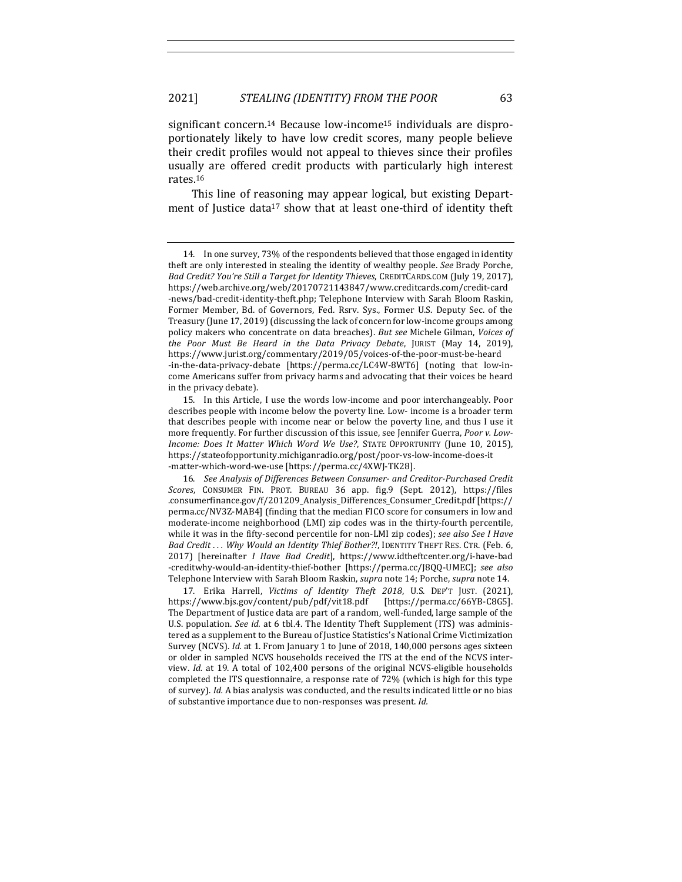significant concern.[14] Because low-income[15] individuals are disproportionately likely to have low credit scores, many people believe their credit profiles would not appeal to thieves since their profiles usually are offered credit products with particularly high interest rates.[16]

This line of reasoning may appear logical, but existing Department of Justice data[17] show that at least one-third of identity theft

---

14. In one survey, 73% of the respondents believed that those engaged in identity theft are only interested in stealing the identity of wealthy people. *See* Brady Porche, *Bad Credit? You're Still a Target for Identity Thieves*, CREDITCARDS.COM (July 19, 2017), https://web.archive.org/web/20170721143847/www.creditcards.com/credit-card-news/bad-credit-identity-theft.php; Telephone Interview with Sarah Bloom Raskin, Former Member, Bd. of Governors, Fed. Rsrv. Sys., Former U.S. Deputy Sec. of the Treasury (June 17, 2019) (discussing the lack of concern for low-income groups among policy makers who concentrate on data breaches). *But see* Michele Gilman, *Voices of the Poor Must Be Heard in the Data Privacy Debate*, JURIST (May 14, 2019), https://www.jurist.org/commentary/2019/05/voices-of-the-poor-must-be-heard-in-the-data-privacy-debate [https://perma.cc/LC4W-8WT6] (noting that low-income Americans suffer from privacy harms and advocating that their voices be heard in the privacy debate).

15. In this Article, I use the words low-income and poor interchangeably. Poor describes people with income below the poverty line. Low- income is a broader term that describes people with income near or below the poverty line, and thus I use it more frequently. For further discussion of this issue, see Jennifer Guerra, *Poor v. Low-Income: Does It Matter Which Word We Use?*, STATE OPPORTUNITY (June 10, 2015), https://stateofopportunity.michiganradio.org/post/poor-vs-low-income-does-it-matter-which-word-we-use [https://perma.cc/4XWJ-TK28].

16. *See Analysis of Differences Between Consumer- and Creditor-Purchased Credit Scores*, CONSUMER FIN. PROT. BUREAU 36 app. fig.9 (Sept. 2012), https://files.consumerfinance.gov/f/201209_Analysis_Differences_Consumer_Credit.pdf [https://perma.cc/NV3Z-MAB4] (finding that the median FICO score for consumers in low and moderate-income neighborhood (LMI) zip codes was in the thirty-fourth percentile, while it was in the fifty-second percentile for non-LMI zip codes); *see also See I Have Bad Credit . . . Why Would an Identity Thief Bother?!*, IDENTITY THEFT RES. CTR. (Feb. 6, 2017) [hereinafter *I Have Bad Credit*], https://www.idtheftcenter.org/i-have-bad-creditwhy-would-an-identity-thief-bother [https://perma.cc/J8QQ-UMEC]; *see also* Telephone Interview with Sarah Bloom Raskin, *supra* note 14; Porche, *supra* note 14.

17. Erika Harrell, *Victims of Identity Theft 2018*, U.S. DEP'T JUST. (2021), https://www.bjs.gov/content/pub/pdf/vit18.pdf [https://perma.cc/66YB-C8G5]. The Department of Justice data are part of a random, well-funded, large sample of the U.S. population. *See id.* at 6 tbl.4. The Identity Theft Supplement (ITS) was administered as a supplement to the Bureau of Justice Statistics's National Crime Victimization Survey (NCVS). *Id.* at 1. From January 1 to June of 2018, 140,000 persons ages sixteen or older in sampled NCVS households received the ITS at the end of the NCVS interview. *Id.* at 19. A total of 102,400 persons of the original NCVS-eligible households completed the ITS questionnaire, a response rate of 72% (which is high for this type of survey). *Id.* A bias analysis was conducted, and the results indicated little or no bias of substantive importance due to non-responses was present. *Id.*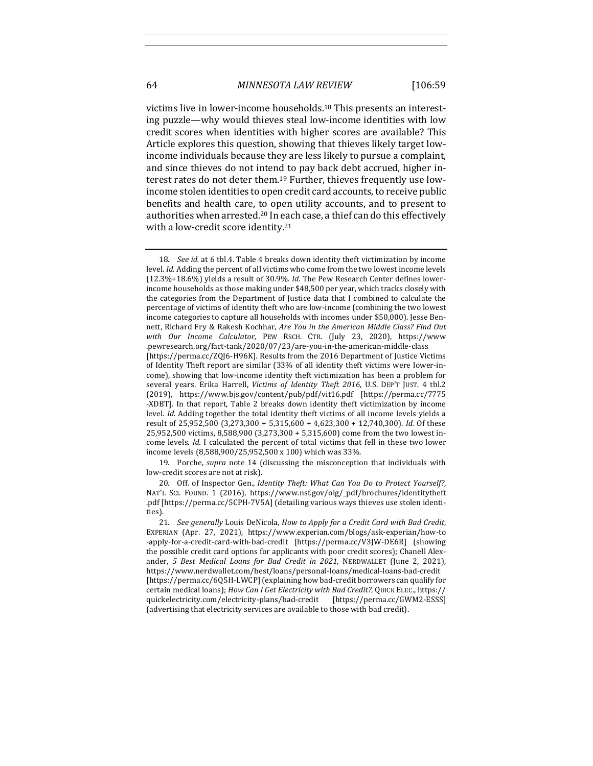victims live in lower-income households.[18] This presents an interesting puzzle—why would thieves steal low-income identities with low credit scores when identities with higher scores are available? This Article explores this question, showing that thieves likely target low-income individuals because they are less likely to pursue a complaint, and since thieves do not intend to pay back debt accrued, higher interest rates do not deter them.[19] Further, thieves frequently use low-income stolen identities to open credit card accounts, to receive public benefits and health care, to open utility accounts, and to present to authorities when arrested.[20] In each case, a thief can do this effectively with a low-credit score identity.[21]

---

18. *See id.* at 6 tbl.4. Table 4 breaks down identity theft victimization by income level. *Id.* Adding the percent of all victims who come from the two lowest income levels (12.3%+18.6%) yields a result of 30.9%. *Id.* The Pew Research Center defines lower-income households as those making under $48,500 per year, which tracks closely with the categories from the Department of Justice data that I combined to calculate the percentage of victims of identity theft who are low-income (combining the two lowest income categories to capture all households with incomes under $50,000). Jesse Bennett, Richard Fry & Rakesh Kochhar, *Are You in the American Middle Class? Find Out with Our Income Calculator,* PEW RSCH. CTR. (July 23, 2020), https://www.pewresearch.org/fact-tank/2020/07/23/are-you-in-the-american-middle-class [https://perma.cc/ZQJ6-H96K]. Results from the 2016 Department of Justice Victims of Identity Theft report are similar (33% of all identity theft victims were lower-income), showing that low-income identity theft victimization has been a problem for several years. Erika Harrell, *Victims of Identity Theft 2016*, U.S. DEP'T JUST. 4 tbl.2 (2019), https://www.bjs.gov/content/pub/pdf/vit16.pdf [https://perma.cc/7775-XDBT]. In that report, Table 2 breaks down identity theft victimization by income level. *Id.* Adding together the total identity theft victims of all income levels yields a result of 25,952,500 (3,273,300 + 5,315,600 + 4,623,300 + 12,740,300). *Id.* Of these 25,952,500 victims, 8,588,900 (3,273,300 + 5,315,600) come from the two lowest income levels. *Id.* I calculated the percent of total victims that fell in these two lower income levels (8,588,900/25,952,500 x 100) which was 33%.

19. Porche, *supra* note 14 (discussing the misconception that individuals with low-credit scores are not at risk).

20. Off. of Inspector Gen., *Identity Theft: What Can You Do to Protect Yourself?*, NAT'L SCI. FOUND. 1 (2016), https://www.nsf.gov/oig/_pdf/brochures/identitytheft.pdf [https://perma.cc/5CPH-7V5A] (detailing various ways thieves use stolen identities).

21. *See generally* Louis DeNicola, *How to Apply for a Credit Card with Bad Credit*, EXPERIAN (Apr. 27, 2021), https://www.experian.com/blogs/ask-experian/how-to-apply-for-a-credit-card-with-bad-credit [https://perma.cc/V3JW-DE6R] (showing the possible credit card options for applicants with poor credit scores); Chanell Alexander, *5 Best Medical Loans for Bad Credit in 2021*, NERDWALLET (June 2, 2021), https://www.nerdwallet.com/best/loans/personal-loans/medical-loans-bad-credit [https://perma.cc/6Q5H-LWCP] (explaining how bad-credit borrowers can qualify for certain medical loans); *How Can I Get Electricity with Bad Credit?*, QUICK ELEC., https://quickelectricity.com/electricity-plans/bad-credit [https://perma.cc/GWM2-ESSS] (advertising that electricity services are available to those with bad credit).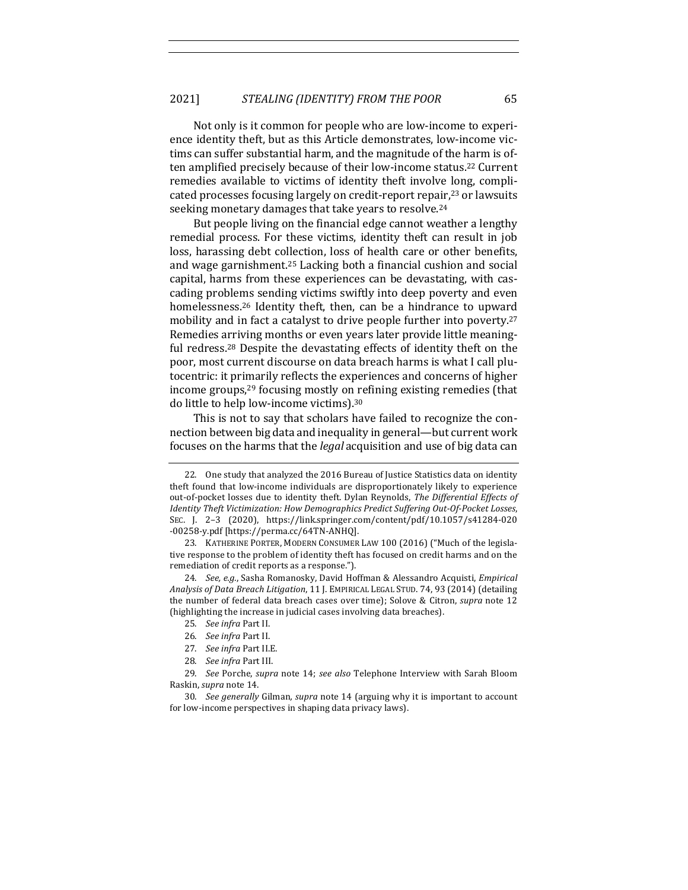Not only is it common for people who are low-income to experience identity theft, but as this Article demonstrates, low-income victims can suffer substantial harm, and the magnitude of the harm is often amplified precisely because of their low-income status.[22] Current remedies available to victims of identity theft involve long, complicated processes focusing largely on credit-report repair,[23] or lawsuits seeking monetary damages that take years to resolve.[24]

But people living on the financial edge cannot weather a lengthy remedial process. For these victims, identity theft can result in job loss, harassing debt collection, loss of health care or other benefits, and wage garnishment.[25] Lacking both a financial cushion and social capital, harms from these experiences can be devastating, with cascading problems sending victims swiftly into deep poverty and even homelessness.[26] Identity theft, then, can be a hindrance to upward mobility and in fact a catalyst to drive people further into poverty.[27] Remedies arriving months or even years later provide little meaningful redress.[28] Despite the devastating effects of identity theft on the poor, most current discourse on data breach harms is what I call plutocentric: it primarily reflects the experiences and concerns of higher income groups,[29] focusing mostly on refining existing remedies (that do little to help low-income victims).[30]

This is not to say that scholars have failed to recognize the connection between big data and inequality in general—but current work focuses on the harms that the *legal* acquisition and use of big data can

---

22. One study that analyzed the 2016 Bureau of Justice Statistics data on identity theft found that low-income individuals are disproportionately likely to experience out-of-pocket losses due to identity theft. Dylan Reynolds, *The Differential Effects of Identity Theft Victimization: How Demographics Predict Suffering Out-Of-Pocket Losses*, SEC. J. 2–3 (2020), https://link.springer.com/content/pdf/10.1057/s41284-020-00258-y.pdf [https://perma.cc/64TN-ANHQ].

23. KATHERINE PORTER, MODERN CONSUMER LAW 100 (2016) ("Much of the legislative response to the problem of identity theft has focused on credit harms and on the remediation of credit reports as a response.").

24. *See, e.g.*, Sasha Romanosky, David Hoffman & Alessandro Acquisti, *Empirical Analysis of Data Breach Litigation*, 11 J. EMPIRICAL LEGAL STUD. 74, 93 (2014) (detailing the number of federal data breach cases over time); Solove & Citron, *supra* note 12 (highlighting the increase in judicial cases involving data breaches).

25. *See infra* Part II.

26. *See infra* Part II.

27. *See infra* Part II.E.

28. *See infra* Part III.

29. *See* Porche, *supra* note 14; *see also* Telephone Interview with Sarah Bloom Raskin, *supra* note 14.

30. *See generally* Gilman, *supra* note 14 (arguing why it is important to account for low-income perspectives in shaping data privacy laws).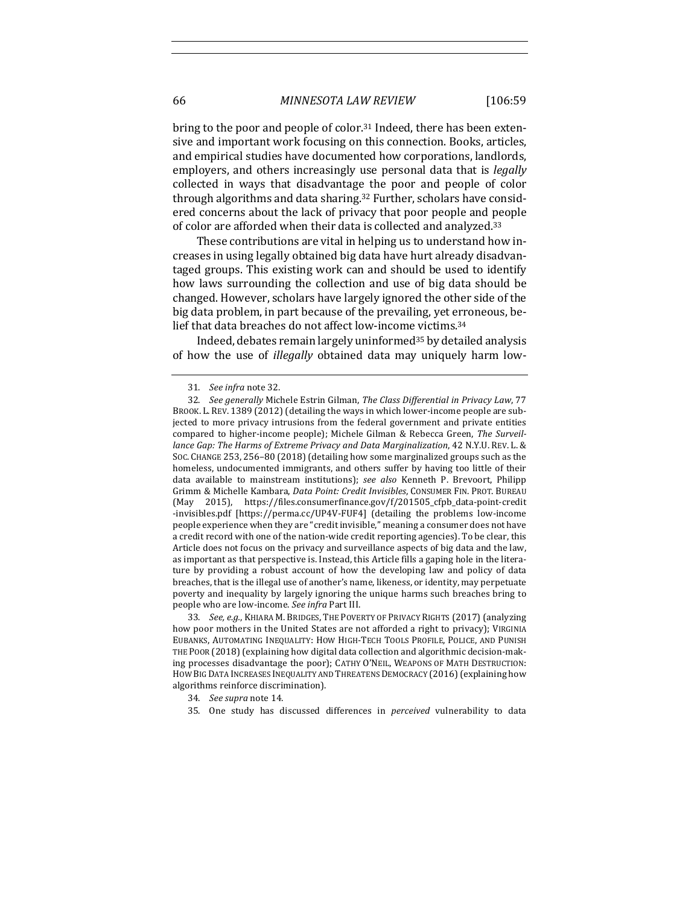bring to the poor and people of color.[31] Indeed, there has been extensive and important work focusing on this connection. Books, articles, and empirical studies have documented how corporations, landlords, employers, and others increasingly use personal data that is *legally* collected in ways that disadvantage the poor and people of color through algorithms and data sharing.[32] Further, scholars have considered concerns about the lack of privacy that poor people and people of color are afforded when their data is collected and analyzed.[33]

These contributions are vital in helping us to understand how increases in using legally obtained big data have hurt already disadvantaged groups. This existing work can and should be used to identify how laws surrounding the collection and use of big data should be changed. However, scholars have largely ignored the other side of the big data problem, in part because of the prevailing, yet erroneous, belief that data breaches do not affect low-income victims.[34]

Indeed, debates remain largely uninformed[35] by detailed analysis of how the use of *illegally* obtained data may uniquely harm low-

---

31. *See infra* note 32.

32. *See generally* Michele Estrin Gilman, *The Class Differential in Privacy Law*, 77 BROOK. L. REV. 1389 (2012) (detailing the ways in which lower-income people are subjected to more privacy intrusions from the federal government and private entities compared to higher-income people); Michele Gilman & Rebecca Green, *The Surveillance Gap: The Harms of Extreme Privacy and Data Marginalization*, 42 N.Y.U. REV. L. & SOC. CHANGE 253, 256–80 (2018) (detailing how some marginalized groups such as the homeless, undocumented immigrants, and others suffer by having too little of their data available to mainstream institutions); *see also* Kenneth P. Brevoort, Philipp Grimm & Michelle Kambara, *Data Point: Credit Invisibles*, CONSUMER FIN. PROT. BUREAU (May 2015), https://files.consumerfinance.gov/f/201505_cfpb_data-point-credit-invisibles.pdf [https://perma.cc/UP4V-FUF4] (detailing the problems low-income people experience when they are "credit invisible," meaning a consumer does not have a credit record with one of the nation-wide credit reporting agencies). To be clear, this Article does not focus on the privacy and surveillance aspects of big data and the law, as important as that perspective is. Instead, this Article fills a gaping hole in the literature by providing a robust account of how the developing law and policy of data breaches, that is the illegal use of another's name, likeness, or identity, may perpetuate poverty and inequality by largely ignoring the unique harms such breaches bring to people who are low-income. *See infra* Part III.

33. *See, e.g.*, KHIARA M. BRIDGES, THE POVERTY OF PRIVACY RIGHTS (2017) (analyzing how poor mothers in the United States are not afforded a right to privacy); VIRGINIA EUBANKS, AUTOMATING INEQUALITY: HOW HIGH-TECH TOOLS PROFILE, POLICE, AND PUNISH THE POOR (2018) (explaining how digital data collection and algorithmic decision-making processes disadvantage the poor); CATHY O'NEIL, WEAPONS OF MATH DESTRUCTION: HOW BIG DATA INCREASES INEQUALITY AND THREATENS DEMOCRACY (2016) (explaining how algorithms reinforce discrimination).

34. *See supra* note 14.

35. One study has discussed differences in *perceived* vulnerability to data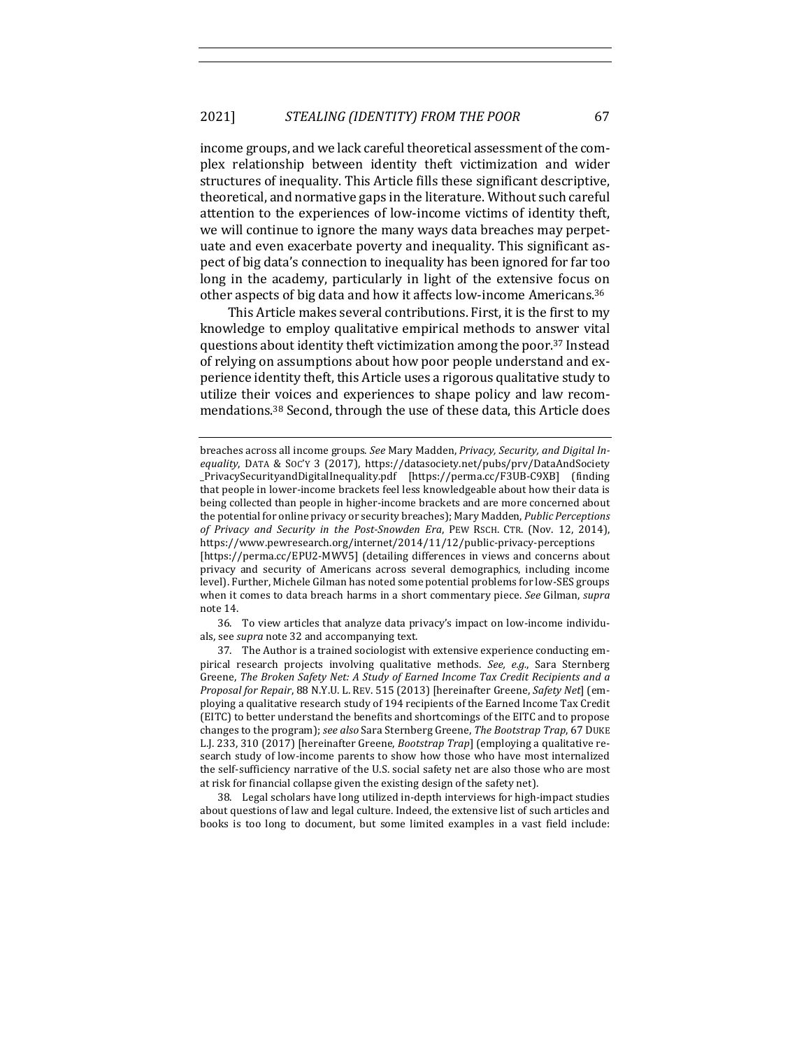income groups, and we lack careful theoretical assessment of the complex relationship between identity theft victimization and wider structures of inequality. This Article fills these significant descriptive, theoretical, and normative gaps in the literature. Without such careful attention to the experiences of low-income victims of identity theft, we will continue to ignore the many ways data breaches may perpetuate and even exacerbate poverty and inequality. This significant aspect of big data's connection to inequality has been ignored for far too long in the academy, particularly in light of the extensive focus on other aspects of big data and how it affects low-income Americans.[36]

This Article makes several contributions. First, it is the first to my knowledge to employ qualitative empirical methods to answer vital questions about identity theft victimization among the poor.[37] Instead of relying on assumptions about how poor people understand and experience identity theft, this Article uses a rigorous qualitative study to utilize their voices and experiences to shape policy and law recommendations.[38] Second, through the use of these data, this Article does

---

breaches across all income groups. *See* Mary Madden, *Privacy, Security, and Digital Inequality*, DATA & SOC'Y 3 (2017), https://datasociety.net/pubs/prv/DataAndSociety_PrivacySecurityandDigitalInequality.pdf [https://perma.cc/F3UB-C9XB] (finding that people in lower-income brackets feel less knowledgeable about how their data is being collected than people in higher-income brackets and are more concerned about the potential for online privacy or security breaches); Mary Madden, *Public Perceptions of Privacy and Security in the Post-Snowden Era*, PEW RSCH. CTR. (Nov. 12, 2014), https://www.pewresearch.org/internet/2014/11/12/public-privacy-perceptions [https://perma.cc/EPU2-MWV5] (detailing differences in views and concerns about privacy and security of Americans across several demographics, including income level). Further, Michele Gilman has noted some potential problems for low-SES groups when it comes to data breach harms in a short commentary piece. *See* Gilman, *supra* note 14.

36. To view articles that analyze data privacy's impact on low-income individuals, see *supra* note 32 and accompanying text.

37. The Author is a trained sociologist with extensive experience conducting empirical research projects involving qualitative methods. *See, e.g.*, Sara Sternberg Greene, *The Broken Safety Net: A Study of Earned Income Tax Credit Recipients and a Proposal for Repair*, 88 N.Y.U. L. REV. 515 (2013) [hereinafter Greene, *Safety Net*] (employing a qualitative research study of 194 recipients of the Earned Income Tax Credit (EITC) to better understand the benefits and shortcomings of the EITC and to propose changes to the program); *see also* Sara Sternberg Greene, *The Bootstrap Trap*, 67 DUKE L.J. 233, 310 (2017) [hereinafter Greene, *Bootstrap Trap*] (employing a qualitative research study of low-income parents to show how those who have most internalized the self-sufficiency narrative of the U.S. social safety net are also those who are most at risk for financial collapse given the existing design of the safety net).

38. Legal scholars have long utilized in-depth interviews for high-impact studies about questions of law and legal culture. Indeed, the extensive list of such articles and books is too long to document, but some limited examples in a vast field include: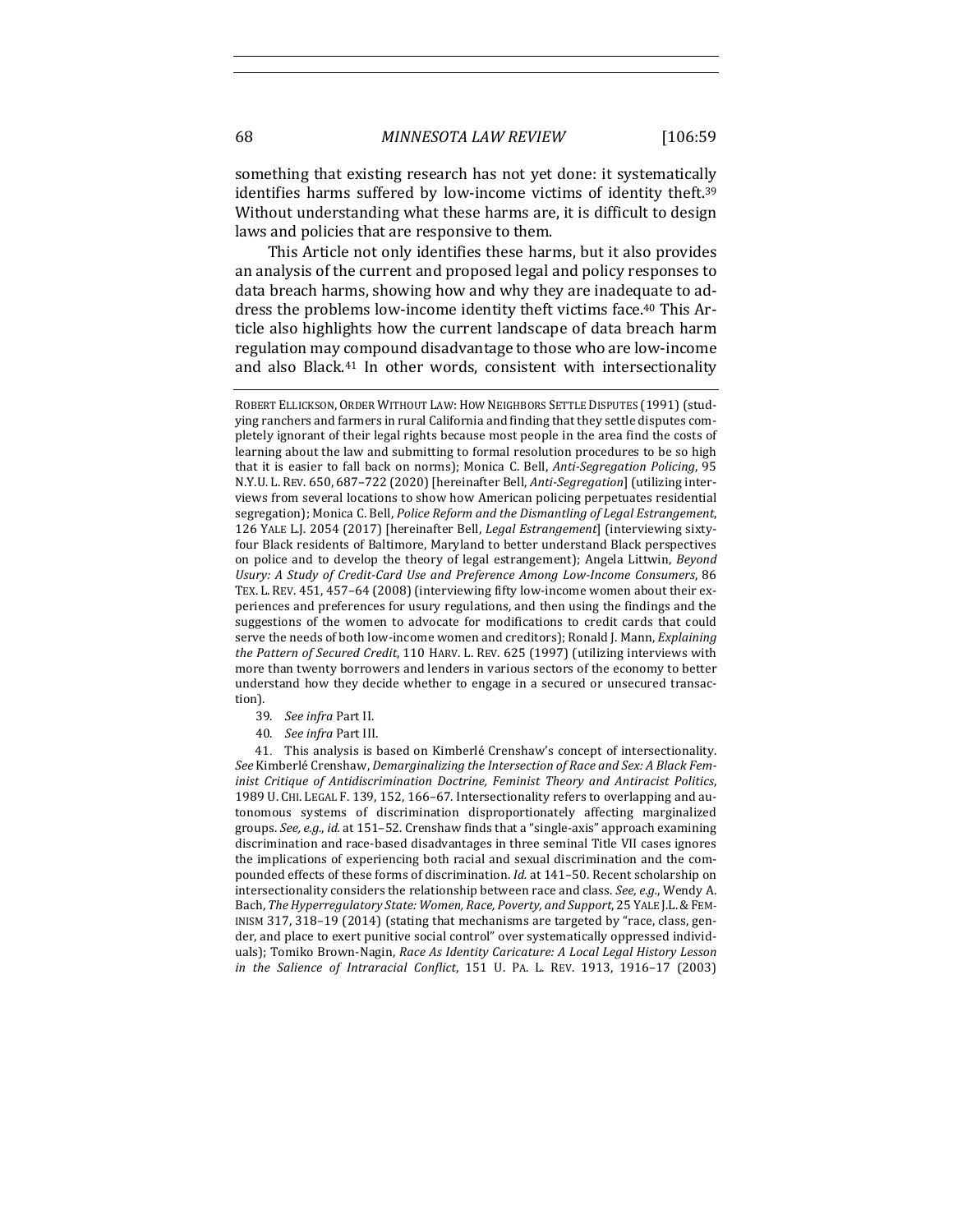something that existing research has not yet done: it systematically identifies harms suffered by low-income victims of identity theft.[39] Without understanding what these harms are, it is difficult to design laws and policies that are responsive to them.

This Article not only identifies these harms, but it also provides an analysis of the current and proposed legal and policy responses to data breach harms, showing how and why they are inadequate to address the problems low-income identity theft victims face.[40] This Article also highlights how the current landscape of data breach harm regulation may compound disadvantage to those who are low-income and also Black.[41] In other words, consistent with intersectionality

ROBERT ELLICKSON, ORDER WITHOUT LAW: HOW NEIGHBORS SETTLE DISPUTES (1991) (studying ranchers and farmers in rural California and finding that they settle disputes completely ignorant of their legal rights because most people in the area find the costs of learning about the law and submitting to formal resolution procedures to be so high that it is easier to fall back on norms); Monica C. Bell, *Anti-Segregation Policing*, 95 N.Y.U. L. REV. 650, 687–722 (2020) [hereinafter Bell, *Anti-Segregation*] (utilizing interviews from several locations to show how American policing perpetuates residential segregation); Monica C. Bell, *Police Reform and the Dismantling of Legal Estrangement*, 126 YALE L.J. 2054 (2017) [hereinafter Bell, *Legal Estrangement*] (interviewing sixty-four Black residents of Baltimore, Maryland to better understand Black perspectives on police and to develop the theory of legal estrangement); Angela Littwin, *Beyond Usury: A Study of Credit-Card Use and Preference Among Low-Income Consumers*, 86 TEX. L. REV. 451, 457–64 (2008) (interviewing fifty low-income women about their experiences and preferences for usury regulations, and then using the findings and the suggestions of the women to advocate for modifications to credit cards that could serve the needs of both low-income women and creditors); Ronald J. Mann, *Explaining the Pattern of Secured Credit*, 110 HARV. L. REV. 625 (1997) (utilizing interviews with more than twenty borrowers and lenders in various sectors of the economy to better understand how they decide whether to engage in a secured or unsecured transaction).

39. *See infra* Part II.

40. *See infra* Part III.

41. This analysis is based on Kimberlé Crenshaw's concept of intersectionality. *See* Kimberlé Crenshaw, *Demarginalizing the Intersection of Race and Sex: A Black Feminist Critique of Antidiscrimination Doctrine, Feminist Theory and Antiracist Politics*, 1989 U. CHI. LEGAL F. 139, 152, 166–67. Intersectionality refers to overlapping and autonomous systems of discrimination disproportionately affecting marginalized groups. *See, e.g.*, *id.* at 151–52. Crenshaw finds that a "single-axis" approach examining discrimination and race-based disadvantages in three seminal Title VII cases ignores the implications of experiencing both racial and sexual discrimination and the compounded effects of these forms of discrimination. *Id.* at 141–50. Recent scholarship on intersectionality considers the relationship between race and class. *See, e.g.*, Wendy A. Bach, *The Hyperregulatory State: Women, Race, Poverty, and Support*, 25 YALE J.L. & FEMINISM 317, 318–19 (2014) (stating that mechanisms are targeted by "race, class, gender, and place to exert punitive social control" over systematically oppressed individuals); Tomiko Brown-Nagin, *Race As Identity Caricature: A Local Legal History Lesson in the Salience of Intraracial Conflict*, 151 U. PA. L. REV. 1913, 1916–17 (2003)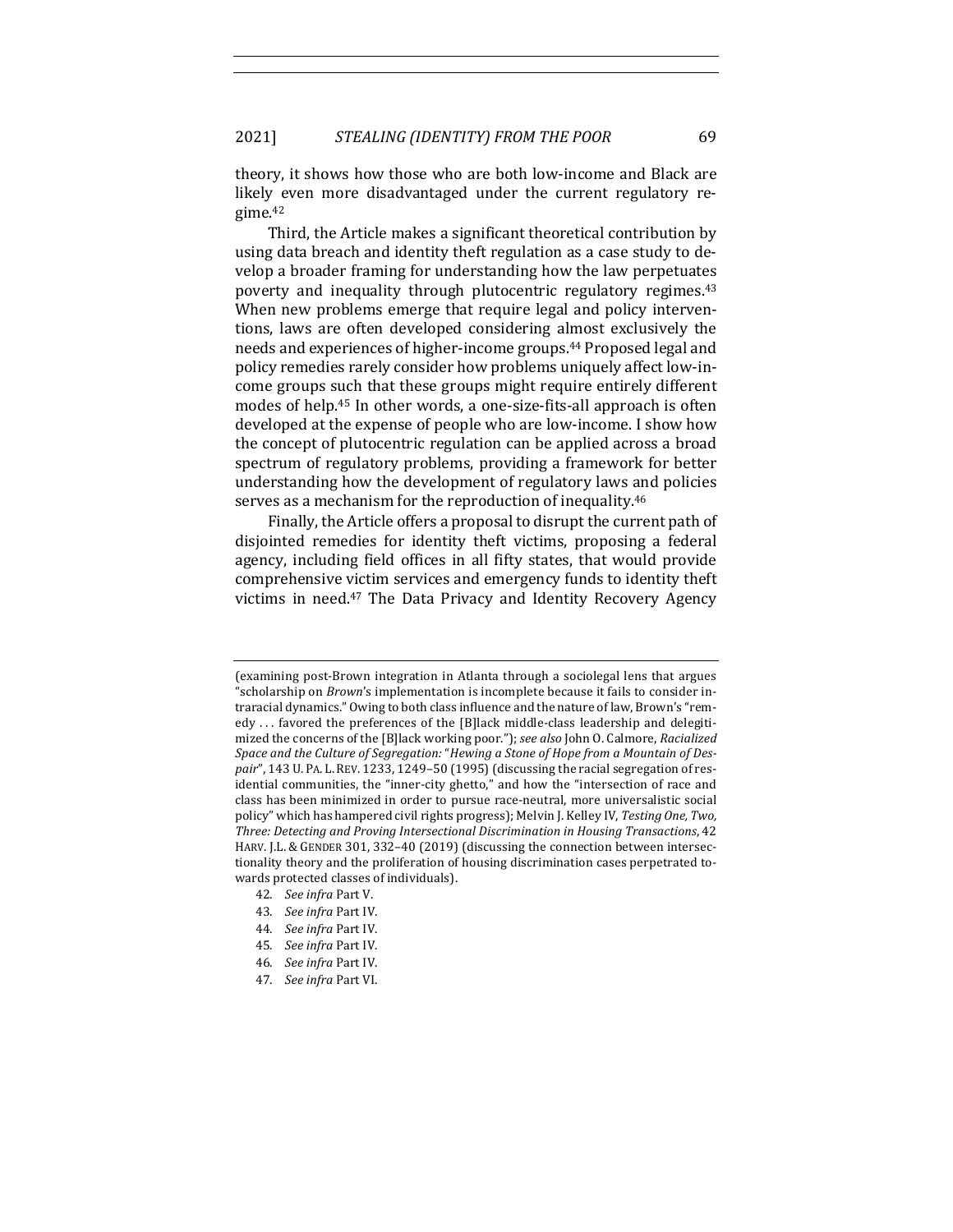theory, it shows how those who are both low-income and Black are likely even more disadvantaged under the current regulatory regime.[42]

Third, the Article makes a significant theoretical contribution by using data breach and identity theft regulation as a case study to develop a broader framing for understanding how the law perpetuates poverty and inequality through plutocentric regulatory regimes.[43] When new problems emerge that require legal and policy interventions, laws are often developed considering almost exclusively the needs and experiences of higher-income groups.[44] Proposed legal and policy remedies rarely consider how problems uniquely affect low-income groups such that these groups might require entirely different modes of help.[45] In other words, a one-size-fits-all approach is often developed at the expense of people who are low-income. I show how the concept of plutocentric regulation can be applied across a broad spectrum of regulatory problems, providing a framework for better understanding how the development of regulatory laws and policies serves as a mechanism for the reproduction of inequality.[46]

Finally, the Article offers a proposal to disrupt the current path of disjointed remedies for identity theft victims, proposing a federal agency, including field offices in all fifty states, that would provide comprehensive victim services and emergency funds to identity theft victims in need.[47] The Data Privacy and Identity Recovery Agency

---

(examining post-Brown integration in Atlanta through a sociolegal lens that argues "scholarship on *Brown*'s implementation is incomplete because it fails to consider intraracial dynamics." Owing to both class influence and the nature of law, Brown's "remedy . . . favored the preferences of the [B]lack middle-class leadership and delegitimized the concerns of the [B]lack working poor."); *see also* John O. Calmore, *Racialized Space and the Culture of Segregation: "Hewing a Stone of Hope from a Mountain of Despair"*, 143 U. PA. L. REV. 1233, 1249–50 (1995) (discussing the racial segregation of residential communities, the "inner-city ghetto," and how the "intersection of race and class has been minimized in order to pursue race-neutral, more universalistic social policy" which has hampered civil rights progress); Melvin J. Kelley IV, *Testing One, Two, Three: Detecting and Proving Intersectional Discrimination in Housing Transactions*, 42 HARV. J.L. & GENDER 301, 332–40 (2019) (discussing the connection between intersectionality theory and the proliferation of housing discrimination cases perpetrated towards protected classes of individuals).

42. *See infra* Part V.

43. *See infra* Part IV.

44. *See infra* Part IV.

45. *See infra* Part IV.

46. *See infra* Part IV.

47. *See infra* Part VI.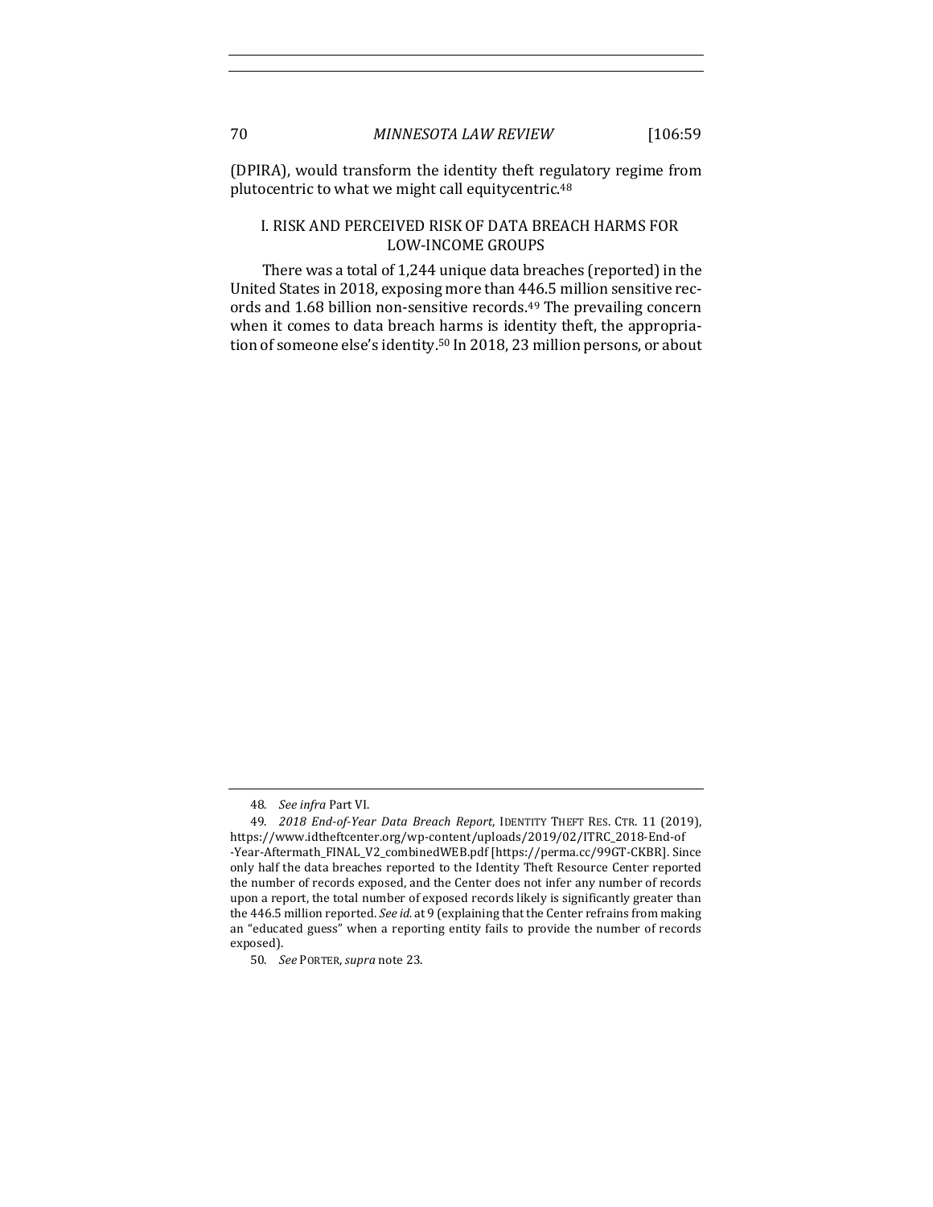(DPIRA), would transform the identity theft regulatory regime from plutocentric to what we might call equitycentric.[48]

## I. RISK AND PERCEIVED RISK OF DATA BREACH HARMS FOR LOW-INCOME GROUPS

There was a total of 1,244 unique data breaches (reported) in the United States in 2018, exposing more than 446.5 million sensitive records and 1.68 billion non-sensitive records.[49] The prevailing concern when it comes to data breach harms is identity theft, the appropriation of someone else's identity.[50] In 2018, 23 million persons, or about

---

48. *See infra* Part VI.

49. *2018 End-of-Year Data Breach Report*, IDENTITY THEFT RES. CTR. 11 (2019), https://www.idtheftcenter.org/wp-content/uploads/2019/02/ITRC_2018-End-of-Year-Aftermath_FINAL_V2_combinedWEB.pdf [https://perma.cc/99GT-CKBR]. Since only half the data breaches reported to the Identity Theft Resource Center reported the number of records exposed, and the Center does not infer any number of records upon a report, the total number of exposed records likely is significantly greater than the 446.5 million reported. *See id.* at 9 (explaining that the Center refrains from making an "educated guess" when a reporting entity fails to provide the number of records exposed).

50. *See* PORTER, *supra* note 23.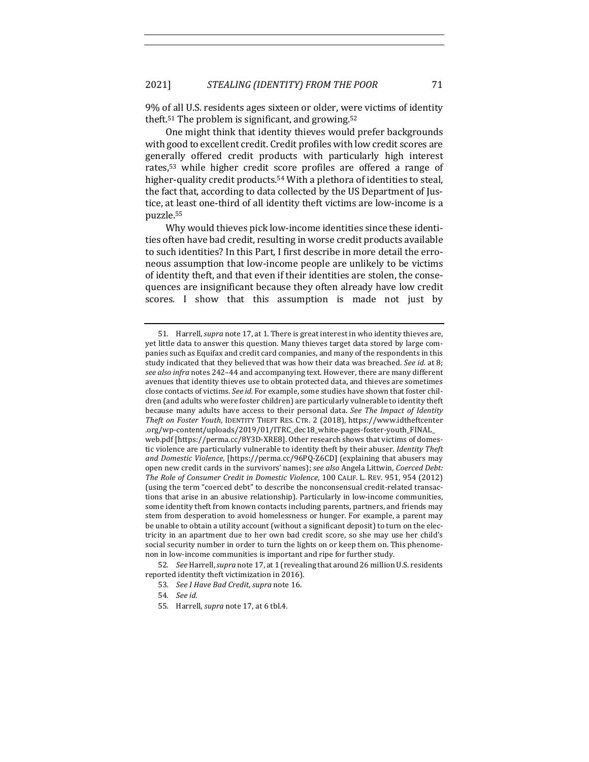9% of all U.S. residents ages sixteen or older, were victims of identity theft.[51] The problem is significant, and growing.[52]

One might think that identity thieves would prefer backgrounds with good to excellent credit. Credit profiles with low credit scores are generally offered credit products with particularly high interest rates,[53] while higher credit score profiles are offered a range of higher-quality credit products.[54] With a plethora of identities to steal, the fact that, according to data collected by the US Department of Justice, at least one-third of all identity theft victims are low-income is a puzzle.[55]

Why would thieves pick low-income identities since these identities often have bad credit, resulting in worse credit products available to such identities? In this Part, I first describe in more detail the erroneous assumption that low-income people are unlikely to be victims of identity theft, and that even if their identities are stolen, the consequences are insignificant because they often already have low credit scores. I show that this assumption is made not just by

---

51. Harrell, *supra* note 17, at 1. There is great interest in who identity thieves are, yet little data to answer this question. Many thieves target data stored by large companies such as Equifax and credit card companies, and many of the respondents in this study indicated that they believed that was how their data was breached. *See id.* at 8; *see also infra* notes 242–44 and accompanying text. However, there are many different avenues that identity thieves use to obtain protected data, and thieves are sometimes close contacts of victims. *See id.* For example, some studies have shown that foster children (and adults who were foster children) are particularly vulnerable to identity theft because many adults have access to their personal data. *See The Impact of Identity Theft on Foster Youth*, IDENTITY THEFT RES. CTR. 2 (2018), https://www.idtheftcenter.org/wp-content/uploads/2019/01/ITRC_dec18_white-pages-foster-youth_FINAL_web.pdf [https://perma.cc/8Y3D-XRE8]. Other research shows that victims of domestic violence are particularly vulnerable to identity theft by their abuser. *Identity Theft and Domestic Violence*, [https://perma.cc/96PQ-Z6CD] (explaining that abusers may open new credit cards in the survivors' names); *see also* Angela Littwin, *Coerced Debt: The Role of Consumer Credit in Domestic Violence*, 100 CALIF. L. REV. 951, 954 (2012) (using the term "coerced debt" to describe the nonconsensual credit-related transactions that arise in an abusive relationship). Particularly in low-income communities, some identity theft from known contacts including parents, partners, and friends may stem from desperation to avoid homelessness or hunger. For example, a parent may be unable to obtain a utility account (without a significant deposit) to turn on the electricity in an apartment due to her own bad credit score, so she may use her child's social security number in order to turn the lights on or keep them on. This phenomenon in low-income communities is important and ripe for further study.

52. *See* Harrell, *supra* note 17, at 1 (revealing that around 26 million U.S. residents reported identity theft victimization in 2016).

53. *See I Have Bad Credit*, *supra* note 16.

54. *See id.*

55. Harrell, *supra* note 17, at 6 tbl.4.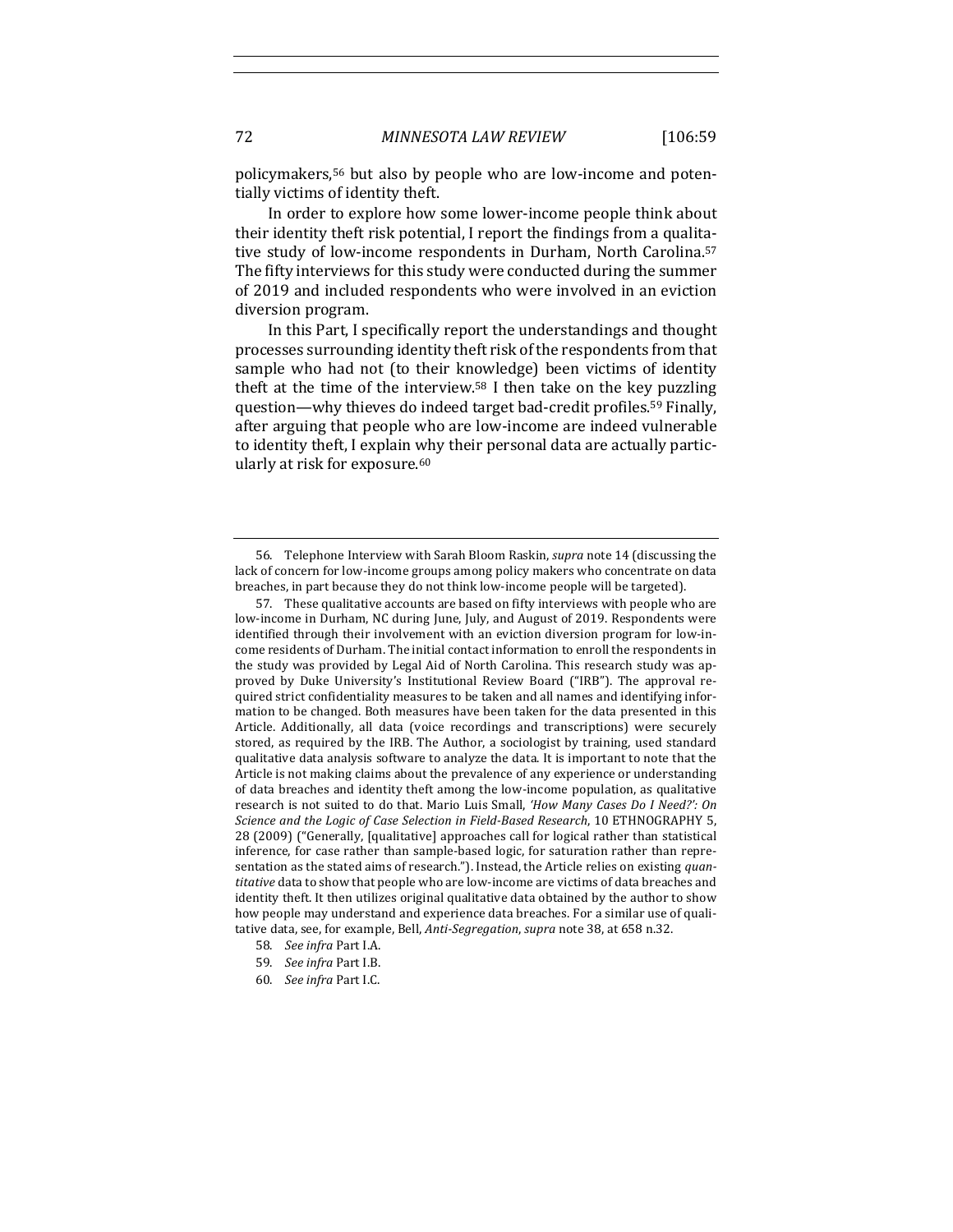policymakers,[56] but also by people who are low-income and potentially victims of identity theft.

In order to explore how some lower-income people think about their identity theft risk potential, I report the findings from a qualitative study of low-income respondents in Durham, North Carolina.[57] The fifty interviews for this study were conducted during the summer of 2019 and included respondents who were involved in an eviction diversion program.

In this Part, I specifically report the understandings and thought processes surrounding identity theft risk of the respondents from that sample who had not (to their knowledge) been victims of identity theft at the time of the interview.[58] I then take on the key puzzling question—why thieves do indeed target bad-credit profiles.[59] Finally, after arguing that people who are low-income are indeed vulnerable to identity theft, I explain why their personal data are actually particularly at risk for exposure.[60]

---

56. Telephone Interview with Sarah Bloom Raskin, *supra* note 14 (discussing the lack of concern for low-income groups among policy makers who concentrate on data breaches, in part because they do not think low-income people will be targeted).

57. These qualitative accounts are based on fifty interviews with people who are low-income in Durham, NC during June, July, and August of 2019. Respondents were identified through their involvement with an eviction diversion program for low-income residents of Durham. The initial contact information to enroll the respondents in the study was provided by Legal Aid of North Carolina. This research study was approved by Duke University's Institutional Review Board ("IRB"). The approval required strict confidentiality measures to be taken and all names and identifying information to be changed. Both measures have been taken for the data presented in this Article. Additionally, all data (voice recordings and transcriptions) were securely stored, as required by the IRB. The Author, a sociologist by training, used standard qualitative data analysis software to analyze the data. It is important to note that the Article is not making claims about the prevalence of any experience or understanding of data breaches and identity theft among the low-income population, as qualitative research is not suited to do that. Mario Luis Small, *'How Many Cases Do I Need?': On Science and the Logic of Case Selection in Field-Based Research*, 10 ETHNOGRAPHY 5, 28 (2009) ("Generally, [qualitative] approaches call for logical rather than statistical inference, for case rather than sample-based logic, for saturation rather than representation as the stated aims of research."). Instead, the Article relies on existing *quantitative* data to show that people who are low-income are victims of data breaches and identity theft. It then utilizes original qualitative data obtained by the author to show how people may understand and experience data breaches. For a similar use of qualitative data, see, for example, Bell, *Anti-Segregation*, *supra* note 38, at 658 n.32.

58. *See infra* Part I.A.

59. *See infra* Part I.B.

60. *See infra* Part I.C.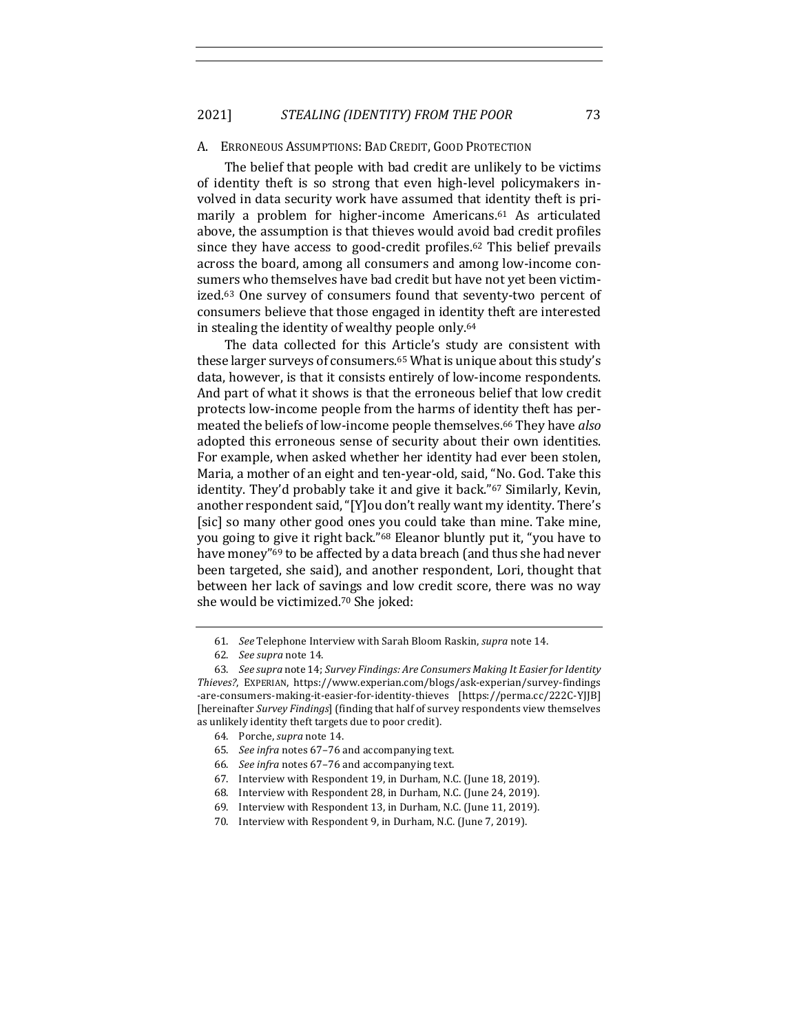### A. Erroneous Assumptions: Bad Credit, Good Protection

The belief that people with bad credit are unlikely to be victims of identity theft is so strong that even high-level policymakers involved in data security work have assumed that identity theft is primarily a problem for higher-income Americans.[61] As articulated above, the assumption is that thieves would avoid bad credit profiles since they have access to good-credit profiles.[62] This belief prevails across the board, among all consumers and among low-income consumers who themselves have bad credit but have not yet been victimized.[63] One survey of consumers found that seventy-two percent of consumers believe that those engaged in identity theft are interested in stealing the identity of wealthy people only.[64]

The data collected for this Article's study are consistent with these larger surveys of consumers.[65] What is unique about this study's data, however, is that it consists entirely of low-income respondents. And part of what it shows is that the erroneous belief that low credit protects low-income people from the harms of identity theft has permeated the beliefs of low-income people themselves.[66] They have *also* adopted this erroneous sense of security about their own identities. For example, when asked whether her identity had ever been stolen, Maria, a mother of an eight and ten-year-old, said, "No. God. Take this identity. They'd probably take it and give it back."[67] Similarly, Kevin, another respondent said, "[Y]ou don't really want my identity. There's [sic] so many other good ones you could take than mine. Take mine, you going to give it right back."[68] Eleanor bluntly put it, "you have to have money"[69] to be affected by a data breach (and thus she had never been targeted, she said), and another respondent, Lori, thought that between her lack of savings and low credit score, there was no way she would be victimized.[70] She joked:

---

61. *See* Telephone Interview with Sarah Bloom Raskin, *supra* note 14.

62. *See supra* note 14.

63. *See supra* note 14; *Survey Findings: Are Consumers Making It Easier for Identity Thieves?*, EXPERIAN, https://www.experian.com/blogs/ask-experian/survey-findings-are-consumers-making-it-easier-for-identity-thieves [https://perma.cc/222C-YJJB] [hereinafter *Survey Findings*] (finding that half of survey respondents view themselves as unlikely identity theft targets due to poor credit).

64. Porche, *supra* note 14.

65. *See infra* notes 67–76 and accompanying text.

66. *See infra* notes 67–76 and accompanying text.

67. Interview with Respondent 19, in Durham, N.C. (June 18, 2019).

68. Interview with Respondent 28, in Durham, N.C. (June 24, 2019).

69. Interview with Respondent 13, in Durham, N.C. (June 11, 2019).

70. Interview with Respondent 9, in Durham, N.C. (June 7, 2019).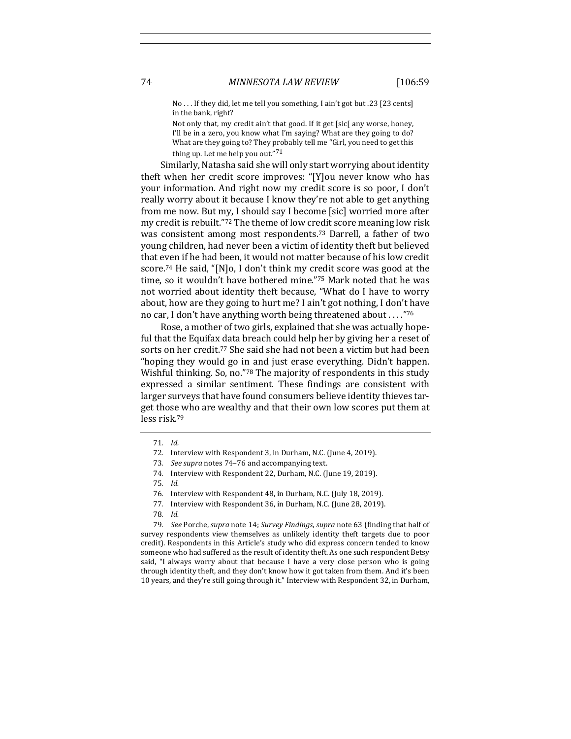> No . . . If they did, let me tell you something, I ain't got but .23 [23 cents] in the bank, right?
>
> Not only that, my credit ain't that good. If it get [sic[ any worse, honey, I'll be in a zero, you know what I'm saying? What are they going to do? What are they going to? They probably tell me "Girl, you need to get this thing up. Let me help you out."[71]

Similarly, Natasha said she will only start worrying about identity theft when her credit score improves: "[Y]ou never know who has your information. And right now my credit score is so poor, I don't really worry about it because I know they're not able to get anything from me now. But my, I should say I become [sic] worried more after my credit is rebuilt."[72] The theme of low credit score meaning low risk was consistent among most respondents.[73] Darrell, a father of two young children, had never been a victim of identity theft but believed that even if he had been, it would not matter because of his low credit score.[74] He said, "[N]o, I don't think my credit score was good at the time, so it wouldn't have bothered mine."[75] Mark noted that he was not worried about identity theft because, "What do I have to worry about, how are they going to hurt me? I ain't got nothing, I don't have no car, I don't have anything worth being threatened about . . . ."[76]

Rose, a mother of two girls, explained that she was actually hopeful that the Equifax data breach could help her by giving her a reset of sorts on her credit.[77] She said she had not been a victim but had been "hoping they would go in and just erase everything. Didn't happen. Wishful thinking. So, no."[78] The majority of respondents in this study expressed a similar sentiment. These findings are consistent with larger surveys that have found consumers believe identity thieves target those who are wealthy and that their own low scores put them at less risk.[79]

---

71. *Id.*

72. Interview with Respondent 3, in Durham, N.C. (June 4, 2019).

73. *See supra* notes 74–76 and accompanying text.

74. Interview with Respondent 22, Durham, N.C. (June 19, 2019).

75. *Id.*

76. Interview with Respondent 48, in Durham, N.C. (July 18, 2019).

77. Interview with Respondent 36, in Durham, N.C. (June 28, 2019).

78. *Id.*

79. *See* Porche, *supra* note 14; *Survey Findings*, *supra* note 63 (finding that half of survey respondents view themselves as unlikely identity theft targets due to poor credit). Respondents in this Article's study who did express concern tended to know someone who had suffered as the result of identity theft. As one such respondent Betsy said, "I always worry about that because I have a very close person who is going through identity theft, and they don't know how it got taken from them. And it's been 10 years, and they're still going through it." Interview with Respondent 32, in Durham,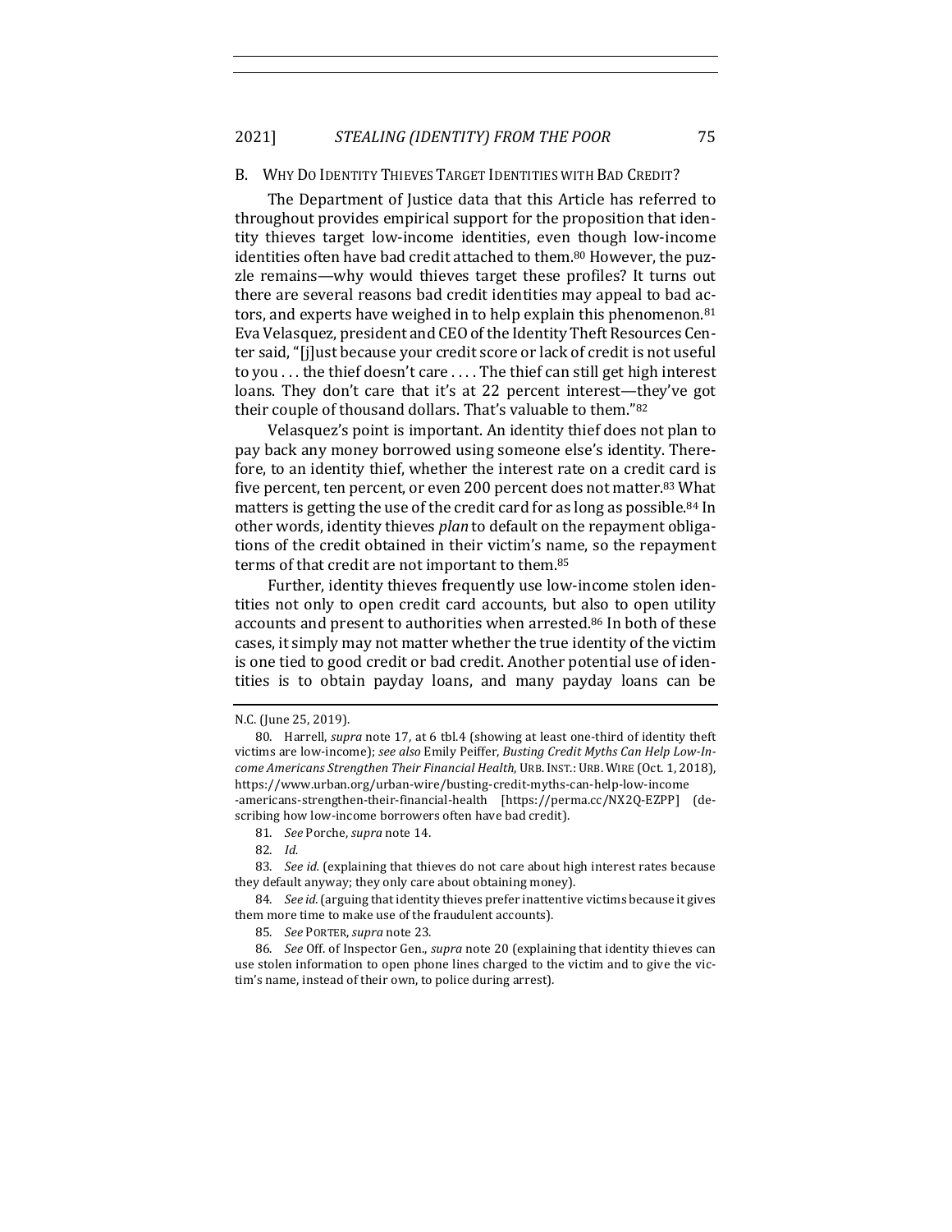### B. Why Do Identity Thieves Target Identities with Bad Credit?

The Department of Justice data that this Article has referred to throughout provides empirical support for the proposition that identity thieves target low-income identities, even though low-income identities often have bad credit attached to them.[80] However, the puzzle remains—why would thieves target these profiles? It turns out there are several reasons bad credit identities may appeal to bad actors, and experts have weighed in to help explain this phenomenon.[81] Eva Velasquez, president and CEO of the Identity Theft Resources Center said, "[j]ust because your credit score or lack of credit is not useful to you . . . the thief doesn't care . . . . The thief can still get high interest loans. They don't care that it's at 22 percent interest—they've got their couple of thousand dollars. That's valuable to them."[82]

Velasquez's point is important. An identity thief does not plan to pay back any money borrowed using someone else's identity. Therefore, to an identity thief, whether the interest rate on a credit card is five percent, ten percent, or even 200 percent does not matter.[83] What matters is getting the use of the credit card for as long as possible.[84] In other words, identity thieves *plan* to default on the repayment obligations of the credit obtained in their victim's name, so the repayment terms of that credit are not important to them.[85]

Further, identity thieves frequently use low-income stolen identities not only to open credit card accounts, but also to open utility accounts and present to authorities when arrested.[86] In both of these cases, it simply may not matter whether the true identity of the victim is one tied to good credit or bad credit. Another potential use of identities is to obtain payday loans, and many payday loans can be

---

N.C. (June 25, 2019).

80. Harrell, *supra* note 17, at 6 tbl.4 (showing at least one-third of identity theft victims are low-income); *see also* Emily Peiffer, *Busting Credit Myths Can Help Low-Income Americans Strengthen Their Financial Health*, URB. INST.: URB. WIRE (Oct. 1, 2018), https://www.urban.org/urban-wire/busting-credit-myths-can-help-low-income-americans-strengthen-their-financial-health [https://perma.cc/NX2Q-EZPP] (describing how low-income borrowers often have bad credit).

81. *See* Porche, *supra* note 14.

82. *Id.*

83. *See id.* (explaining that thieves do not care about high interest rates because they default anyway; they only care about obtaining money).

84. *See id.* (arguing that identity thieves prefer inattentive victims because it gives them more time to make use of the fraudulent accounts).

85. *See* PORTER, *supra* note 23.

86. *See* Off. of Inspector Gen., *supra* note 20 (explaining that identity thieves can use stolen information to open phone lines charged to the victim and to give the victim's name, instead of their own, to police during arrest).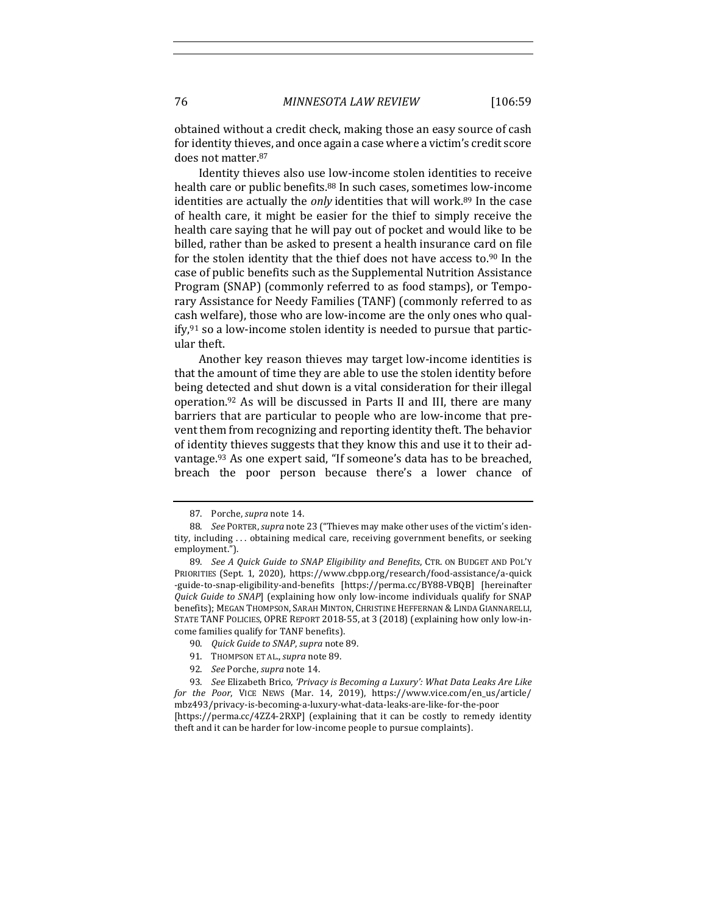obtained without a credit check, making those an easy source of cash for identity thieves, and once again a case where a victim's credit score does not matter.[87]

Identity thieves also use low-income stolen identities to receive health care or public benefits.[88] In such cases, sometimes low-income identities are actually the *only* identities that will work.[89] In the case of health care, it might be easier for the thief to simply receive the health care saying that he will pay out of pocket and would like to be billed, rather than be asked to present a health insurance card on file for the stolen identity that the thief does not have access to.[90] In the case of public benefits such as the Supplemental Nutrition Assistance Program (SNAP) (commonly referred to as food stamps), or Temporary Assistance for Needy Families (TANF) (commonly referred to as cash welfare), those who are low-income are the only ones who qualify,[91] so a low-income stolen identity is needed to pursue that particular theft.

Another key reason thieves may target low-income identities is that the amount of time they are able to use the stolen identity before being detected and shut down is a vital consideration for their illegal operation.[92] As will be discussed in Parts II and III, there are many barriers that are particular to people who are low-income that prevent them from recognizing and reporting identity theft. The behavior of identity thieves suggests that they know this and use it to their advantage.[93] As one expert said, "If someone's data has to be breached, breach the poor person because there's a lower chance of

---

87. Porche, *supra* note 14.

88. *See* PORTER, *supra* note 23 ("Thieves may make other uses of the victim's identity, including . . . obtaining medical care, receiving government benefits, or seeking employment.").

89. *See A Quick Guide to SNAP Eligibility and Benefits*, CTR. ON BUDGET AND POL'Y PRIORITIES (Sept. 1, 2020), https://www.cbpp.org/research/food-assistance/a-quick-guide-to-snap-eligibility-and-benefits [https://perma.cc/BY88-VBQB] [hereinafter *Quick Guide to SNAP*] (explaining how only low-income individuals qualify for SNAP benefits); MEGAN THOMPSON, SARAH MINTON, CHRISTINE HEFFERNAN & LINDA GIANNARELLI, STATE TANF POLICIES, OPRE REPORT 2018-55, at 3 (2018) (explaining how only low-income families qualify for TANF benefits).

90. *Quick Guide to SNAP*, *supra* note 89.

91. THOMPSON ET AL., *supra* note 89.

92. *See* Porche, *supra* note 14.

93. *See* Elizabeth Brico, *'Privacy is Becoming a Luxury': What Data Leaks Are Like for the Poor*, VICE NEWS (Mar. 14, 2019), https://www.vice.com/en_us/article/mbz493/privacy-is-becoming-a-luxury-what-data-leaks-are-like-for-the-poor [https://perma.cc/4ZZ4-2RXP] (explaining that it can be costly to remedy identity theft and it can be harder for low-income people to pursue complaints).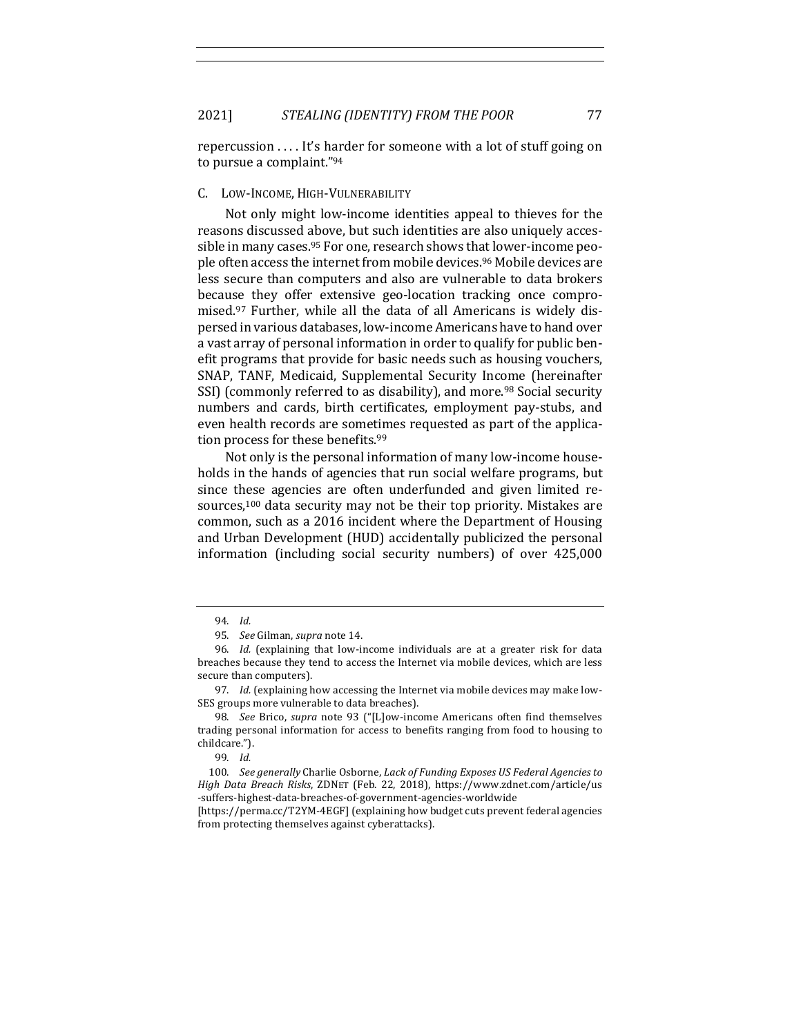repercussion . . . . It's harder for someone with a lot of stuff going on to pursue a complaint."[94]

### C. LOW-INCOME, HIGH-VULNERABILITY

Not only might low-income identities appeal to thieves for the reasons discussed above, but such identities are also uniquely accessible in many cases.[95] For one, research shows that lower-income people often access the internet from mobile devices.[96] Mobile devices are less secure than computers and also are vulnerable to data brokers because they offer extensive geo-location tracking once compromised.[97] Further, while all the data of all Americans is widely dispersed in various databases, low-income Americans have to hand over a vast array of personal information in order to qualify for public benefit programs that provide for basic needs such as housing vouchers, SNAP, TANF, Medicaid, Supplemental Security Income (hereinafter SSI) (commonly referred to as disability), and more.[98] Social security numbers and cards, birth certificates, employment pay-stubs, and even health records are sometimes requested as part of the application process for these benefits.[99]

Not only is the personal information of many low-income households in the hands of agencies that run social welfare programs, but since these agencies are often underfunded and given limited resources,[100] data security may not be their top priority. Mistakes are common, such as a 2016 incident where the Department of Housing and Urban Development (HUD) accidentally publicized the personal information (including social security numbers) of over 425,000

---

94. *Id.*

95. *See* Gilman, *supra* note 14.

96. *Id.* (explaining that low-income individuals are at a greater risk for data breaches because they tend to access the Internet via mobile devices, which are less secure than computers).

97. *Id.* (explaining how accessing the Internet via mobile devices may make low-SES groups more vulnerable to data breaches).

98. *See* Brico, *supra* note 93 ("[L]ow-income Americans often find themselves trading personal information for access to benefits ranging from food to housing to childcare.").

99. *Id.*

100. *See generally* Charlie Osborne, *Lack of Funding Exposes US Federal Agencies to High Data Breach Risks*, ZDNET (Feb. 22, 2018), https://www.zdnet.com/article/us-suffers-highest-data-breaches-of-government-agencies-worldwide [https://perma.cc/T2YM-4EGF] (explaining how budget cuts prevent federal agencies from protecting themselves against cyberattacks).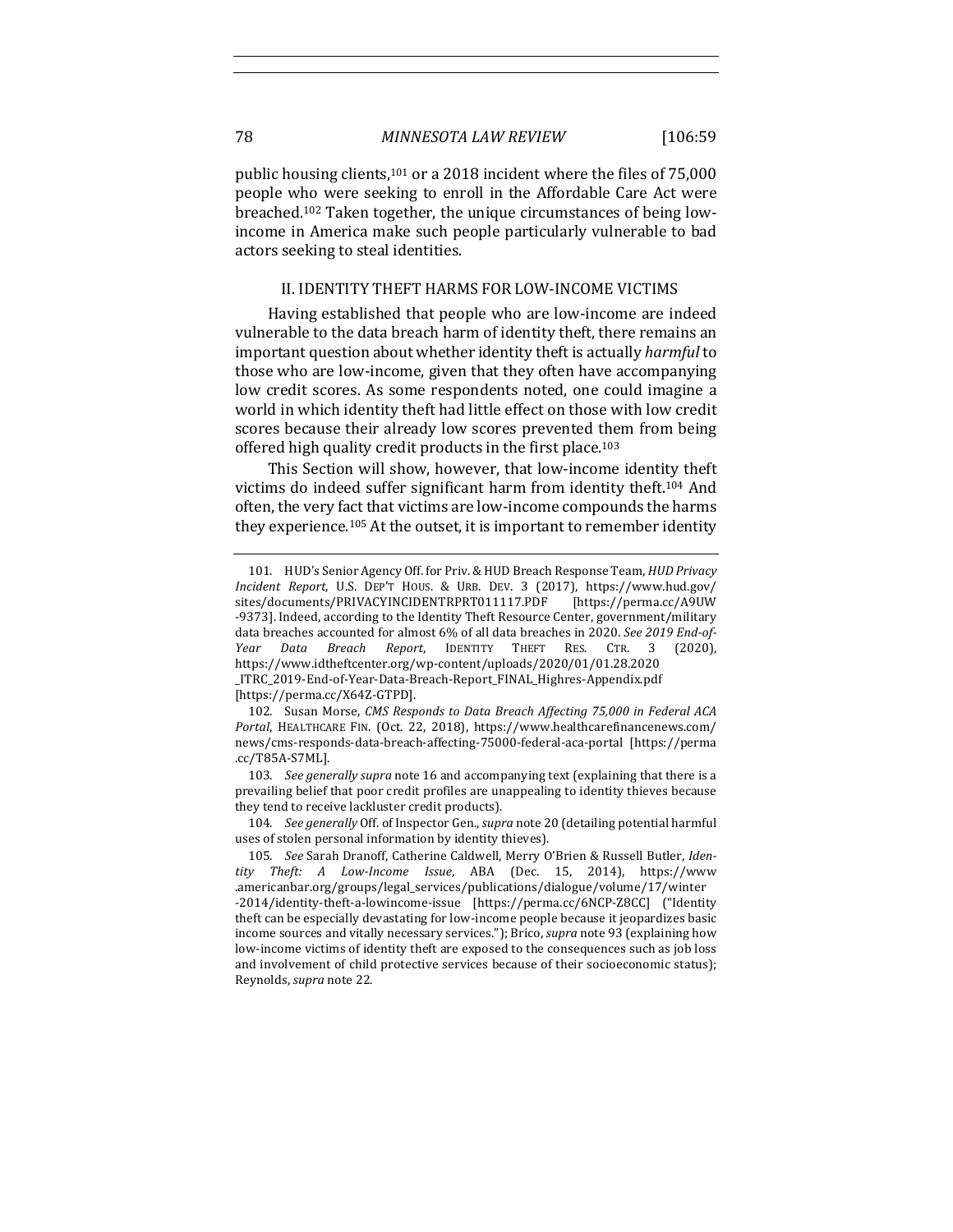public housing clients,[101] or a 2018 incident where the files of 75,000 people who were seeking to enroll in the Affordable Care Act were breached.[102] Taken together, the unique circumstances of being low-income in America make such people particularly vulnerable to bad actors seeking to steal identities.

## II. IDENTITY THEFT HARMS FOR LOW-INCOME VICTIMS

Having established that people who are low-income are indeed vulnerable to the data breach harm of identity theft, there remains an important question about whether identity theft is actually *harmful* to those who are low-income, given that they often have accompanying low credit scores. As some respondents noted, one could imagine a world in which identity theft had little effect on those with low credit scores because their already low scores prevented them from being offered high quality credit products in the first place.[103]

This Section will show, however, that low-income identity theft victims do indeed suffer significant harm from identity theft.[104] And often, the very fact that victims are low-income compounds the harms they experience.[105] At the outset, it is important to remember identity

---

101. HUD's Senior Agency Off. for Priv. & HUD Breach Response Team, *HUD Privacy Incident Report*, U.S. DEP'T HOUS. & URB. DEV. 3 (2017), https://www.hud.gov/sites/documents/PRIVACYINCIDENTRPRT011117.PDF [https://perma.cc/A9UW-9373]. Indeed, according to the Identity Theft Resource Center, government/military data breaches accounted for almost 6% of all data breaches in 2020. *See 2019 End-of-Year Data Breach Report*, IDENTITY THEFT RES. CTR. 3 (2020), https://www.idtheftcenter.org/wp-content/uploads/2020/01/01.28.2020_ITRC_2019-End-of-Year-Data-Breach-Report_FINAL_Highres-Appendix.pdf [https://perma.cc/X64Z-GTPD].

102. Susan Morse, *CMS Responds to Data Breach Affecting 75,000 in Federal ACA Portal*, HEALTHCARE FIN. (Oct. 22, 2018), https://www.healthcarefinancenews.com/news/cms-responds-data-breach-affecting-75000-federal-aca-portal [https://perma.cc/T85A-S7ML].

103. *See generally supra* note 16 and accompanying text (explaining that there is a prevailing belief that poor credit profiles are unappealing to identity thieves because they tend to receive lackluster credit products).

104. *See generally* Off. of Inspector Gen., *supra* note 20 (detailing potential harmful uses of stolen personal information by identity thieves).

105. *See* Sarah Dranoff, Catherine Caldwell, Merry O'Brien & Russell Butler, *Identity Theft: A Low-Income Issue*, ABA (Dec. 15, 2014), https://www.americanbar.org/groups/legal_services/publications/dialogue/volume/17/winter-2014/identity-theft-a-lowincome-issue [https://perma.cc/6NCP-Z8CC] ("Identity theft can be especially devastating for low-income people because it jeopardizes basic income sources and vitally necessary services."); Brico, *supra* note 93 (explaining how low-income victims of identity theft are exposed to the consequences such as job loss and involvement of child protective services because of their socioeconomic status); Reynolds, *supra* note 22.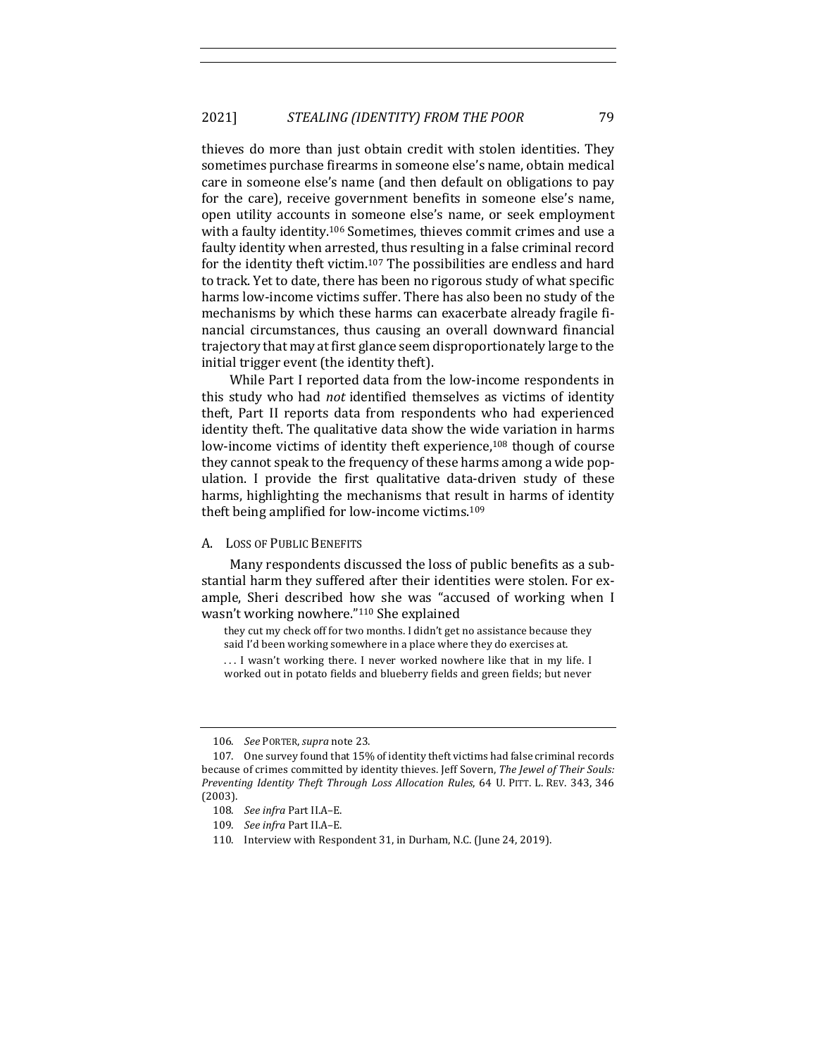thieves do more than just obtain credit with stolen identities. They sometimes purchase firearms in someone else's name, obtain medical care in someone else's name (and then default on obligations to pay for the care), receive government benefits in someone else's name, open utility accounts in someone else's name, or seek employment with a faulty identity.[106] Sometimes, thieves commit crimes and use a faulty identity when arrested, thus resulting in a false criminal record for the identity theft victim.[107] The possibilities are endless and hard to track. Yet to date, there has been no rigorous study of what specific harms low-income victims suffer. There has also been no study of the mechanisms by which these harms can exacerbate already fragile financial circumstances, thus causing an overall downward financial trajectory that may at first glance seem disproportionately large to the initial trigger event (the identity theft).

While Part I reported data from the low-income respondents in this study who had *not* identified themselves as victims of identity theft, Part II reports data from respondents who had experienced identity theft. The qualitative data show the wide variation in harms low-income victims of identity theft experience,[108] though of course they cannot speak to the frequency of these harms among a wide population. I provide the first qualitative data-driven study of these harms, highlighting the mechanisms that result in harms of identity theft being amplified for low-income victims.[109]

### A. Loss of Public Benefits

Many respondents discussed the loss of public benefits as a substantial harm they suffered after their identities were stolen. For example, Sheri described how she was "accused of working when I wasn't working nowhere."[110] She explained

> they cut my check off for two months. I didn't get no assistance because they said I'd been working somewhere in a place where they do exercises at.
>
> . . . I wasn't working there. I never worked nowhere like that in my life. I worked out in potato fields and blueberry fields and green fields; but never

---

106. *See* Porter, *supra* note 23.

107. One survey found that 15% of identity theft victims had false criminal records because of crimes committed by identity thieves. Jeff Sovern, *The Jewel of Their Souls: Preventing Identity Theft Through Loss Allocation Rules*, 64 U. Pitt. L. Rev. 343, 346 (2003).

108. *See infra* Part II.A–E.

109. *See infra* Part II.A–E.

110. Interview with Respondent 31, in Durham, N.C. (June 24, 2019).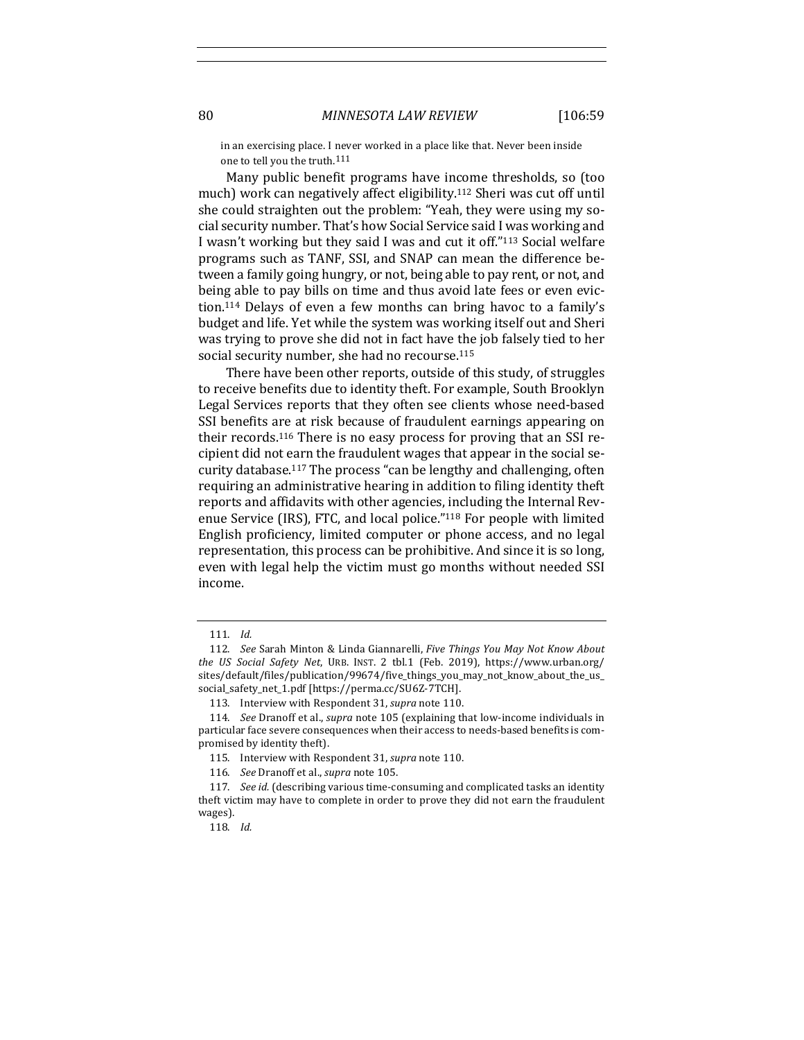in an exercising place. I never worked in a place like that. Never been inside one to tell you the truth.[111]

Many public benefit programs have income thresholds, so (too much) work can negatively affect eligibility.[112] Sheri was cut off until she could straighten out the problem: "Yeah, they were using my social security number. That's how Social Service said I was working and I wasn't working but they said I was and cut it off."[113] Social welfare programs such as TANF, SSI, and SNAP can mean the difference between a family going hungry, or not, being able to pay rent, or not, and being able to pay bills on time and thus avoid late fees or even eviction.[114] Delays of even a few months can bring havoc to a family's budget and life. Yet while the system was working itself out and Sheri was trying to prove she did not in fact have the job falsely tied to her social security number, she had no recourse.[115]

There have been other reports, outside of this study, of struggles to receive benefits due to identity theft. For example, South Brooklyn Legal Services reports that they often see clients whose need-based SSI benefits are at risk because of fraudulent earnings appearing on their records.[116] There is no easy process for proving that an SSI recipient did not earn the fraudulent wages that appear in the social security database.[117] The process "can be lengthy and challenging, often requiring an administrative hearing in addition to filing identity theft reports and affidavits with other agencies, including the Internal Revenue Service (IRS), FTC, and local police."[118] For people with limited English proficiency, limited computer or phone access, and no legal representation, this process can be prohibitive. And since it is so long, even with legal help the victim must go months without needed SSI income.

---

111. *Id.*

112. *See* Sarah Minton & Linda Giannarelli, *Five Things You May Not Know About the US Social Safety Net*, URB. INST. 2 tbl.1 (Feb. 2019), https://www.urban.org/sites/default/files/publication/99674/five_things_you_may_not_know_about_the_us_social_safety_net_1.pdf [https://perma.cc/SU6Z-7TCH].

113. Interview with Respondent 31, *supra* note 110.

114. *See* Dranoff et al., *supra* note 105 (explaining that low-income individuals in particular face severe consequences when their access to needs-based benefits is compromised by identity theft).

115. Interview with Respondent 31, *supra* note 110.

116. *See* Dranoff et al., *supra* note 105.

117. *See id.* (describing various time-consuming and complicated tasks an identity theft victim may have to complete in order to prove they did not earn the fraudulent wages).

118. *Id.*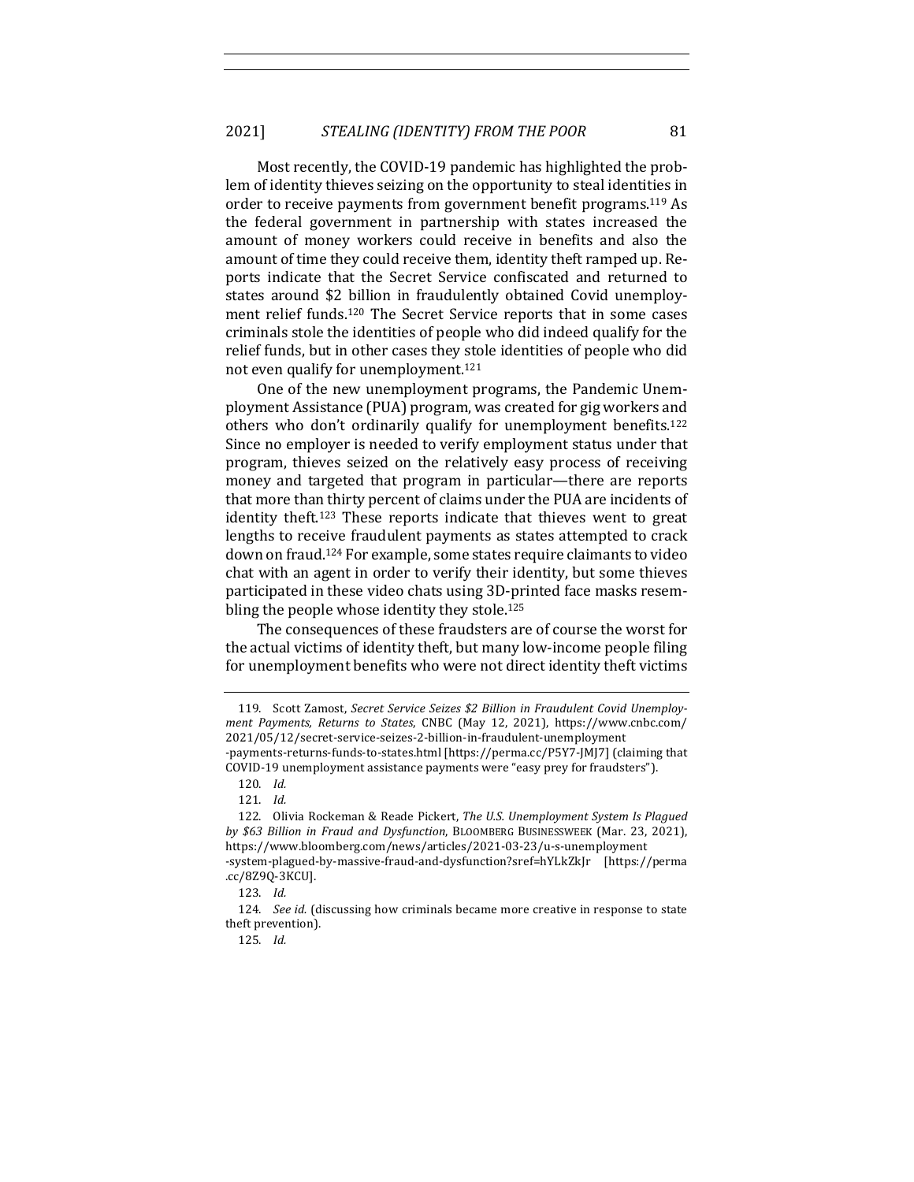Most recently, the COVID-19 pandemic has highlighted the problem of identity thieves seizing on the opportunity to steal identities in order to receive payments from government benefit programs.[119] As the federal government in partnership with states increased the amount of money workers could receive in benefits and also the amount of time they could receive them, identity theft ramped up. Reports indicate that the Secret Service confiscated and returned to states around $2 billion in fraudulently obtained Covid unemployment relief funds.[120] The Secret Service reports that in some cases criminals stole the identities of people who did indeed qualify for the relief funds, but in other cases they stole identities of people who did not even qualify for unemployment.[121]

One of the new unemployment programs, the Pandemic Unemployment Assistance (PUA) program, was created for gig workers and others who don't ordinarily qualify for unemployment benefits.[122] Since no employer is needed to verify employment status under that program, thieves seized on the relatively easy process of receiving money and targeted that program in particular—there are reports that more than thirty percent of claims under the PUA are incidents of identity theft.[123] These reports indicate that thieves went to great lengths to receive fraudulent payments as states attempted to crack down on fraud.[124] For example, some states require claimants to video chat with an agent in order to verify their identity, but some thieves participated in these video chats using 3D-printed face masks resembling the people whose identity they stole.[125]

The consequences of these fraudsters are of course the worst for the actual victims of identity theft, but many low-income people filing for unemployment benefits who were not direct identity theft victims

---

119. Scott Zamost, *Secret Service Seizes $2 Billion in Fraudulent Covid Unemployment Payments, Returns to States*, CNBC (May 12, 2021), https://www.cnbc.com/2021/05/12/secret-service-seizes-2-billion-in-fraudulent-unemployment-payments-returns-funds-to-states.html [https://perma.cc/P5Y7-JMJ7] (claiming that COVID-19 unemployment assistance payments were "easy prey for fraudsters").

120. *Id.*

121. *Id.*

122. Olivia Rockeman & Reade Pickert, *The U.S. Unemployment System Is Plagued by $63 Billion in Fraud and Dysfunction*, BLOOMBERG BUSINESSWEEK (Mar. 23, 2021), https://www.bloomberg.com/news/articles/2021-03-23/u-s-unemployment-system-plagued-by-massive-fraud-and-dysfunction?sref=hYLkZkJr [https://perma.cc/8Z9Q-3KCU].

123. *Id.*

124. *See id.* (discussing how criminals became more creative in response to state theft prevention).

125. *Id.*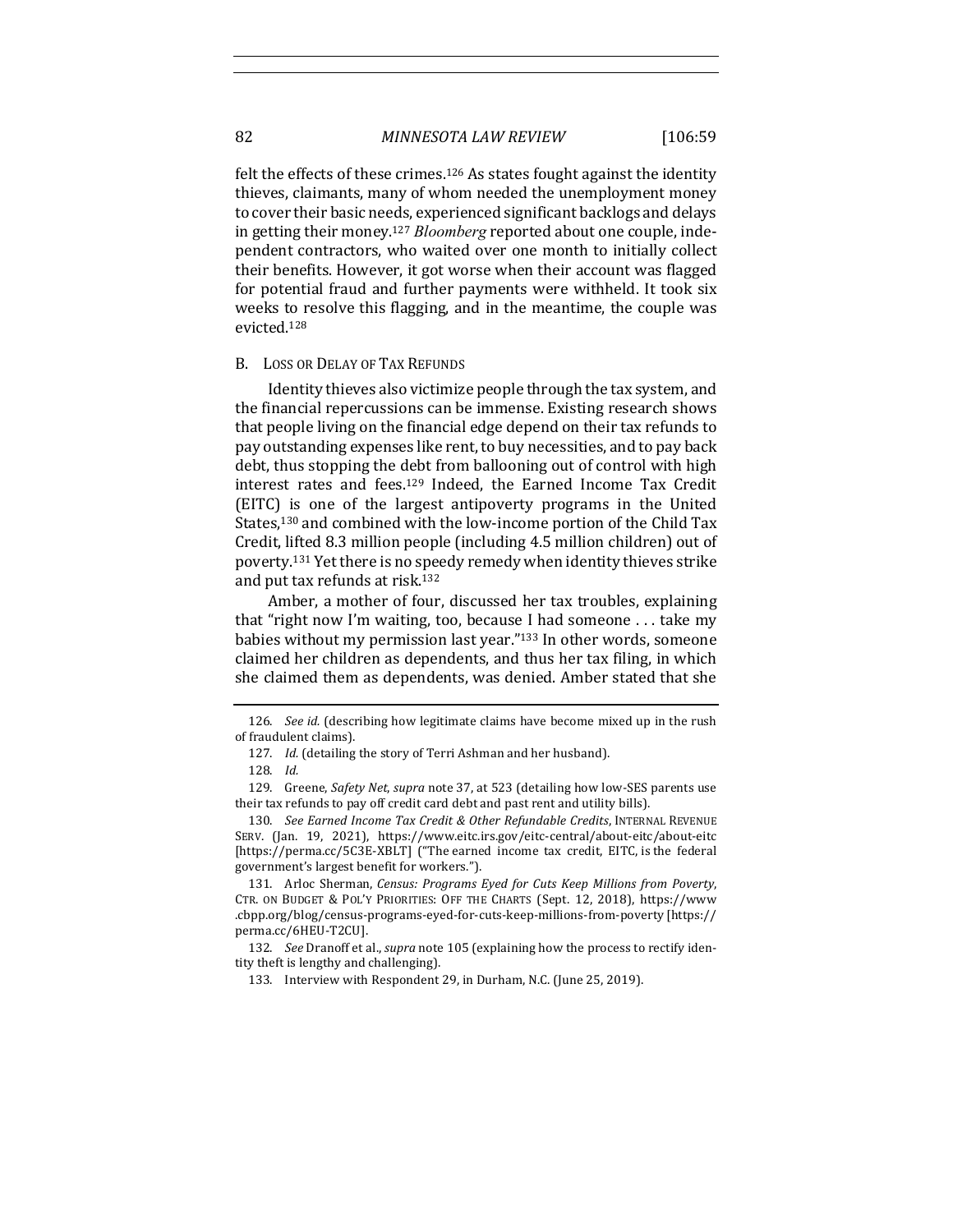felt the effects of these crimes.[126] As states fought against the identity thieves, claimants, many of whom needed the unemployment money to cover their basic needs, experienced significant backlogs and delays in getting their money.[127] *Bloomberg* reported about one couple, independent contractors, who waited over one month to initially collect their benefits. However, it got worse when their account was flagged for potential fraud and further payments were withheld. It took six weeks to resolve this flagging, and in the meantime, the couple was evicted.[128]

## B. Loss or Delay of Tax Refunds

Identity thieves also victimize people through the tax system, and the financial repercussions can be immense. Existing research shows that people living on the financial edge depend on their tax refunds to pay outstanding expenses like rent, to buy necessities, and to pay back debt, thus stopping the debt from ballooning out of control with high interest rates and fees.[129] Indeed, the Earned Income Tax Credit (EITC) is one of the largest antipoverty programs in the United States,[130] and combined with the low-income portion of the Child Tax Credit, lifted 8.3 million people (including 4.5 million children) out of poverty.[131] Yet there is no speedy remedy when identity thieves strike and put tax refunds at risk.[132]

Amber, a mother of four, discussed her tax troubles, explaining that "right now I'm waiting, too, because I had someone . . . take my babies without my permission last year."[133] In other words, someone claimed her children as dependents, and thus her tax filing, in which she claimed them as dependents, was denied. Amber stated that she

---

126. *See id.* (describing how legitimate claims have become mixed up in the rush of fraudulent claims).

127. *Id.* (detailing the story of Terri Ashman and her husband).

128. *Id.*

129. Greene, *Safety Net*, *supra* note 37, at 523 (detailing how low-SES parents use their tax refunds to pay off credit card debt and past rent and utility bills).

130. *See Earned Income Tax Credit & Other Refundable Credits*, INTERNAL REVENUE SERV. (Jan. 19, 2021), https://www.eitc.irs.gov/eitc-central/about-eitc/about-eitc [https://perma.cc/5C3E-XBLT] ("The earned income tax credit, EITC, is the federal government's largest benefit for workers.").

131. Arloc Sherman, *Census: Programs Eyed for Cuts Keep Millions from Poverty*, CTR. ON BUDGET & POL'Y PRIORITIES: OFF THE CHARTS (Sept. 12, 2018), https://www.cbpp.org/blog/census-programs-eyed-for-cuts-keep-millions-from-poverty [https://perma.cc/6HEU-T2CU].

132. *See* Dranoff et al., *supra* note 105 (explaining how the process to rectify identity theft is lengthy and challenging).

133. Interview with Respondent 29, in Durham, N.C. (June 25, 2019).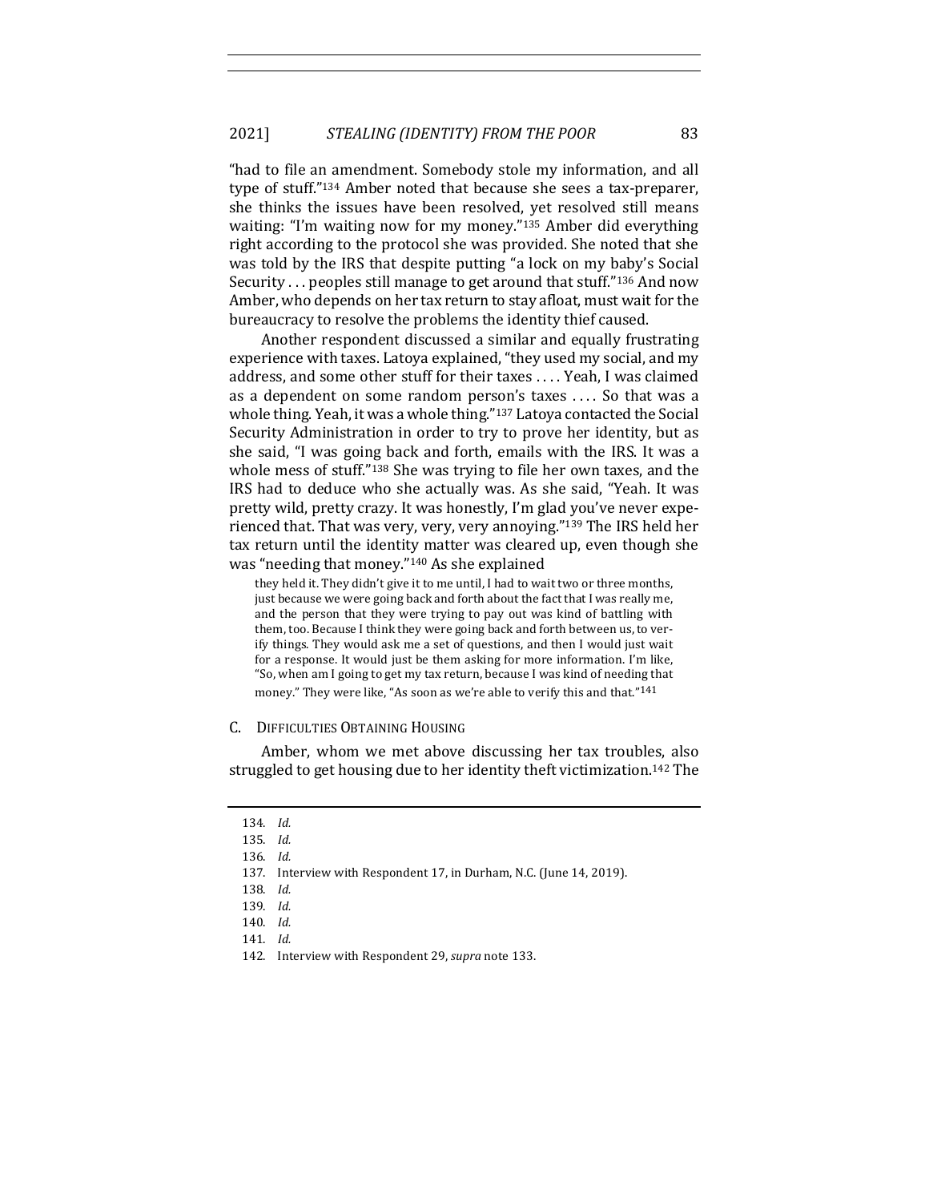"had to file an amendment. Somebody stole my information, and all type of stuff."[134] Amber noted that because she sees a tax-preparer, she thinks the issues have been resolved, yet resolved still means waiting: "I'm waiting now for my money."[135] Amber did everything right according to the protocol she was provided. She noted that she was told by the IRS that despite putting "a lock on my baby's Social Security . . . peoples still manage to get around that stuff."[136] And now Amber, who depends on her tax return to stay afloat, must wait for the bureaucracy to resolve the problems the identity thief caused.

Another respondent discussed a similar and equally frustrating experience with taxes. Latoya explained, "they used my social, and my address, and some other stuff for their taxes . . . . Yeah, I was claimed as a dependent on some random person's taxes . . . . So that was a whole thing. Yeah, it was a whole thing."[137] Latoya contacted the Social Security Administration in order to try to prove her identity, but as she said, "I was going back and forth, emails with the IRS. It was a whole mess of stuff."[138] She was trying to file her own taxes, and the IRS had to deduce who she actually was. As she said, "Yeah. It was pretty wild, pretty crazy. It was honestly, I'm glad you've never experienced that. That was very, very, very annoying."[139] The IRS held her tax return until the identity matter was cleared up, even though she was "needing that money."[140] As she explained

> they held it. They didn't give it to me until, I had to wait two or three months, just because we were going back and forth about the fact that I was really me, and the person that they were trying to pay out was kind of battling with them, too. Because I think they were going back and forth between us, to verify things. They would ask me a set of questions, and then I would just wait for a response. It would just be them asking for more information. I'm like, "So, when am I going to get my tax return, because I was kind of needing that money." They were like, "As soon as we're able to verify this and that."[141]

### C. Difficulties Obtaining Housing

Amber, whom we met above discussing her tax troubles, also struggled to get housing due to her identity theft victimization.[142] The

---

134. *Id.*

135. *Id.*

136. *Id.*

137. Interview with Respondent 17, in Durham, N.C. (June 14, 2019).

138. *Id.*

139. *Id.*

140. *Id.*

141. *Id.*

142. Interview with Respondent 29, *supra* note 133.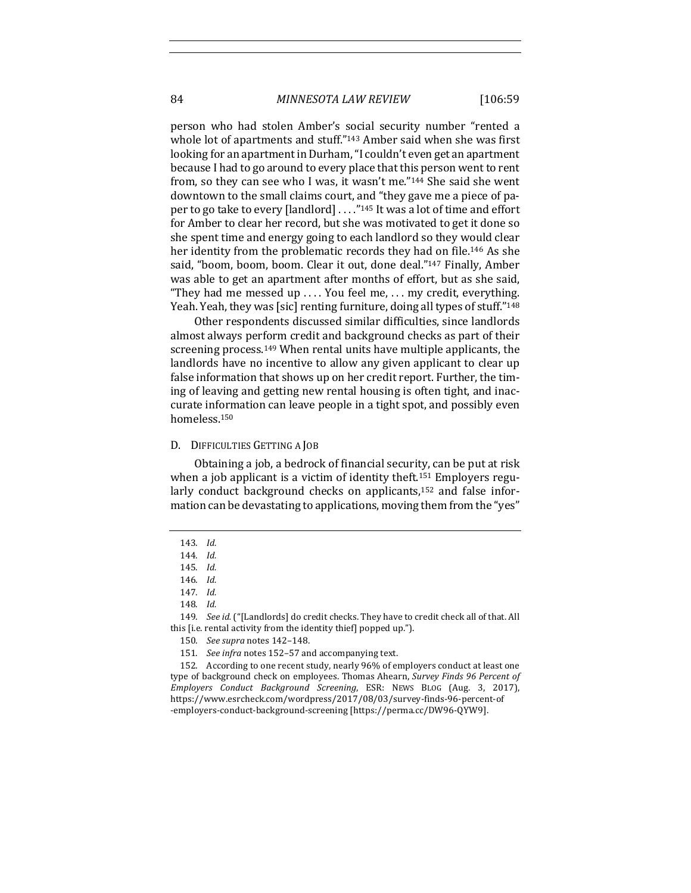person who had stolen Amber's social security number "rented a whole lot of apartments and stuff."[143] Amber said when she was first looking for an apartment in Durham, "I couldn't even get an apartment because I had to go around to every place that this person went to rent from, so they can see who I was, it wasn't me."[144] She said she went downtown to the small claims court, and "they gave me a piece of paper to go take to every [landlord] . . . ."[145] It was a lot of time and effort for Amber to clear her record, but she was motivated to get it done so she spent time and energy going to each landlord so they would clear her identity from the problematic records they had on file.[146] As she said, "boom, boom, boom. Clear it out, done deal."[147] Finally, Amber was able to get an apartment after months of effort, but as she said, "They had me messed up . . . . You feel me, . . . my credit, everything. Yeah. Yeah, they was [sic] renting furniture, doing all types of stuff."[148]

Other respondents discussed similar difficulties, since landlords almost always perform credit and background checks as part of their screening process.[149] When rental units have multiple applicants, the landlords have no incentive to allow any given applicant to clear up false information that shows up on her credit report. Further, the timing of leaving and getting new rental housing is often tight, and inaccurate information can leave people in a tight spot, and possibly even homeless.[150]

### D. Difficulties Getting a Job

Obtaining a job, a bedrock of financial security, can be put at risk when a job applicant is a victim of identity theft.[151] Employers regularly conduct background checks on applicants,[152] and false information can be devastating to applications, moving them from the "yes"

---

143. *Id.*

144. *Id.*

145. *Id.*

146. *Id.*

147. *Id.*

148. *Id.*

149. *See id.* ("[Landlords] do credit checks. They have to credit check all of that. All this [i.e. rental activity from the identity thief] popped up.").

150. *See supra* notes 142–148.

151. *See infra* notes 152–57 and accompanying text.

152. According to one recent study, nearly 96% of employers conduct at least one type of background check on employees. Thomas Ahearn, *Survey Finds 96 Percent of Employers Conduct Background Screening*, ESR: News Blog (Aug. 3, 2017), https://www.esrcheck.com/wordpress/2017/08/03/survey-finds-96-percent-of-employers-conduct-background-screening [https://perma.cc/DW96-QYW9].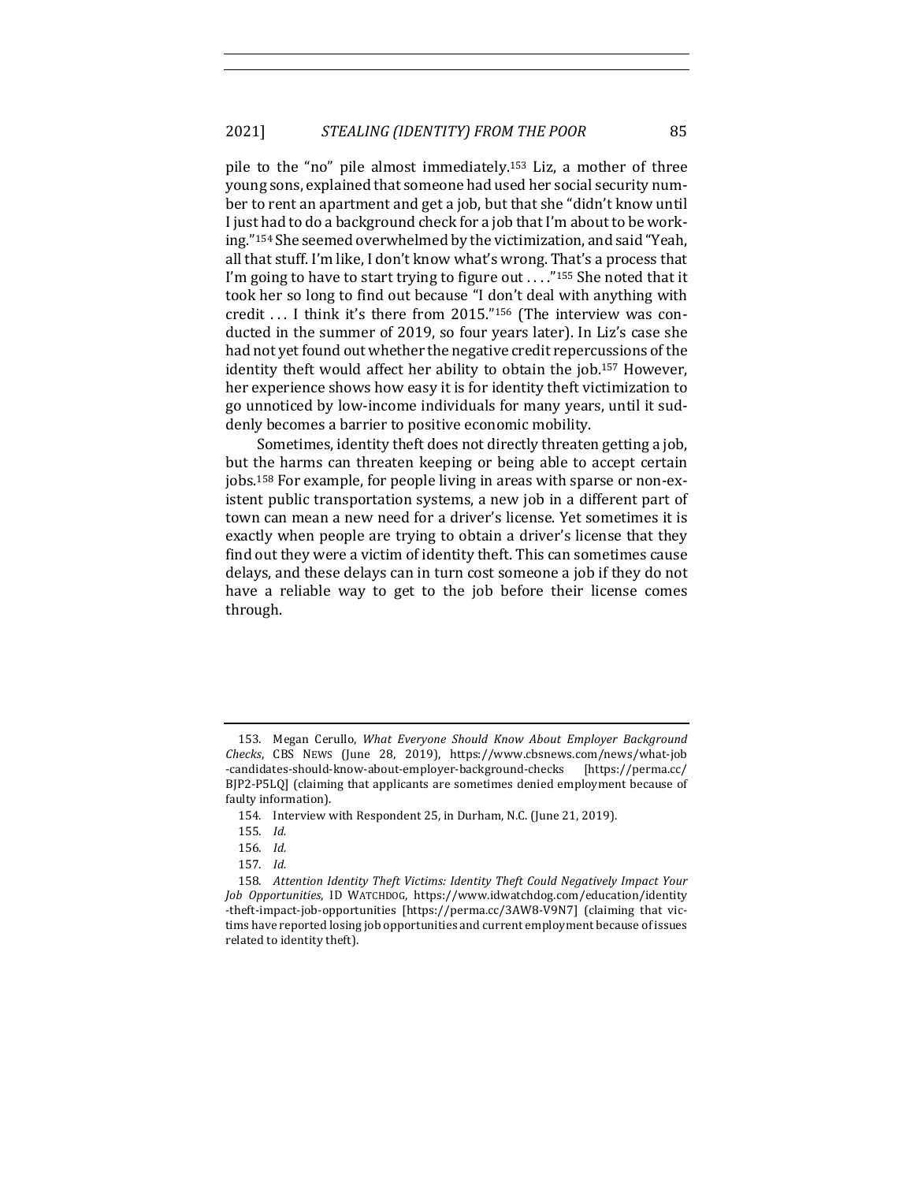pile to the "no" pile almost immediately.[153] Liz, a mother of three young sons, explained that someone had used her social security number to rent an apartment and get a job, but that she "didn't know until I just had to do a background check for a job that I'm about to be working."[154] She seemed overwhelmed by the victimization, and said "Yeah, all that stuff. I'm like, I don't know what's wrong. That's a process that I'm going to have to start trying to figure out . . . ."[155] She noted that it took her so long to find out because "I don't deal with anything with credit . . . I think it's there from 2015."[156] (The interview was conducted in the summer of 2019, so four years later). In Liz's case she had not yet found out whether the negative credit repercussions of the identity theft would affect her ability to obtain the job.[157] However, her experience shows how easy it is for identity theft victimization to go unnoticed by low-income individuals for many years, until it suddenly becomes a barrier to positive economic mobility.

Sometimes, identity theft does not directly threaten getting a job, but the harms can threaten keeping or being able to accept certain jobs.[158] For example, for people living in areas with sparse or non-existent public transportation systems, a new job in a different part of town can mean a new need for a driver's license. Yet sometimes it is exactly when people are trying to obtain a driver's license that they find out they were a victim of identity theft. This can sometimes cause delays, and these delays can in turn cost someone a job if they do not have a reliable way to get to the job before their license comes through.

---

153. Megan Cerullo, *What Everyone Should Know About Employer Background Checks*, CBS NEWS (June 28, 2019), https://www.cbsnews.com/news/what-job-candidates-should-know-about-employer-background-checks [https://perma.cc/BJP2-P5LQ] (claiming that applicants are sometimes denied employment because of faulty information).

154. Interview with Respondent 25, in Durham, N.C. (June 21, 2019).

155. *Id.*

156. *Id.*

157. *Id.*

158. *Attention Identity Theft Victims: Identity Theft Could Negatively Impact Your Job Opportunities*, ID WATCHDOG, https://www.idwatchdog.com/education/identity-theft-impact-job-opportunities [https://perma.cc/3AW8-V9N7] (claiming that victims have reported losing job opportunities and current employment because of issues related to identity theft).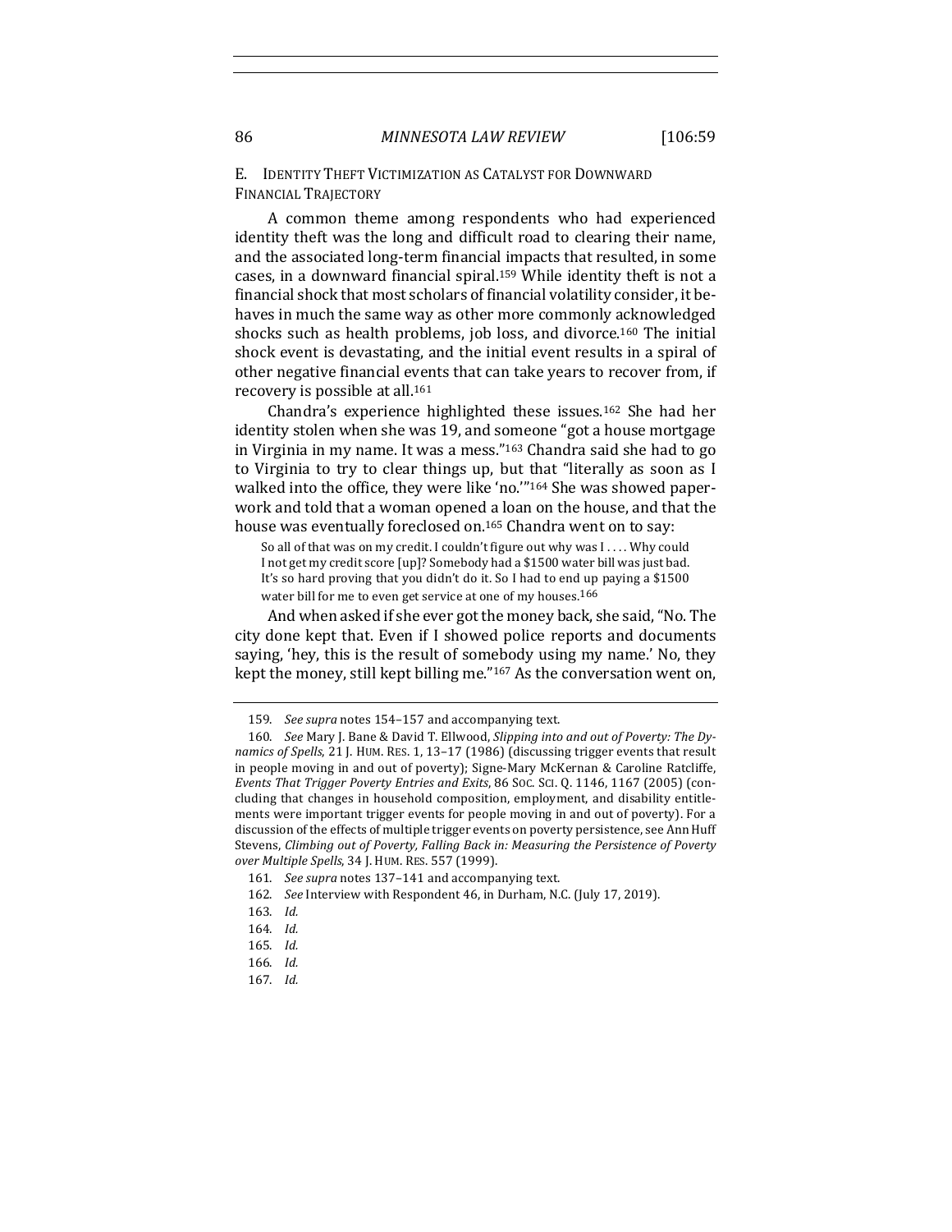### E. Identity Theft Victimization as Catalyst for Downward Financial Trajectory

A common theme among respondents who had experienced identity theft was the long and difficult road to clearing their name, and the associated long-term financial impacts that resulted, in some cases, in a downward financial spiral.[159] While identity theft is not a financial shock that most scholars of financial volatility consider, it behaves in much the same way as other more commonly acknowledged shocks such as health problems, job loss, and divorce.[160] The initial shock event is devastating, and the initial event results in a spiral of other negative financial events that can take years to recover from, if recovery is possible at all.[161]

Chandra's experience highlighted these issues.[162] She had her identity stolen when she was 19, and someone "got a house mortgage in Virginia in my name. It was a mess."[163] Chandra said she had to go to Virginia to try to clear things up, but that "literally as soon as I walked into the office, they were like 'no.'"[164] She was showed paperwork and told that a woman opened a loan on the house, and that the house was eventually foreclosed on.[165] Chandra went on to say:

> So all of that was on my credit. I couldn't figure out why was I . . . . Why could I not get my credit score [up]? Somebody had a $1500 water bill was just bad. It's so hard proving that you didn't do it. So I had to end up paying a $1500 water bill for me to even get service at one of my houses.[166]

And when asked if she ever got the money back, she said, "No. The city done kept that. Even if I showed police reports and documents saying, 'hey, this is the result of somebody using my name.' No, they kept the money, still kept billing me."[167] As the conversation went on,

---

159. *See supra* notes 154–157 and accompanying text.

160. *See* Mary J. Bane & David T. Ellwood, *Slipping into and out of Poverty: The Dynamics of Spells*, 21 J. HUM. RES. 1, 13–17 (1986) (discussing trigger events that result in people moving in and out of poverty); Signe-Mary McKernan & Caroline Ratcliffe, *Events That Trigger Poverty Entries and Exits*, 86 SOC. SCI. Q. 1146, 1167 (2005) (concluding that changes in household composition, employment, and disability entitlements were important trigger events for people moving in and out of poverty). For a discussion of the effects of multiple trigger events on poverty persistence, see Ann Huff Stevens, *Climbing out of Poverty, Falling Back in: Measuring the Persistence of Poverty over Multiple Spells*, 34 J. HUM. RES. 557 (1999).

161. *See supra* notes 137–141 and accompanying text.

162. *See* Interview with Respondent 46, in Durham, N.C. (July 17, 2019).

163. *Id.*

164. *Id.*

165. *Id.*

166. *Id.*

167. *Id.*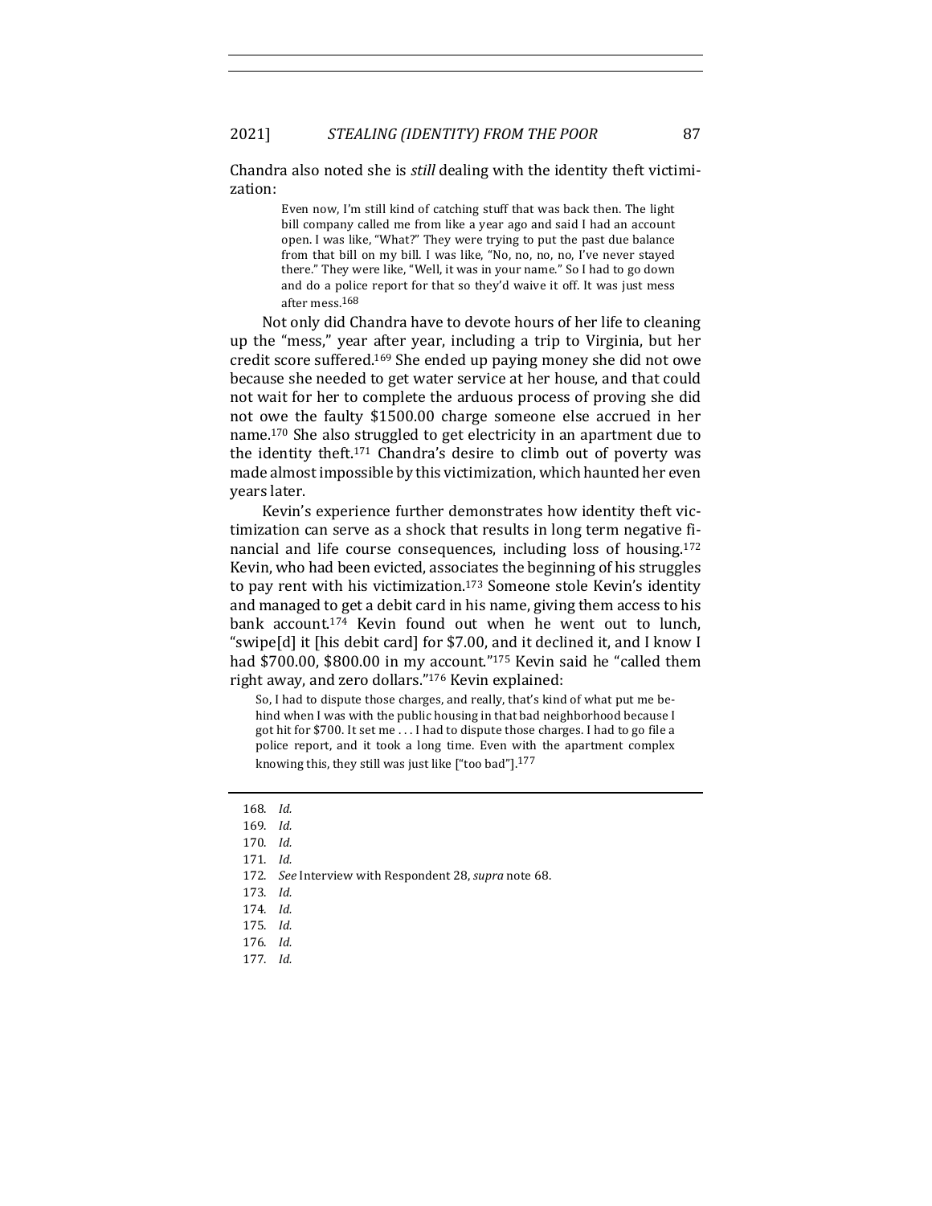Chandra also noted she is *still* dealing with the identity theft victimization:

> Even now, I'm still kind of catching stuff that was back then. The light bill company called me from like a year ago and said I had an account open. I was like, "What?" They were trying to put the past due balance from that bill on my bill. I was like, "No, no, no, no, I've never stayed there." They were like, "Well, it was in your name." So I had to go down and do a police report for that so they'd waive it off. It was just mess after mess.[168]

Not only did Chandra have to devote hours of her life to cleaning up the "mess," year after year, including a trip to Virginia, but her credit score suffered.[169] She ended up paying money she did not owe because she needed to get water service at her house, and that could not wait for her to complete the arduous process of proving she did not owe the faulty $1500.00 charge someone else accrued in her name.[170] She also struggled to get electricity in an apartment due to the identity theft.[171] Chandra's desire to climb out of poverty was made almost impossible by this victimization, which haunted her even years later.

Kevin's experience further demonstrates how identity theft victimization can serve as a shock that results in long term negative financial and life course consequences, including loss of housing.[172] Kevin, who had been evicted, associates the beginning of his struggles to pay rent with his victimization.[173] Someone stole Kevin's identity and managed to get a debit card in his name, giving them access to his bank account.[174] Kevin found out when he went out to lunch, "swipe[d] it [his debit card] for $7.00, and it declined it, and I know I had $700.00, $800.00 in my account."[175] Kevin said he "called them right away, and zero dollars."[176] Kevin explained:

> So, I had to dispute those charges, and really, that's kind of what put me behind when I was with the public housing in that bad neighborhood because I got hit for $700. It set me . . . I had to dispute those charges. I had to go file a police report, and it took a long time. Even with the apartment complex knowing this, they still was just like ["too bad"].[177]

---

168. *Id.*
169. *Id.*
170. *Id.*
171. *Id.*
172. *See* Interview with Respondent 28, *supra* note 68.
173. *Id.*
174. *Id.*
175. *Id.*
176. *Id.*
177. *Id.*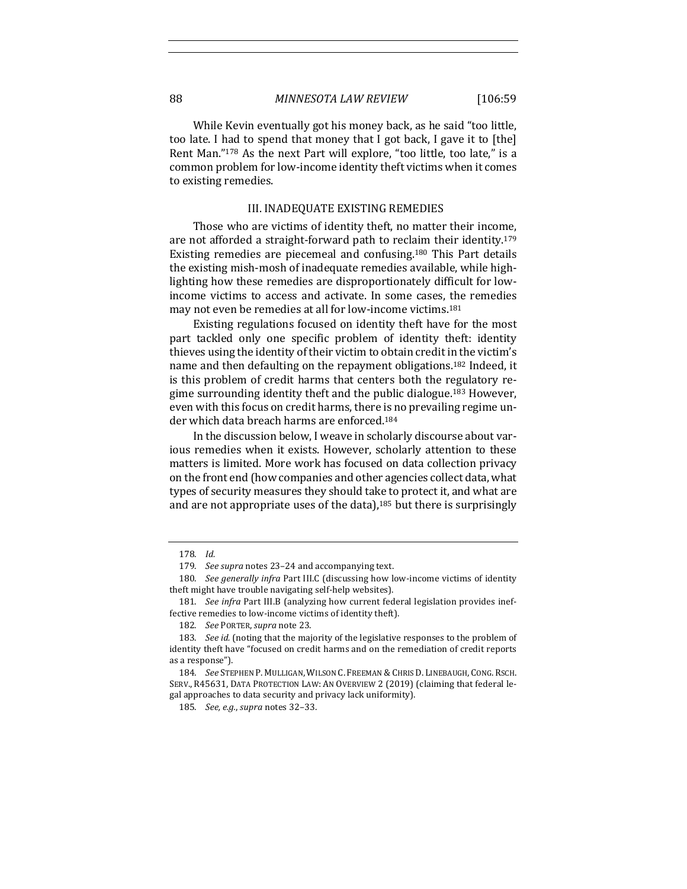While Kevin eventually got his money back, as he said "too little, too late. I had to spend that money that I got back, I gave it to [the] Rent Man."[178] As the next Part will explore, "too little, too late," is a common problem for low-income identity theft victims when it comes to existing remedies.

## III. INADEQUATE EXISTING REMEDIES

Those who are victims of identity theft, no matter their income, are not afforded a straight-forward path to reclaim their identity.[179] Existing remedies are piecemeal and confusing.[180] This Part details the existing mish-mosh of inadequate remedies available, while highlighting how these remedies are disproportionately difficult for low-income victims to access and activate. In some cases, the remedies may not even be remedies at all for low-income victims.[181]

Existing regulations focused on identity theft have for the most part tackled only one specific problem of identity theft: identity thieves using the identity of their victim to obtain credit in the victim's name and then defaulting on the repayment obligations.[182] Indeed, it is this problem of credit harms that centers both the regulatory regime surrounding identity theft and the public dialogue.[183] However, even with this focus on credit harms, there is no prevailing regime under which data breach harms are enforced.[184]

In the discussion below, I weave in scholarly discourse about various remedies when it exists. However, scholarly attention to these matters is limited. More work has focused on data collection privacy on the front end (how companies and other agencies collect data, what types of security measures they should take to protect it, and what are and are not appropriate uses of the data),[185] but there is surprisingly

---

178. *Id.*

179. *See supra* notes 23–24 and accompanying text.

180. *See generally infra* Part III.C (discussing how low-income victims of identity theft might have trouble navigating self-help websites).

181. *See infra* Part III.B (analyzing how current federal legislation provides ineffective remedies to low-income victims of identity theft).

182. *See* PORTER, *supra* note 23.

183. *See id.* (noting that the majority of the legislative responses to the problem of identity theft have "focused on credit harms and on the remediation of credit reports as a response").

184. *See* STEPHEN P. MULLIGAN, WILSON C. FREEMAN & CHRIS D. LINEBAUGH, CONG. RSCH. SERV., R45631, DATA PROTECTION LAW: AN OVERVIEW 2 (2019) (claiming that federal legal approaches to data security and privacy lack uniformity).

185. *See, e.g.*, *supra* notes 32–33.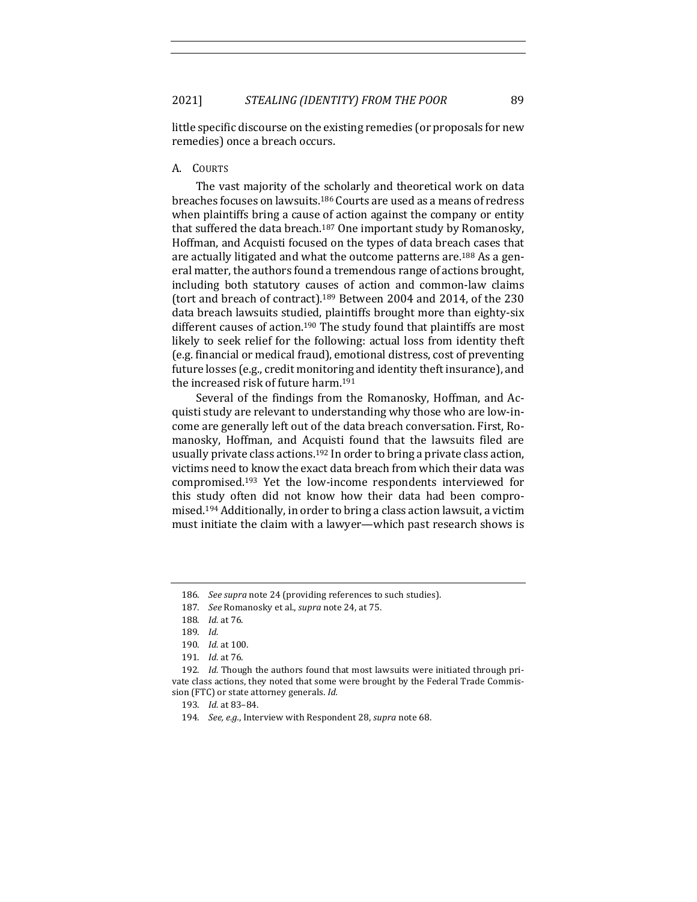little specific discourse on the existing remedies (or proposals for new remedies) once a breach occurs.

### A. Courts

The vast majority of the scholarly and theoretical work on data breaches focuses on lawsuits.[186] Courts are used as a means of redress when plaintiffs bring a cause of action against the company or entity that suffered the data breach.[187] One important study by Romanosky, Hoffman, and Acquisti focused on the types of data breach cases that are actually litigated and what the outcome patterns are.[188] As a general matter, the authors found a tremendous range of actions brought, including both statutory causes of action and common-law claims (tort and breach of contract).[189] Between 2004 and 2014, of the 230 data breach lawsuits studied, plaintiffs brought more than eighty-six different causes of action.[190] The study found that plaintiffs are most likely to seek relief for the following: actual loss from identity theft (e.g. financial or medical fraud), emotional distress, cost of preventing future losses (e.g., credit monitoring and identity theft insurance), and the increased risk of future harm.[191]

Several of the findings from the Romanosky, Hoffman, and Acquisti study are relevant to understanding why those who are low-income are generally left out of the data breach conversation. First, Romanosky, Hoffman, and Acquisti found that the lawsuits filed are usually private class actions.[192] In order to bring a private class action, victims need to know the exact data breach from which their data was compromised.[193] Yet the low-income respondents interviewed for this study often did not know how their data had been compromised.[194] Additionally, in order to bring a class action lawsuit, a victim must initiate the claim with a lawyer—which past research shows is

---

186. *See supra* note 24 (providing references to such studies).

187. *See* Romanosky et al., *supra* note 24, at 75.

188. *Id.* at 76.

189. *Id.*

190. *Id.* at 100.

191. *Id.* at 76.

192. *Id.* Though the authors found that most lawsuits were initiated through private class actions, they noted that some were brought by the Federal Trade Commission (FTC) or state attorney generals. *Id.*

193. *Id.* at 83–84.

194. *See, e.g.*, Interview with Respondent 28, *supra* note 68.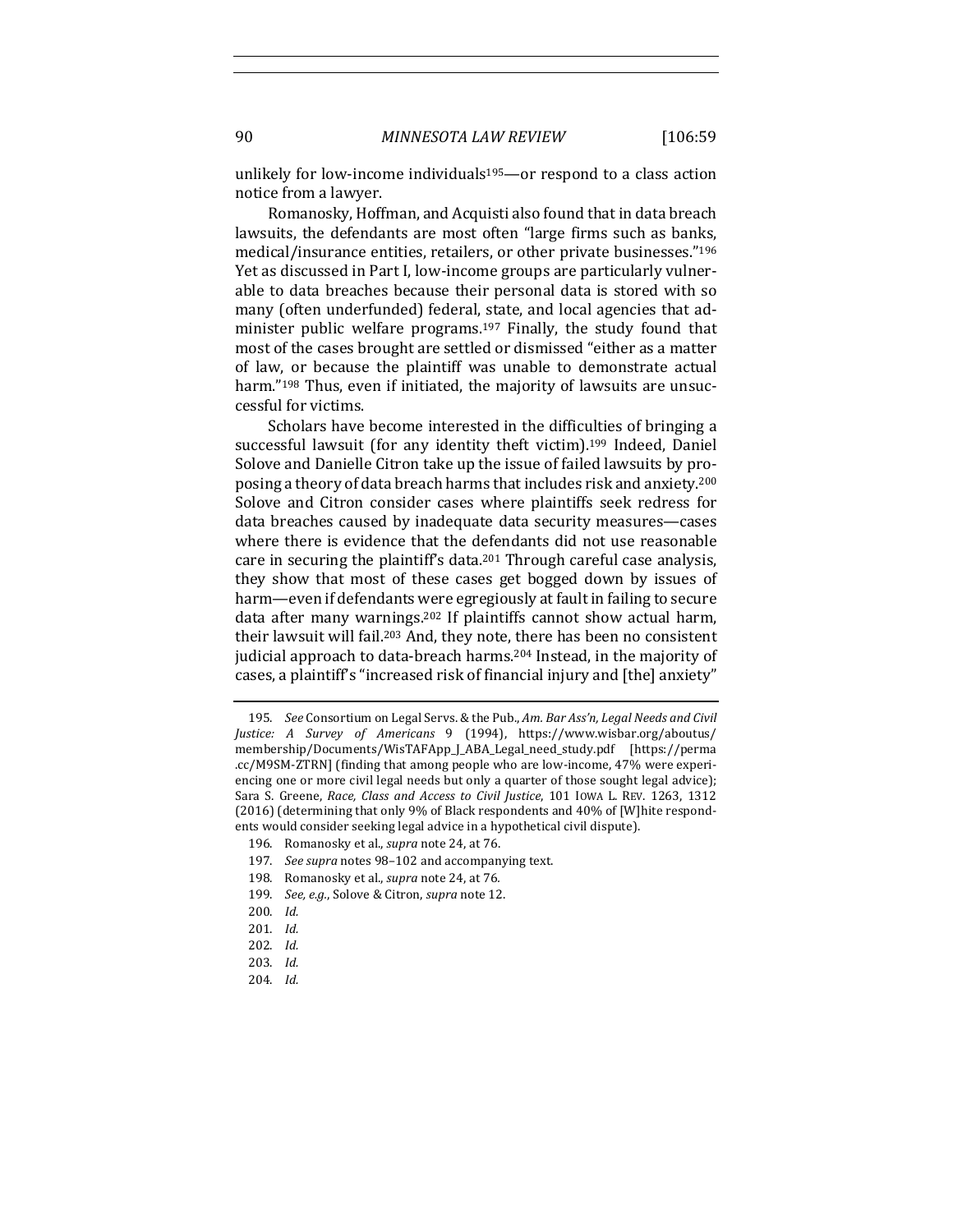unlikely for low-income individuals[195]—or respond to a class action notice from a lawyer.

Romanosky, Hoffman, and Acquisti also found that in data breach lawsuits, the defendants are most often "large firms such as banks, medical/insurance entities, retailers, or other private businesses."[196] Yet as discussed in Part I, low-income groups are particularly vulnerable to data breaches because their personal data is stored with so many (often underfunded) federal, state, and local agencies that administer public welfare programs.[197] Finally, the study found that most of the cases brought are settled or dismissed "either as a matter of law, or because the plaintiff was unable to demonstrate actual harm."[198] Thus, even if initiated, the majority of lawsuits are unsuccessful for victims.

Scholars have become interested in the difficulties of bringing a successful lawsuit (for any identity theft victim).[199] Indeed, Daniel Solove and Danielle Citron take up the issue of failed lawsuits by proposing a theory of data breach harms that includes risk and anxiety.[200] Solove and Citron consider cases where plaintiffs seek redress for data breaches caused by inadequate data security measures—cases where there is evidence that the defendants did not use reasonable care in securing the plaintiff's data.[201] Through careful case analysis, they show that most of these cases get bogged down by issues of harm—even if defendants were egregiously at fault in failing to secure data after many warnings.[202] If plaintiffs cannot show actual harm, their lawsuit will fail.[203] And, they note, there has been no consistent judicial approach to data-breach harms.[204] Instead, in the majority of cases, a plaintiff's "increased risk of financial injury and [the] anxiety"

---

195. *See* Consortium on Legal Servs. & the Pub., *Am. Bar Ass'n, Legal Needs and Civil Justice: A Survey of Americans* 9 (1994), https://www.wisbar.org/aboutus/membership/Documents/WisTAFApp_J_ABA_Legal_need_study.pdf [https://perma.cc/M9SM-ZTRN] (finding that among people who are low-income, 47% were experiencing one or more civil legal needs but only a quarter of those sought legal advice); Sara S. Greene, *Race, Class and Access to Civil Justice*, 101 IOWA L. REV. 1263, 1312 (2016) (determining that only 9% of Black respondents and 40% of [W]hite respondents would consider seeking legal advice in a hypothetical civil dispute).

196. Romanosky et al., *supra* note 24, at 76.

197. *See supra* notes 98–102 and accompanying text.

198. Romanosky et al., *supra* note 24, at 76.

199. *See, e.g.*, Solove & Citron, *supra* note 12.

200. *Id.*

201. *Id.*

202. *Id.*

203. *Id.*

204. *Id.*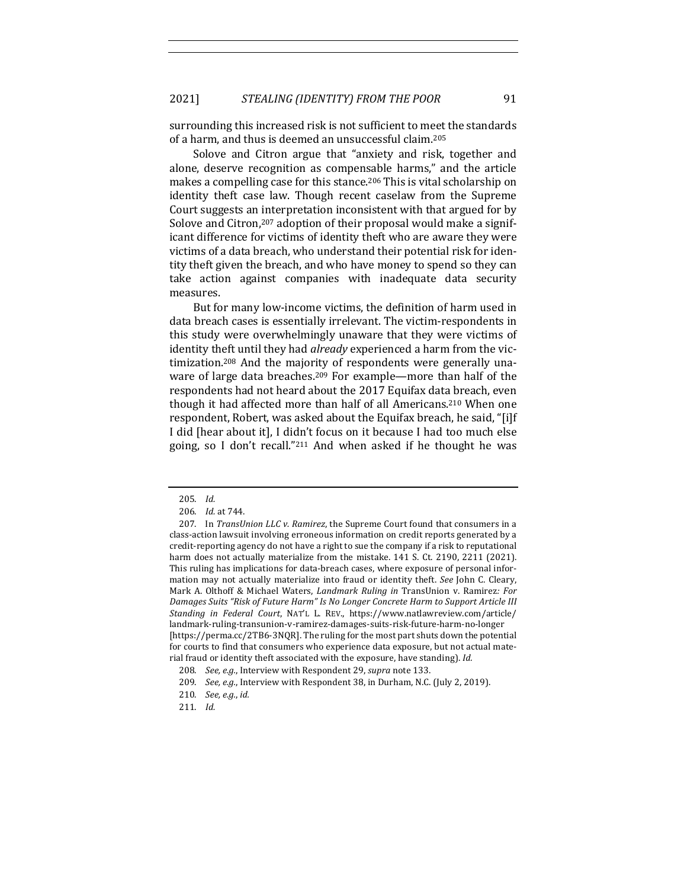surrounding this increased risk is not sufficient to meet the standards of a harm, and thus is deemed an unsuccessful claim.[205]

Solove and Citron argue that "anxiety and risk, together and alone, deserve recognition as compensable harms," and the article makes a compelling case for this stance.[206] This is vital scholarship on identity theft case law. Though recent caselaw from the Supreme Court suggests an interpretation inconsistent with that argued for by Solove and Citron,[207] adoption of their proposal would make a significant difference for victims of identity theft who are aware they were victims of a data breach, who understand their potential risk for identity theft given the breach, and who have money to spend so they can take action against companies with inadequate data security measures.

But for many low-income victims, the definition of harm used in data breach cases is essentially irrelevant. The victim-respondents in this study were overwhelmingly unaware that they were victims of identity theft until they had *already* experienced a harm from the victimization.[208] And the majority of respondents were generally unaware of large data breaches.[209] For example—more than half of the respondents had not heard about the 2017 Equifax data breach, even though it had affected more than half of all Americans.[210] When one respondent, Robert, was asked about the Equifax breach, he said, "[i]f I did [hear about it], I didn't focus on it because I had too much else going, so I don't recall."[211] And when asked if he thought he was

---

205. *Id.*

206. *Id.* at 744.

207. In *TransUnion LLC v. Ramirez*, the Supreme Court found that consumers in a class-action lawsuit involving erroneous information on credit reports generated by a credit-reporting agency do not have a right to sue the company if a risk to reputational harm does not actually materialize from the mistake. 141 S. Ct. 2190, 2211 (2021). This ruling has implications for data-breach cases, where exposure of personal information may not actually materialize into fraud or identity theft. *See* John C. Cleary, Mark A. Olthoff & Michael Waters, *Landmark Ruling in* TransUnion v. Ramirez*: For Damages Suits "Risk of Future Harm" Is No Longer Concrete Harm to Support Article III Standing in Federal Court*, NAT'L L. REV., https://www.natlawreview.com/article/landmark-ruling-transunion-v-ramirez-damages-suits-risk-future-harm-no-longer [https://perma.cc/2TB6-3NQR]. The ruling for the most part shuts down the potential for courts to find that consumers who experience data exposure, but not actual material fraud or identity theft associated with the exposure, have standing). *Id.*

208. *See, e.g.*, Interview with Respondent 29, *supra* note 133.

209. *See, e.g.*, Interview with Respondent 38, in Durham, N.C. (July 2, 2019).

210. *See, e.g.*, *id.*

211. *Id.*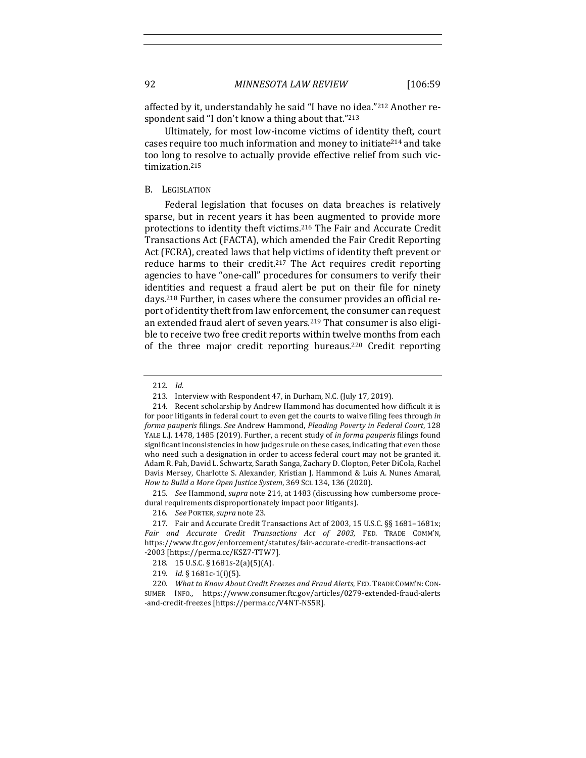affected by it, understandably he said "I have no idea."[212] Another respondent said "I don't know a thing about that."[213]

Ultimately, for most low-income victims of identity theft, court cases require too much information and money to initiate[214] and take too long to resolve to actually provide effective relief from such victimization.[215]

### B. Legislation

Federal legislation that focuses on data breaches is relatively sparse, but in recent years it has been augmented to provide more protections to identity theft victims.[216] The Fair and Accurate Credit Transactions Act (FACTA), which amended the Fair Credit Reporting Act (FCRA), created laws that help victims of identity theft prevent or reduce harms to their credit.[217] The Act requires credit reporting agencies to have "one-call" procedures for consumers to verify their identities and request a fraud alert be put on their file for ninety days.[218] Further, in cases where the consumer provides an official report of identity theft from law enforcement, the consumer can request an extended fraud alert of seven years.[219] That consumer is also eligible to receive two free credit reports within twelve months from each of the three major credit reporting bureaus.[220] Credit reporting

---

212. *Id.*

213. Interview with Respondent 47, in Durham, N.C. (July 17, 2019).

214. Recent scholarship by Andrew Hammond has documented how difficult it is for poor litigants in federal court to even get the courts to waive filing fees through *in forma pauperis* filings. *See* Andrew Hammond, *Pleading Poverty in Federal Court*, 128 YALE L.J. 1478, 1485 (2019). Further, a recent study of *in forma pauperis* filings found significant inconsistencies in how judges rule on these cases, indicating that even those who need such a designation in order to access federal court may not be granted it. Adam R. Pah, David L. Schwartz, Sarath Sanga, Zachary D. Clopton, Peter DiCola, Rachel Davis Mersey, Charlotte S. Alexander, Kristian J. Hammond & Luis A. Nunes Amaral, *How to Build a More Open Justice System*, 369 SCI. 134, 136 (2020).

215. *See* Hammond, *supra* note 214, at 1483 (discussing how cumbersome procedural requirements disproportionately impact poor litigants).

216. *See* PORTER, *supra* note 23.

217. Fair and Accurate Credit Transactions Act of 2003, 15 U.S.C. §§ 1681–1681x; *Fair and Accurate Credit Transactions Act of 2003*, FED. TRADE COMM'N, https://www.ftc.gov/enforcement/statutes/fair-accurate-credit-transactions-act-2003 [https://perma.cc/KSZ7-TTW7].

218. 15 U.S.C. § 1681s-2(a)(5)(A).

219. *Id.* § 1681c-1(i)(5).

220. *What to Know About Credit Freezes and Fraud Alerts*, FED. TRADE COMM'N: CONSUMER INFO., https://www.consumer.ftc.gov/articles/0279-extended-fraud-alerts-and-credit-freezes [https://perma.cc/V4NT-NS5R].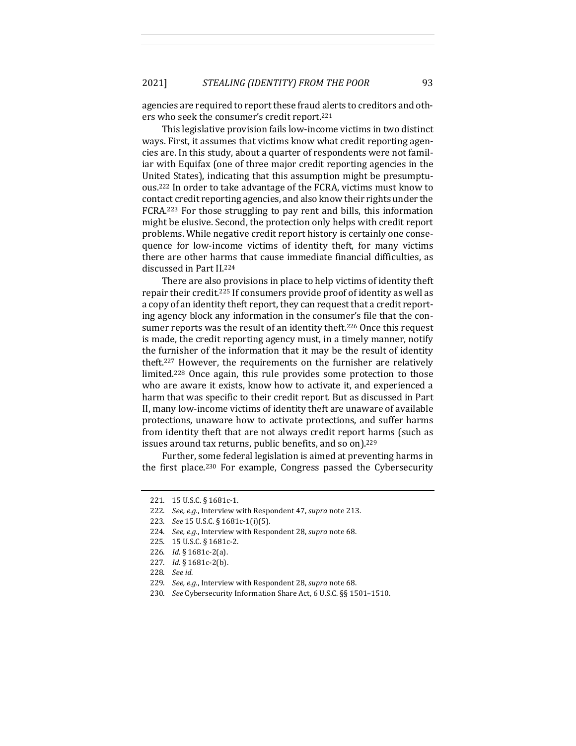agencies are required to report these fraud alerts to creditors and others who seek the consumer's credit report.[221]

This legislative provision fails low-income victims in two distinct ways. First, it assumes that victims know what credit reporting agencies are. In this study, about a quarter of respondents were not familiar with Equifax (one of three major credit reporting agencies in the United States), indicating that this assumption might be presumptuous.[222] In order to take advantage of the FCRA, victims must know to contact credit reporting agencies, and also know their rights under the FCRA.[223] For those struggling to pay rent and bills, this information might be elusive. Second, the protection only helps with credit report problems. While negative credit report history is certainly one consequence for low-income victims of identity theft, for many victims there are other harms that cause immediate financial difficulties, as discussed in Part II.[224]

There are also provisions in place to help victims of identity theft repair their credit.[225] If consumers provide proof of identity as well as a copy of an identity theft report, they can request that a credit reporting agency block any information in the consumer's file that the consumer reports was the result of an identity theft.[226] Once this request is made, the credit reporting agency must, in a timely manner, notify the furnisher of the information that it may be the result of identity theft.[227] However, the requirements on the furnisher are relatively limited.[228] Once again, this rule provides some protection to those who are aware it exists, know how to activate it, and experienced a harm that was specific to their credit report. But as discussed in Part II, many low-income victims of identity theft are unaware of available protections, unaware how to activate protections, and suffer harms from identity theft that are not always credit report harms (such as issues around tax returns, public benefits, and so on).[229]

Further, some federal legislation is aimed at preventing harms in the first place.[230] For example, Congress passed the Cybersecurity

---

221. 15 U.S.C. § 1681c-1.

222. *See, e.g.*, Interview with Respondent 47, *supra* note 213.

223. *See* 15 U.S.C. § 1681c-1(i)(5).

224. *See, e.g.*, Interview with Respondent 28, *supra* note 68.

225. 15 U.S.C. § 1681c-2.

226. *Id.* § 1681c-2(a).

227. *Id.* § 1681c-2(b).

228. *See id.*

229. *See, e.g.*, Interview with Respondent 28, *supra* note 68.

230. *See* Cybersecurity Information Share Act, 6 U.S.C. §§ 1501–1510.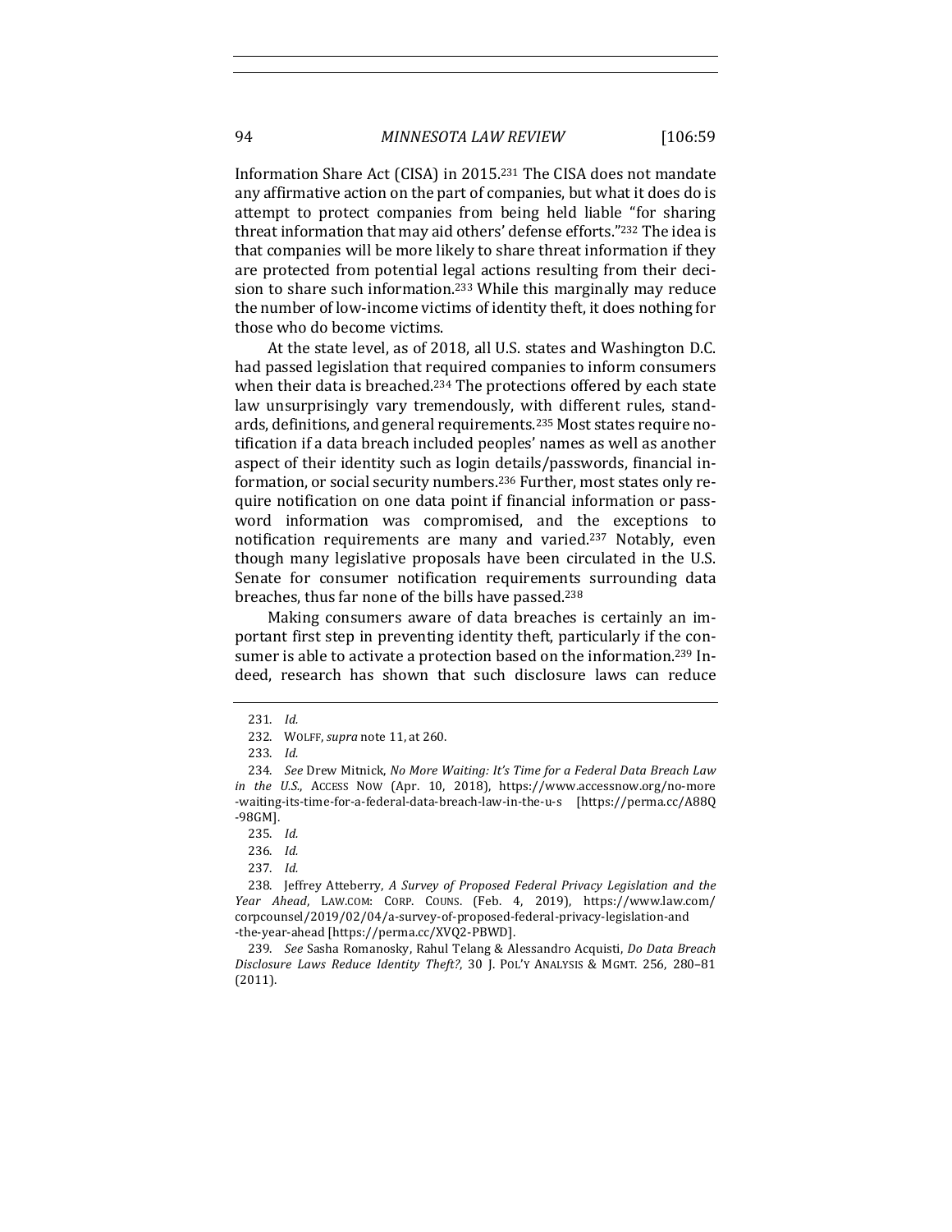Information Share Act (CISA) in 2015.[231] The CISA does not mandate any affirmative action on the part of companies, but what it does do is attempt to protect companies from being held liable "for sharing threat information that may aid others' defense efforts."[232] The idea is that companies will be more likely to share threat information if they are protected from potential legal actions resulting from their decision to share such information.[233] While this marginally may reduce the number of low-income victims of identity theft, it does nothing for those who do become victims.

At the state level, as of 2018, all U.S. states and Washington D.C. had passed legislation that required companies to inform consumers when their data is breached.[234] The protections offered by each state law unsurprisingly vary tremendously, with different rules, standards, definitions, and general requirements.[235] Most states require notification if a data breach included peoples' names as well as another aspect of their identity such as login details/passwords, financial information, or social security numbers.[236] Further, most states only require notification on one data point if financial information or password information was compromised, and the exceptions to notification requirements are many and varied.[237] Notably, even though many legislative proposals have been circulated in the U.S. Senate for consumer notification requirements surrounding data breaches, thus far none of the bills have passed.[238]

Making consumers aware of data breaches is certainly an important first step in preventing identity theft, particularly if the consumer is able to activate a protection based on the information.[239] Indeed, research has shown that such disclosure laws can reduce

---

231. *Id.*

232. WOLFF, *supra* note 11, at 260.

233. *Id.*

234. *See* Drew Mitnick, *No More Waiting: It's Time for a Federal Data Breach Law in the U.S.*, ACCESS NOW (Apr. 10, 2018), https://www.accessnow.org/no-more-waiting-its-time-for-a-federal-data-breach-law-in-the-u-s [https://perma.cc/A88Q-98GM].

235. *Id.*

236. *Id.*

237. *Id.*

238. Jeffrey Atteberry, *A Survey of Proposed Federal Privacy Legislation and the Year Ahead*, LAW.COM: CORP. COUNS. (Feb. 4, 2019), https://www.law.com/corpcounsel/2019/02/04/a-survey-of-proposed-federal-privacy-legislation-and-the-year-ahead [https://perma.cc/XVQ2-PBWD].

239. *See* Sasha Romanosky, Rahul Telang & Alessandro Acquisti, *Do Data Breach Disclosure Laws Reduce Identity Theft?*, 30 J. POL'Y ANALYSIS & MGMT. 256, 280–81 (2011).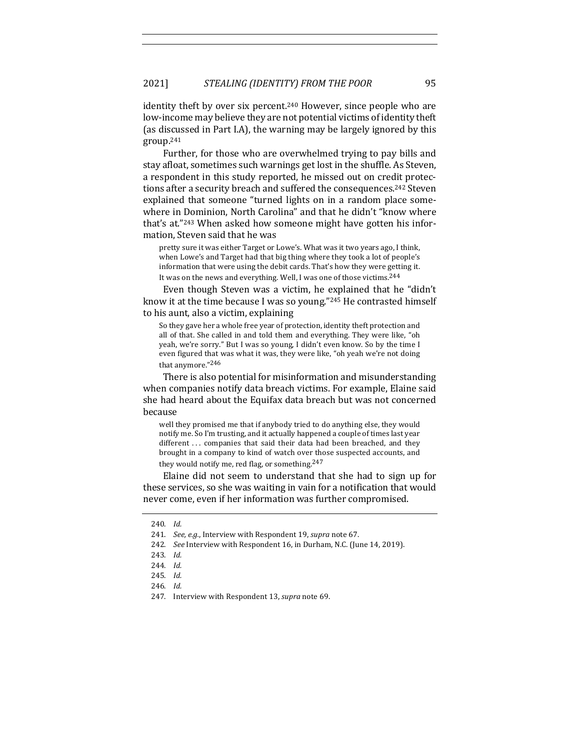identity theft by over six percent.[240] However, since people who are low-income may believe they are not potential victims of identity theft (as discussed in Part I.A), the warning may be largely ignored by this group.[241]

Further, for those who are overwhelmed trying to pay bills and stay afloat, sometimes such warnings get lost in the shuffle. As Steven, a respondent in this study reported, he missed out on credit protections after a security breach and suffered the consequences.[242] Steven explained that someone "turned lights on in a random place somewhere in Dominion, North Carolina" and that he didn't "know where that's at."[243] When asked how someone might have gotten his information, Steven said that he was

> pretty sure it was either Target or Lowe's. What was it two years ago, I think, when Lowe's and Target had that big thing where they took a lot of people's information that were using the debit cards. That's how they were getting it. It was on the news and everything. Well, I was one of those victims.[244]

Even though Steven was a victim, he explained that he "didn't know it at the time because I was so young."[245] He contrasted himself to his aunt, also a victim, explaining

> So they gave her a whole free year of protection, identity theft protection and all of that. She called in and told them and everything. They were like, "oh yeah, we're sorry." But I was so young, I didn't even know. So by the time I even figured that was what it was, they were like, "oh yeah we're not doing that anymore."[246]

There is also potential for misinformation and misunderstanding when companies notify data breach victims. For example, Elaine said she had heard about the Equifax data breach but was not concerned because

> well they promised me that if anybody tried to do anything else, they would notify me. So I'm trusting, and it actually happened a couple of times last year different . . . companies that said their data had been breached, and they brought in a company to kind of watch over those suspected accounts, and they would notify me, red flag, or something.[247]

Elaine did not seem to understand that she had to sign up for these services, so she was waiting in vain for a notification that would never come, even if her information was further compromised.

---

240. *Id.*

241. *See, e.g.*, Interview with Respondent 19, *supra* note 67.

242. *See* Interview with Respondent 16, in Durham, N.C. (June 14, 2019).

243. *Id.*

244. *Id.*

245. *Id.*

246. *Id.*

247. Interview with Respondent 13, *supra* note 69.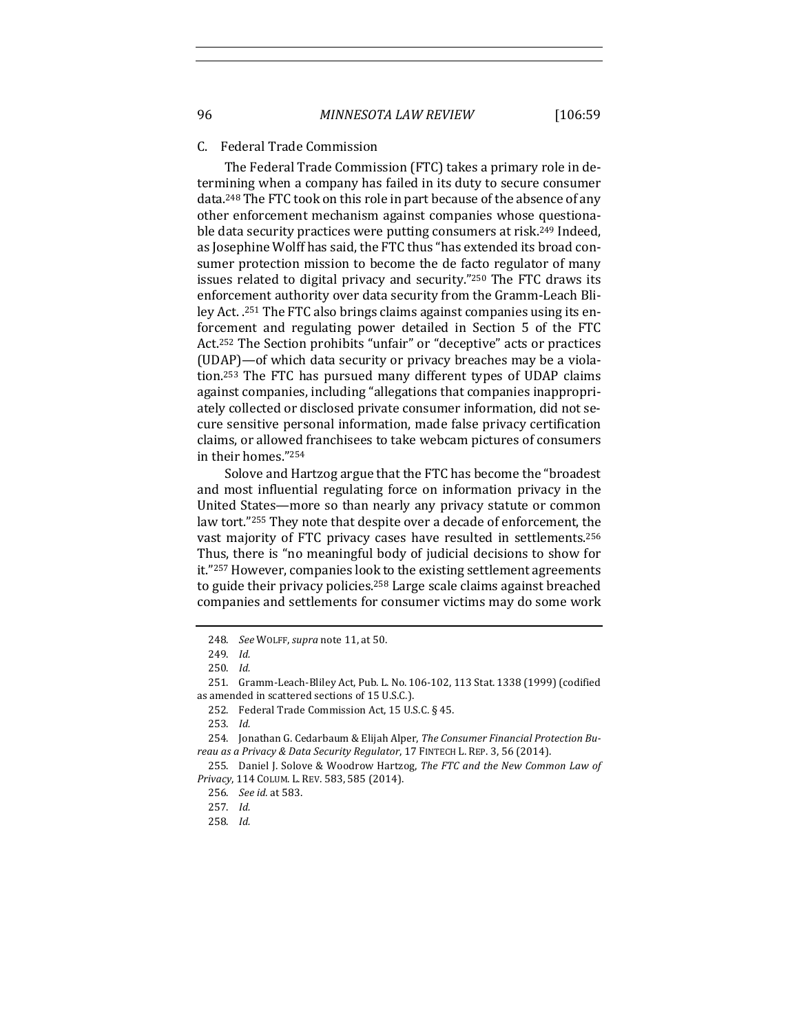## C. Federal Trade Commission

The Federal Trade Commission (FTC) takes a primary role in determining when a company has failed in its duty to secure consumer data.[248] The FTC took on this role in part because of the absence of any other enforcement mechanism against companies whose questionable data security practices were putting consumers at risk.[249] Indeed, as Josephine Wolff has said, the FTC thus "has extended its broad consumer protection mission to become the de facto regulator of many issues related to digital privacy and security."[250] The FTC draws its enforcement authority over data security from the Gramm-Leach Bliley Act. .[251] The FTC also brings claims against companies using its enforcement and regulating power detailed in Section 5 of the FTC Act.[252] The Section prohibits "unfair" or "deceptive" acts or practices (UDAP)—of which data security or privacy breaches may be a violation.[253] The FTC has pursued many different types of UDAP claims against companies, including "allegations that companies inappropriately collected or disclosed private consumer information, did not secure sensitive personal information, made false privacy certification claims, or allowed franchisees to take webcam pictures of consumers in their homes."[254]

Solove and Hartzog argue that the FTC has become the "broadest and most influential regulating force on information privacy in the United States—more so than nearly any privacy statute or common law tort."[255] They note that despite over a decade of enforcement, the vast majority of FTC privacy cases have resulted in settlements.[256] Thus, there is "no meaningful body of judicial decisions to show for it."[257] However, companies look to the existing settlement agreements to guide their privacy policies.[258] Large scale claims against breached companies and settlements for consumer victims may do some work

---

248. *See* WOLFF, *supra* note 11, at 50.

249. *Id.*

250. *Id.*

251. Gramm-Leach-Bliley Act, Pub. L. No. 106-102, 113 Stat. 1338 (1999) (codified as amended in scattered sections of 15 U.S.C.).

252. Federal Trade Commission Act, 15 U.S.C. § 45.

253. *Id.*

254. Jonathan G. Cedarbaum & Elijah Alper, *The Consumer Financial Protection Bureau as a Privacy & Data Security Regulator*, 17 FINTECH L. REP. 3, 56 (2014).

255. Daniel J. Solove & Woodrow Hartzog, *The FTC and the New Common Law of Privacy*, 114 COLUM. L. REV. 583, 585 (2014).

256. *See id.* at 583.

257. *Id.*

258. *Id.*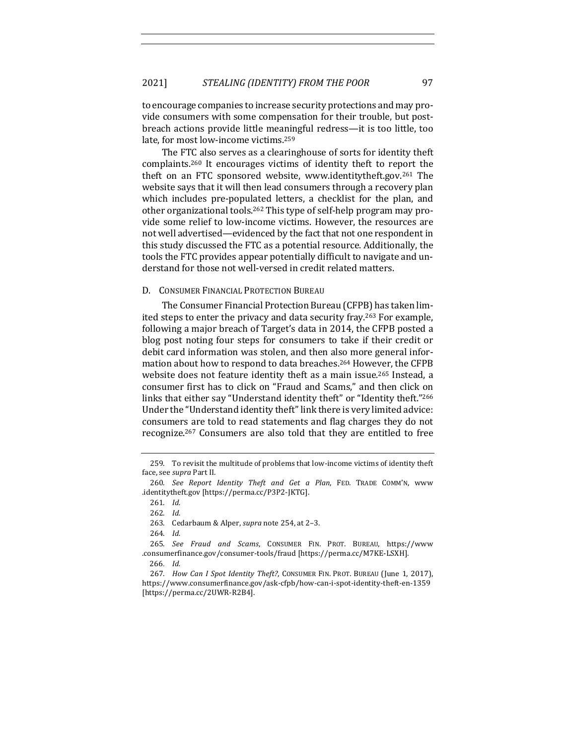to encourage companies to increase security protections and may provide consumers with some compensation for their trouble, but post-breach actions provide little meaningful redress—it is too little, too late, for most low-income victims.[259]

The FTC also serves as a clearinghouse of sorts for identity theft complaints.[260] It encourages victims of identity theft to report the theft on an FTC sponsored website, www.identitytheft.gov.[261] The website says that it will then lead consumers through a recovery plan which includes pre-populated letters, a checklist for the plan, and other organizational tools.[262] This type of self-help program may provide some relief to low-income victims. However, the resources are not well advertised—evidenced by the fact that not one respondent in this study discussed the FTC as a potential resource. Additionally, the tools the FTC provides appear potentially difficult to navigate and understand for those not well-versed in credit related matters.

### D. Consumer Financial Protection Bureau

The Consumer Financial Protection Bureau (CFPB) has taken limited steps to enter the privacy and data security fray.[263] For example, following a major breach of Target's data in 2014, the CFPB posted a blog post noting four steps for consumers to take if their credit or debit card information was stolen, and then also more general information about how to respond to data breaches.[264] However, the CFPB website does not feature identity theft as a main issue.[265] Instead, a consumer first has to click on "Fraud and Scams," and then click on links that either say "Understand identity theft" or "Identity theft."[266] Under the "Understand identity theft" link there is very limited advice: consumers are told to read statements and flag charges they do not recognize.[267] Consumers are also told that they are entitled to free

---

259. To revisit the multitude of problems that low-income victims of identity theft face, see *supra* Part II.

260. *See Report Identity Theft and Get a Plan*, Fed. Trade Comm'n, www.identitytheft.gov [https://perma.cc/P3P2-JKTG].

261. *Id.*

262. *Id.*

263. Cedarbaum & Alper, *supra* note 254, at 2–3.

264. *Id.*

265. *See Fraud and Scams*, Consumer Fin. Prot. Bureau, https://www.consumerfinance.gov/consumer-tools/fraud [https://perma.cc/M7KE-LSXH].

266. *Id.*

267. *How Can I Spot Identity Theft?*, Consumer Fin. Prot. Bureau (June 1, 2017), https://www.consumerfinance.gov/ask-cfpb/how-can-i-spot-identity-theft-en-1359 [https://perma.cc/2UWR-R2B4].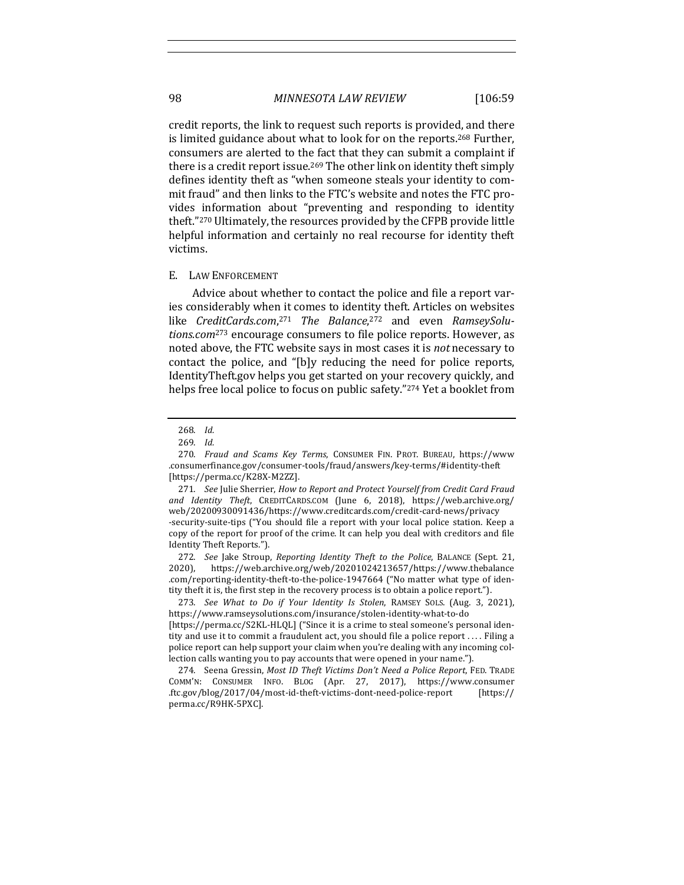credit reports, the link to request such reports is provided, and there is limited guidance about what to look for on the reports.[268] Further, consumers are alerted to the fact that they can submit a complaint if there is a credit report issue.[269] The other link on identity theft simply defines identity theft as "when someone steals your identity to commit fraud" and then links to the FTC's website and notes the FTC provides information about "preventing and responding to identity theft."[270] Ultimately, the resources provided by the CFPB provide little helpful information and certainly no real recourse for identity theft victims.

### E. LAW ENFORCEMENT

Advice about whether to contact the police and file a report varies considerably when it comes to identity theft. Articles on websites like *CreditCards.com*,[271] *The Balance*,[272] and even *RamseySolutions.com*[273] encourage consumers to file police reports. However, as noted above, the FTC website says in most cases it is *not* necessary to contact the police, and "[b]y reducing the need for police reports, IdentityTheft.gov helps you get started on your recovery quickly, and helps free local police to focus on public safety."[274] Yet a booklet from

---

268. *Id.*

269. *Id.*

270. *Fraud and Scams Key Terms*, CONSUMER FIN. PROT. BUREAU, https://www.consumerfinance.gov/consumer-tools/fraud/answers/key-terms/#identity-theft [https://perma.cc/K28X-M2ZZ].

271. *See* Julie Sherrier, *How to Report and Protect Yourself from Credit Card Fraud and Identity Theft*, CREDITCARDS.COM (June 6, 2018), https://web.archive.org/web/20200930091436/https://www.creditcards.com/credit-card-news/privacy-security-suite-tips ("You should file a report with your local police station. Keep a copy of the report for proof of the crime. It can help you deal with creditors and file Identity Theft Reports.").

272. *See* Jake Stroup, *Reporting Identity Theft to the Police*, BALANCE (Sept. 21, 2020), https://web.archive.org/web/20201024213657/https://www.thebalance.com/reporting-identity-theft-to-the-police-1947664 ("No matter what type of identity theft it is, the first step in the recovery process is to obtain a police report.").

273. *See What to Do if Your Identity Is Stolen*, RAMSEY SOLS. (Aug. 3, 2021), https://www.ramseysolutions.com/insurance/stolen-identity-what-to-do [https://perma.cc/S2KL-HLQL] ("Since it is a crime to steal someone's personal identity and use it to commit a fraudulent act, you should file a police report .... Filing a police report can help support your claim when you're dealing with any incoming collection calls wanting you to pay accounts that were opened in your name.").

274. Seena Gressin, *Most ID Theft Victims Don't Need a Police Report*, FED. TRADE COMM'N: CONSUMER INFO. BLOG (Apr. 27, 2017), https://www.consumer.ftc.gov/blog/2017/04/most-id-theft-victims-dont-need-police-report [https://perma.cc/R9HK-5PXC].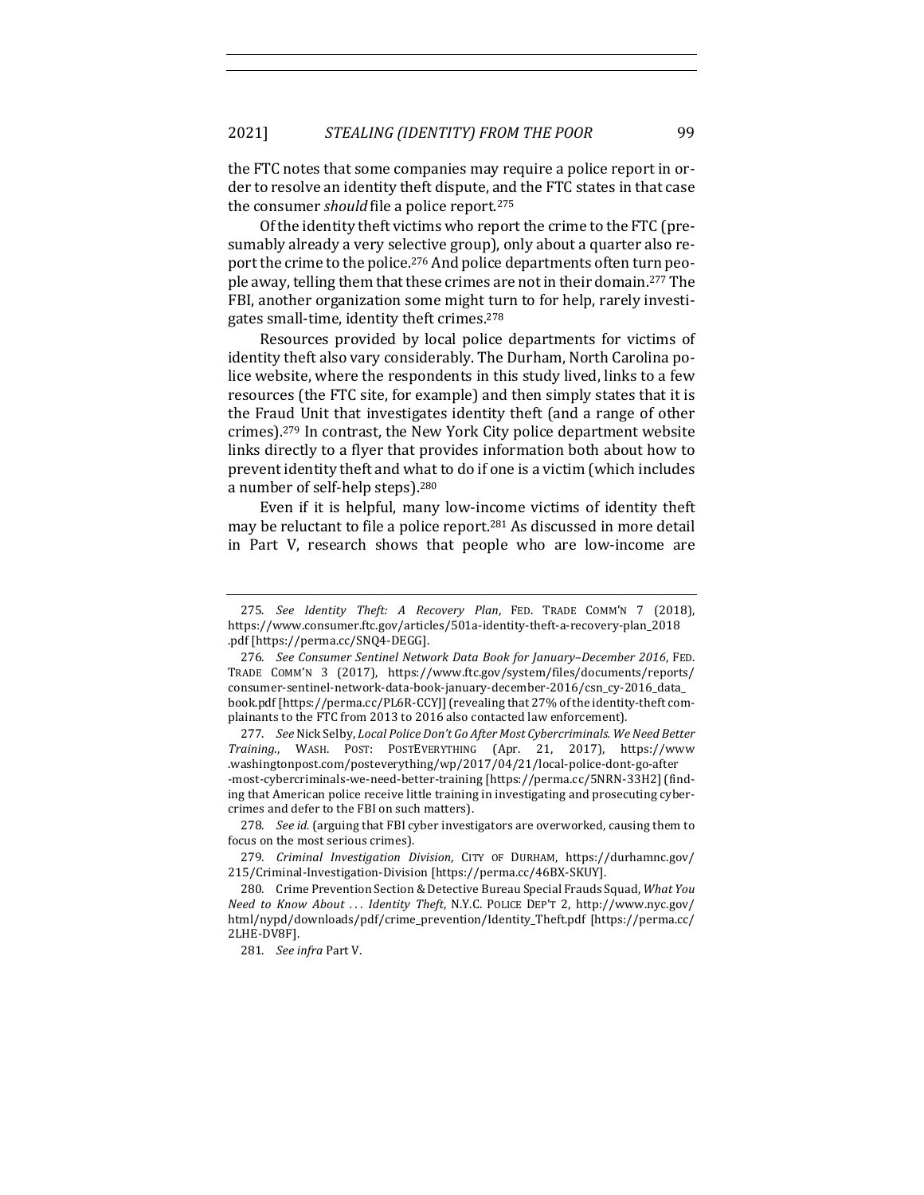the FTC notes that some companies may require a police report in order to resolve an identity theft dispute, and the FTC states in that case the consumer *should* file a police report.[275]

Of the identity theft victims who report the crime to the FTC (presumably already a very selective group), only about a quarter also report the crime to the police.[276] And police departments often turn people away, telling them that these crimes are not in their domain.[277] The FBI, another organization some might turn to for help, rarely investigates small-time, identity theft crimes.[278]

Resources provided by local police departments for victims of identity theft also vary considerably. The Durham, North Carolina police website, where the respondents in this study lived, links to a few resources (the FTC site, for example) and then simply states that it is the Fraud Unit that investigates identity theft (and a range of other crimes).[279] In contrast, the New York City police department website links directly to a flyer that provides information both about how to prevent identity theft and what to do if one is a victim (which includes a number of self-help steps).[280]

Even if it is helpful, many low-income victims of identity theft may be reluctant to file a police report.[281] As discussed in more detail in Part V, research shows that people who are low-income are

---

275. *See Identity Theft: A Recovery Plan*, FED. TRADE COMM'N 7 (2018), https://www.consumer.ftc.gov/articles/501a-identity-theft-a-recovery-plan_2018.pdf [https://perma.cc/SNQ4-DEGG].

276. *See Consumer Sentinel Network Data Book for January–December 2016*, FED. TRADE COMM'N 3 (2017), https://www.ftc.gov/system/files/documents/reports/consumer-sentinel-network-data-book-january-december-2016/csn_cy-2016_data_book.pdf [https://perma.cc/PL6R-CCYJ] (revealing that 27% of the identity-theft complainants to the FTC from 2013 to 2016 also contacted law enforcement).

277. *See* Nick Selby, *Local Police Don't Go After Most Cybercriminals. We Need Better Training.*, WASH. POST: POSTEVERYTHING (Apr. 21, 2017), https://www.washingtonpost.com/posteverything/wp/2017/04/21/local-police-dont-go-after-most-cybercriminals-we-need-better-training [https://perma.cc/5NRN-33H2] (finding that American police receive little training in investigating and prosecuting cybercrimes and defer to the FBI on such matters).

278. *See id.* (arguing that FBI cyber investigators are overworked, causing them to focus on the most serious crimes).

279. *Criminal Investigation Division*, CITY OF DURHAM, https://durhamnc.gov/215/Criminal-Investigation-Division [https://perma.cc/46BX-SKUY].

280. Crime Prevention Section & Detective Bureau Special Frauds Squad, *What You Need to Know About . . . Identity Theft*, N.Y.C. POLICE DEP'T 2, http://www.nyc.gov/html/nypd/downloads/pdf/crime_prevention/Identity_Theft.pdf [https://perma.cc/2LHE-DV8F].

281. *See infra* Part V.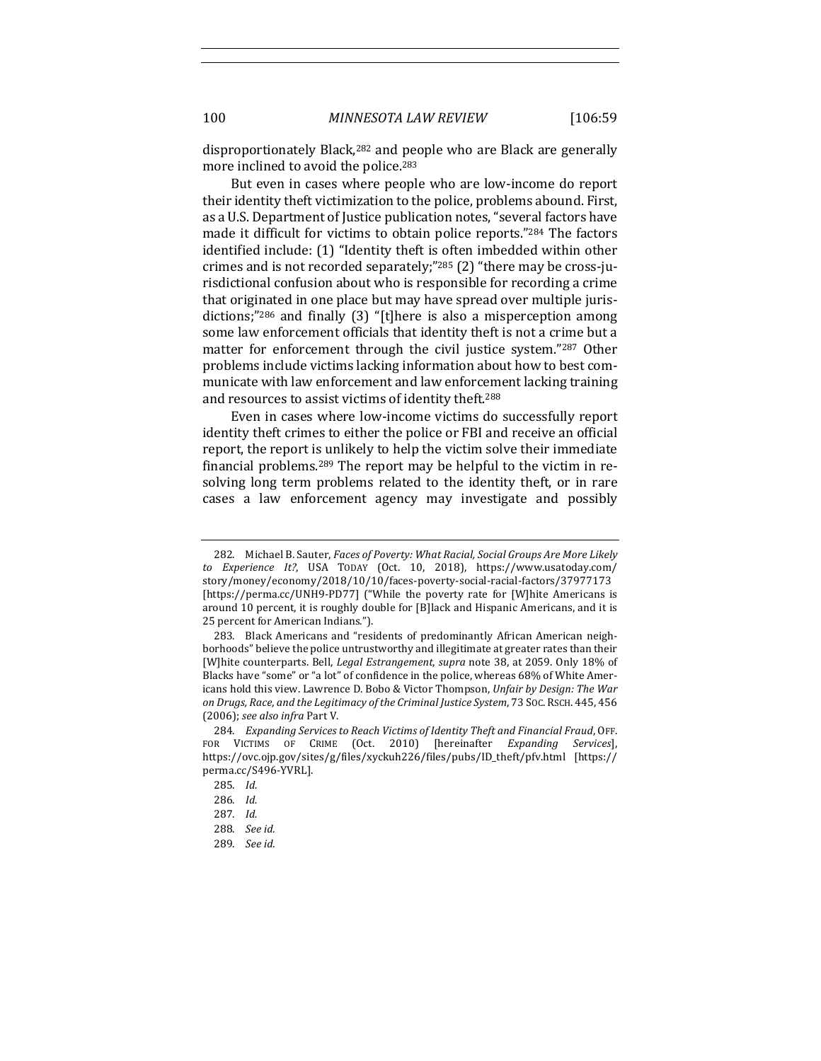disproportionately Black,[282] and people who are Black are generally more inclined to avoid the police.[283]

But even in cases where people who are low-income do report their identity theft victimization to the police, problems abound. First, as a U.S. Department of Justice publication notes, "several factors have made it difficult for victims to obtain police reports."[284] The factors identified include: (1) "Identity theft is often imbedded within other crimes and is not recorded separately;"[285] (2) "there may be cross-jurisdictional confusion about who is responsible for recording a crime that originated in one place but may have spread over multiple jurisdictions;"[286] and finally (3) "[t]here is also a misperception among some law enforcement officials that identity theft is not a crime but a matter for enforcement through the civil justice system."[287] Other problems include victims lacking information about how to best communicate with law enforcement and law enforcement lacking training and resources to assist victims of identity theft.[288]

Even in cases where low-income victims do successfully report identity theft crimes to either the police or FBI and receive an official report, the report is unlikely to help the victim solve their immediate financial problems.[289] The report may be helpful to the victim in resolving long term problems related to the identity theft, or in rare cases a law enforcement agency may investigate and possibly

---

282. Michael B. Sauter, *Faces of Poverty: What Racial, Social Groups Are More Likely to Experience It?*, USA TODAY (Oct. 10, 2018), https://www.usatoday.com/story/money/economy/2018/10/10/faces-poverty-social-racial-factors/37977173 [https://perma.cc/UNH9-PD77] ("While the poverty rate for [W]hite Americans is around 10 percent, it is roughly double for [B]lack and Hispanic Americans, and it is 25 percent for American Indians.").

283. Black Americans and "residents of predominantly African American neighborhoods" believe the police untrustworthy and illegitimate at greater rates than their [W]hite counterparts. Bell, *Legal Estrangement*, *supra* note 38, at 2059. Only 18% of Blacks have "some" or "a lot" of confidence in the police, whereas 68% of White Americans hold this view. Lawrence D. Bobo & Victor Thompson, *Unfair by Design: The War on Drugs, Race, and the Legitimacy of the Criminal Justice System*, 73 SOC. RSCH. 445, 456 (2006); *see also infra* Part V.

284. *Expanding Services to Reach Victims of Identity Theft and Financial Fraud*, OFF. FOR VICTIMS OF CRIME (Oct. 2010) [hereinafter *Expanding Services*], https://ovc.ojp.gov/sites/g/files/xyckuh226/files/pubs/ID_theft/pfv.html [https://perma.cc/S496-YVRL].

285. *Id.*

286. *Id.*

287. *Id.*

288. *See id.*

289. *See id.*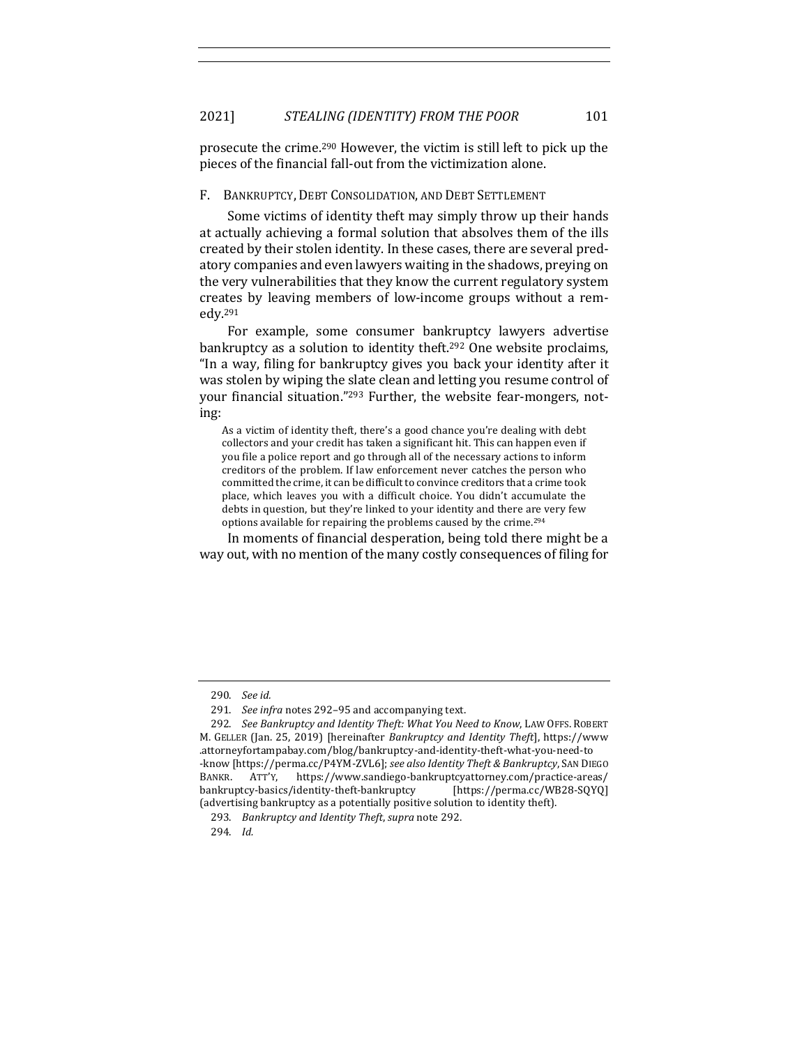prosecute the crime.[290] However, the victim is still left to pick up the pieces of the financial fall-out from the victimization alone.

## F. Bankruptcy, Debt Consolidation, and Debt Settlement

Some victims of identity theft may simply throw up their hands at actually achieving a formal solution that absolves them of the ills created by their stolen identity. In these cases, there are several predatory companies and even lawyers waiting in the shadows, preying on the very vulnerabilities that they know the current regulatory system creates by leaving members of low-income groups without a remedy.[291]

For example, some consumer bankruptcy lawyers advertise bankruptcy as a solution to identity theft.[292] One website proclaims, "In a way, filing for bankruptcy gives you back your identity after it was stolen by wiping the slate clean and letting you resume control of your financial situation."[293] Further, the website fear-mongers, noting:

> As a victim of identity theft, there's a good chance you're dealing with debt collectors and your credit has taken a significant hit. This can happen even if you file a police report and go through all of the necessary actions to inform creditors of the problem. If law enforcement never catches the person who committed the crime, it can be difficult to convince creditors that a crime took place, which leaves you with a difficult choice. You didn't accumulate the debts in question, but they're linked to your identity and there are very few options available for repairing the problems caused by the crime.[294]

In moments of financial desperation, being told there might be a way out, with no mention of the many costly consequences of filing for

---

290. *See id.*

291. *See infra* notes 292–95 and accompanying text.

292. *See Bankruptcy and Identity Theft: What You Need to Know*, Law Offs. Robert M. Geller (Jan. 25, 2019) [hereinafter *Bankruptcy and Identity Theft*], https://www.attorneyfortampabay.com/blog/bankruptcy-and-identity-theft-what-you-need-to-know [https://perma.cc/P4YM-ZVL6]; *see also Identity Theft & Bankruptcy*, San Diego Bankr. Att'y, https://www.sandiego-bankruptcyattorney.com/practice-areas/bankruptcy-basics/identity-theft-bankruptcy [https://perma.cc/WB28-SQYQ] (advertising bankruptcy as a potentially positive solution to identity theft).

293. *Bankruptcy and Identity Theft*, *supra* note 292.

294. *Id.*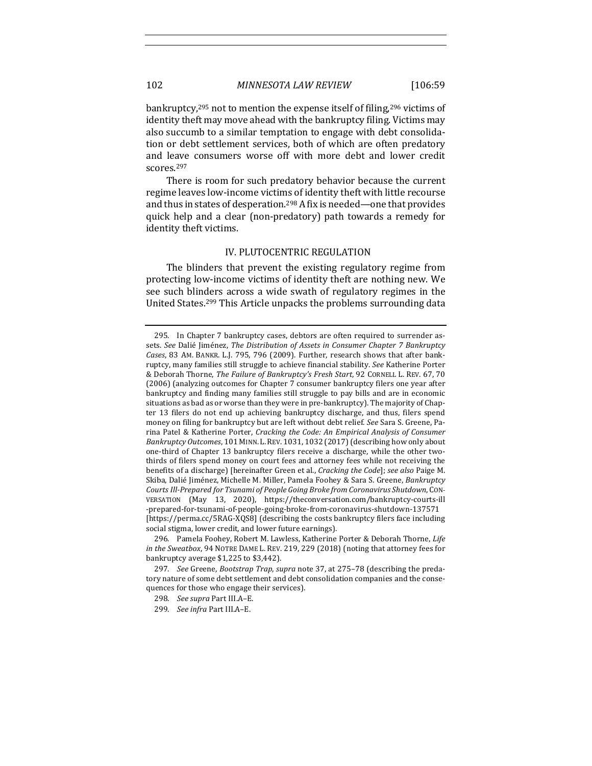bankruptcy,[295] not to mention the expense itself of filing,[296] victims of identity theft may move ahead with the bankruptcy filing. Victims may also succumb to a similar temptation to engage with debt consolidation or debt settlement services, both of which are often predatory and leave consumers worse off with more debt and lower credit scores.[297]

There is room for such predatory behavior because the current regime leaves low-income victims of identity theft with little recourse and thus in states of desperation.[298] A fix is needed—one that provides quick help and a clear (non-predatory) path towards a remedy for identity theft victims.

## IV. PLUTOCENTRIC REGULATION

The blinders that prevent the existing regulatory regime from protecting low-income victims of identity theft are nothing new. We see such blinders across a wide swath of regulatory regimes in the United States.[299] This Article unpacks the problems surrounding data

---

295. In Chapter 7 bankruptcy cases, debtors are often required to surrender assets. *See* Dalié Jiménez, *The Distribution of Assets in Consumer Chapter 7 Bankruptcy Cases*, 83 AM. BANKR. L.J. 795, 796 (2009). Further, research shows that after bankruptcy, many families still struggle to achieve financial stability. *See* Katherine Porter & Deborah Thorne, *The Failure of Bankruptcy's Fresh Start*, 92 CORNELL L. REV. 67, 70 (2006) (analyzing outcomes for Chapter 7 consumer bankruptcy filers one year after bankruptcy and finding many families still struggle to pay bills and are in economic situations as bad as or worse than they were in pre-bankruptcy). The majority of Chapter 13 filers do not end up achieving bankruptcy discharge, and thus, filers spend money on filing for bankruptcy but are left without debt relief. *See* Sara S. Greene, Parina Patel & Katherine Porter, *Cracking the Code: An Empirical Analysis of Consumer Bankruptcy Outcomes*, 101 MINN. L. REV. 1031, 1032 (2017) (describing how only about one-third of Chapter 13 bankruptcy filers receive a discharge, while the other two-thirds of filers spend money on court fees and attorney fees while not receiving the benefits of a discharge) [hereinafter Green et al., *Cracking the Code*]; *see also* Paige M. Skiba, Dalié Jiménez, Michelle M. Miller, Pamela Foohey & Sara S. Greene, *Bankruptcy Courts Ill-Prepared for Tsunami of People Going Broke from Coronavirus Shutdown*, CONVERSATION (May 13, 2020), https://theconversation.com/bankruptcy-courts-ill-prepared-for-tsunami-of-people-going-broke-from-coronavirus-shutdown-137571 [https://perma.cc/5RAG-XQS8] (describing the costs bankruptcy filers face including social stigma, lower credit, and lower future earnings).

296. Pamela Foohey, Robert M. Lawless, Katherine Porter & Deborah Thorne, *Life in the Sweatbox*, 94 NOTRE DAME L. REV. 219, 229 (2018) (noting that attorney fees for bankruptcy average $1,225 to $3,442).

297. *See* Greene, *Bootstrap Trap*, *supra* note 37, at 275–78 (describing the predatory nature of some debt settlement and debt consolidation companies and the consequences for those who engage their services).

298. *See supra* Part III.A–E.

299. *See infra* Part III.A–E.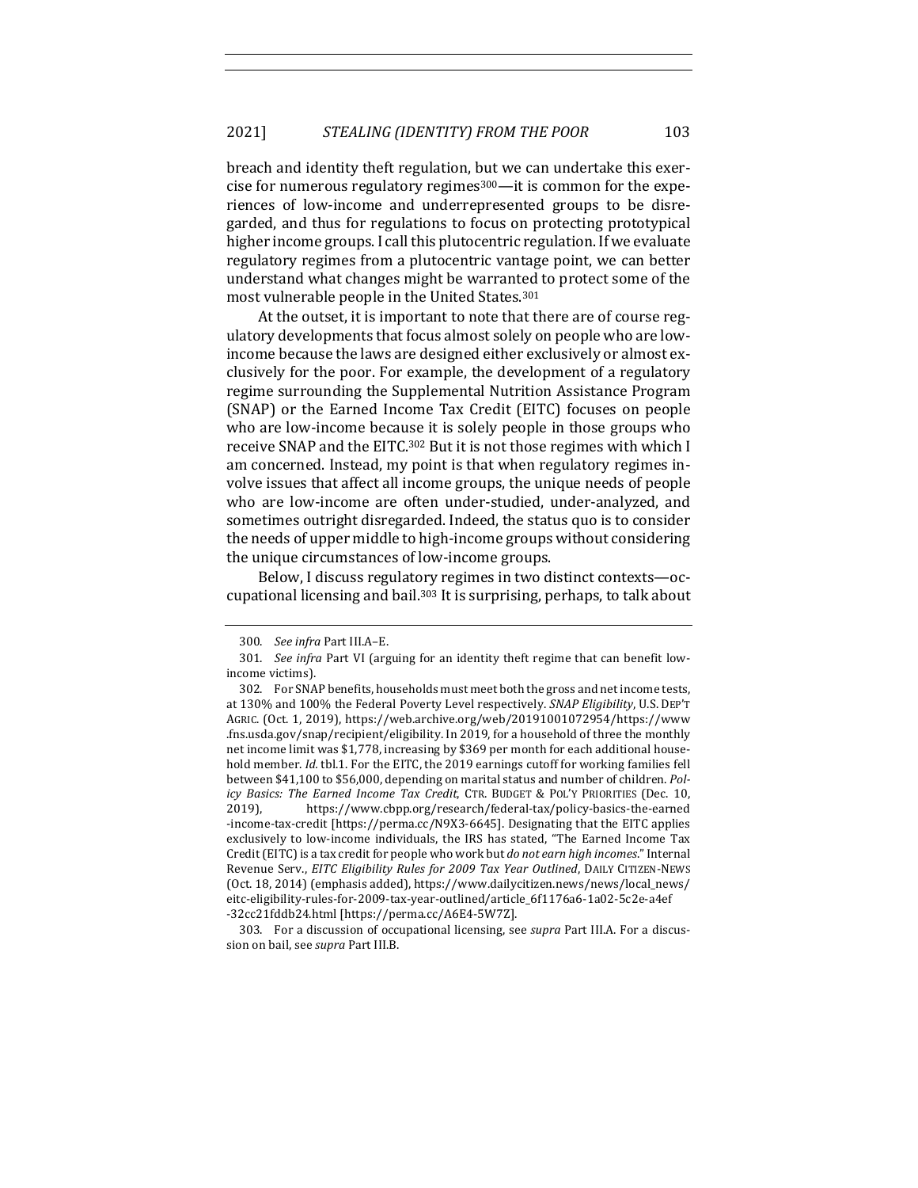breach and identity theft regulation, but we can undertake this exercise for numerous regulatory regimes[300]—it is common for the experiences of low-income and underrepresented groups to be disregarded, and thus for regulations to focus on protecting prototypical higher income groups. I call this plutocentric regulation. If we evaluate regulatory regimes from a plutocentric vantage point, we can better understand what changes might be warranted to protect some of the most vulnerable people in the United States.[301]

At the outset, it is important to note that there are of course regulatory developments that focus almost solely on people who are low-income because the laws are designed either exclusively or almost exclusively for the poor. For example, the development of a regulatory regime surrounding the Supplemental Nutrition Assistance Program (SNAP) or the Earned Income Tax Credit (EITC) focuses on people who are low-income because it is solely people in those groups who receive SNAP and the EITC.[302] But it is not those regimes with which I am concerned. Instead, my point is that when regulatory regimes involve issues that affect all income groups, the unique needs of people who are low-income are often under-studied, under-analyzed, and sometimes outright disregarded. Indeed, the status quo is to consider the needs of upper middle to high-income groups without considering the unique circumstances of low-income groups.

Below, I discuss regulatory regimes in two distinct contexts—occupational licensing and bail.[303] It is surprising, perhaps, to talk about

---

300. *See infra* Part III.A–E.

301. *See infra* Part VI (arguing for an identity theft regime that can benefit low-income victims).

302. For SNAP benefits, households must meet both the gross and net income tests, at 130% and 100% the Federal Poverty Level respectively. *SNAP Eligibility*, U.S. DEP'T AGRIC. (Oct. 1, 2019), https://web.archive.org/web/20191001072954/https://www.fns.usda.gov/snap/recipient/eligibility. In 2019, for a household of three the monthly net income limit was $1,778, increasing by $369 per month for each additional household member. *Id.* tbl.1. For the EITC, the 2019 earnings cutoff for working families fell between $41,100 to $56,000, depending on marital status and number of children. *Policy Basics: The Earned Income Tax Credit*, CTR. BUDGET & POL'Y PRIORITIES (Dec. 10, 2019), https://www.cbpp.org/research/federal-tax/policy-basics-the-earned-income-tax-credit [https://perma.cc/N9X3-6645]. Designating that the EITC applies exclusively to low-income individuals, the IRS has stated, "The Earned Income Tax Credit (EITC) is a tax credit for people who work but *do not earn high incomes*." Internal Revenue Serv., *EITC Eligibility Rules for 2009 Tax Year Outlined*, DAILY CITIZEN-NEWS (Oct. 18, 2014) (emphasis added), https://www.dailycitizen.news/news/local_news/eitc-eligibility-rules-for-2009-tax-year-outlined/article_6f1176a6-1a02-5c2e-a4ef-32cc21fddb24.html [https://perma.cc/A6E4-5W7Z].

303. For a discussion of occupational licensing, see *supra* Part III.A. For a discussion on bail, see *supra* Part III.B.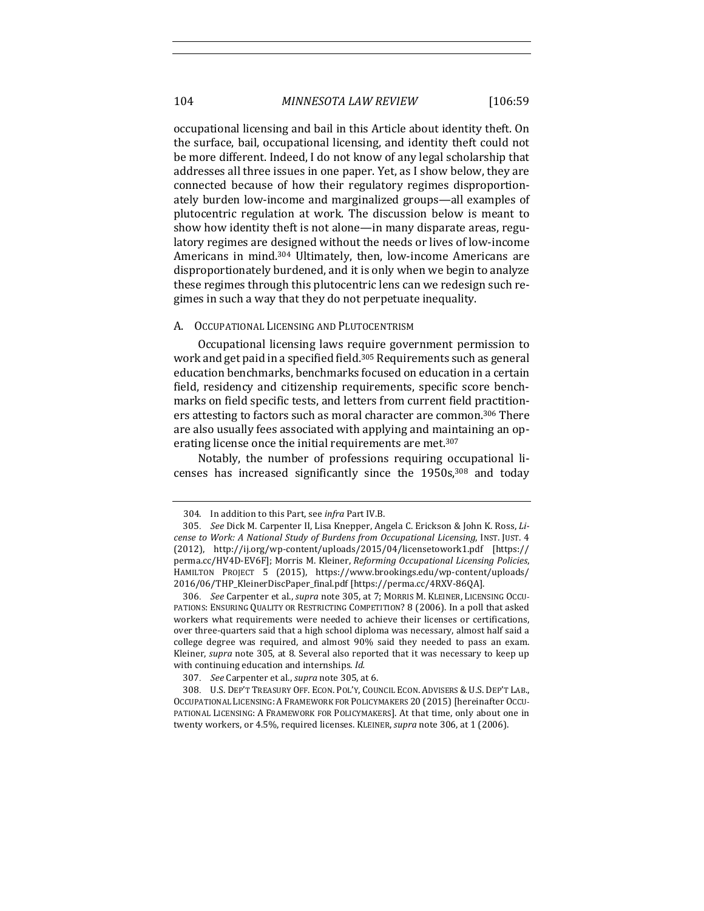occupational licensing and bail in this Article about identity theft. On the surface, bail, occupational licensing, and identity theft could not be more different. Indeed, I do not know of any legal scholarship that addresses all three issues in one paper. Yet, as I show below, they are connected because of how their regulatory regimes disproportionately burden low-income and marginalized groups—all examples of plutocentric regulation at work. The discussion below is meant to show how identity theft is not alone—in many disparate areas, regulatory regimes are designed without the needs or lives of low-income Americans in mind.[304] Ultimately, then, low-income Americans are disproportionately burdened, and it is only when we begin to analyze these regimes through this plutocentric lens can we redesign such regimes in such a way that they do not perpetuate inequality.

### A. Occupational Licensing and Plutocentrism

Occupational licensing laws require government permission to work and get paid in a specified field.[305] Requirements such as general education benchmarks, benchmarks focused on education in a certain field, residency and citizenship requirements, specific score benchmarks on field specific tests, and letters from current field practitioners attesting to factors such as moral character are common.[306] There are also usually fees associated with applying and maintaining an operating license once the initial requirements are met.[307]

Notably, the number of professions requiring occupational licenses has increased significantly since the 1950s,[308] and today

---

304. In addition to this Part, see *infra* Part IV.B.

305. *See* Dick M. Carpenter II, Lisa Knepper, Angela C. Erickson & John K. Ross, *License to Work: A National Study of Burdens from Occupational Licensing*, Inst. Just. 4 (2012), http://ij.org/wp-content/uploads/2015/04/licensetowork1.pdf [https://perma.cc/HV4D-EV6F]; Morris M. Kleiner, *Reforming Occupational Licensing Policies*, Hamilton Project 5 (2015), https://www.brookings.edu/wp-content/uploads/2016/06/THP_KleinerDiscPaper_final.pdf [https://perma.cc/4RXV-86QA].

306. *See* Carpenter et al., *supra* note 305, at 7; Morris M. Kleiner, Licensing Occupations: Ensuring Quality or Restricting Competition? 8 (2006). In a poll that asked workers what requirements were needed to achieve their licenses or certifications, over three-quarters said that a high school diploma was necessary, almost half said a college degree was required, and almost 90% said they needed to pass an exam. Kleiner, *supra* note 305, at 8. Several also reported that it was necessary to keep up with continuing education and internships. *Id.*

307. *See* Carpenter et al., *supra* note 305, at 6.

308. U.S. Dep't Treasury Off. Econ. Pol'y, Council Econ. Advisers & U.S. Dep't Lab., Occupational Licensing: A Framework for Policymakers 20 (2015) [hereinafter Occupational Licensing: A Framework for Policymakers]. At that time, only about one in twenty workers, or 4.5%, required licenses. Kleiner, *supra* note 306, at 1 (2006).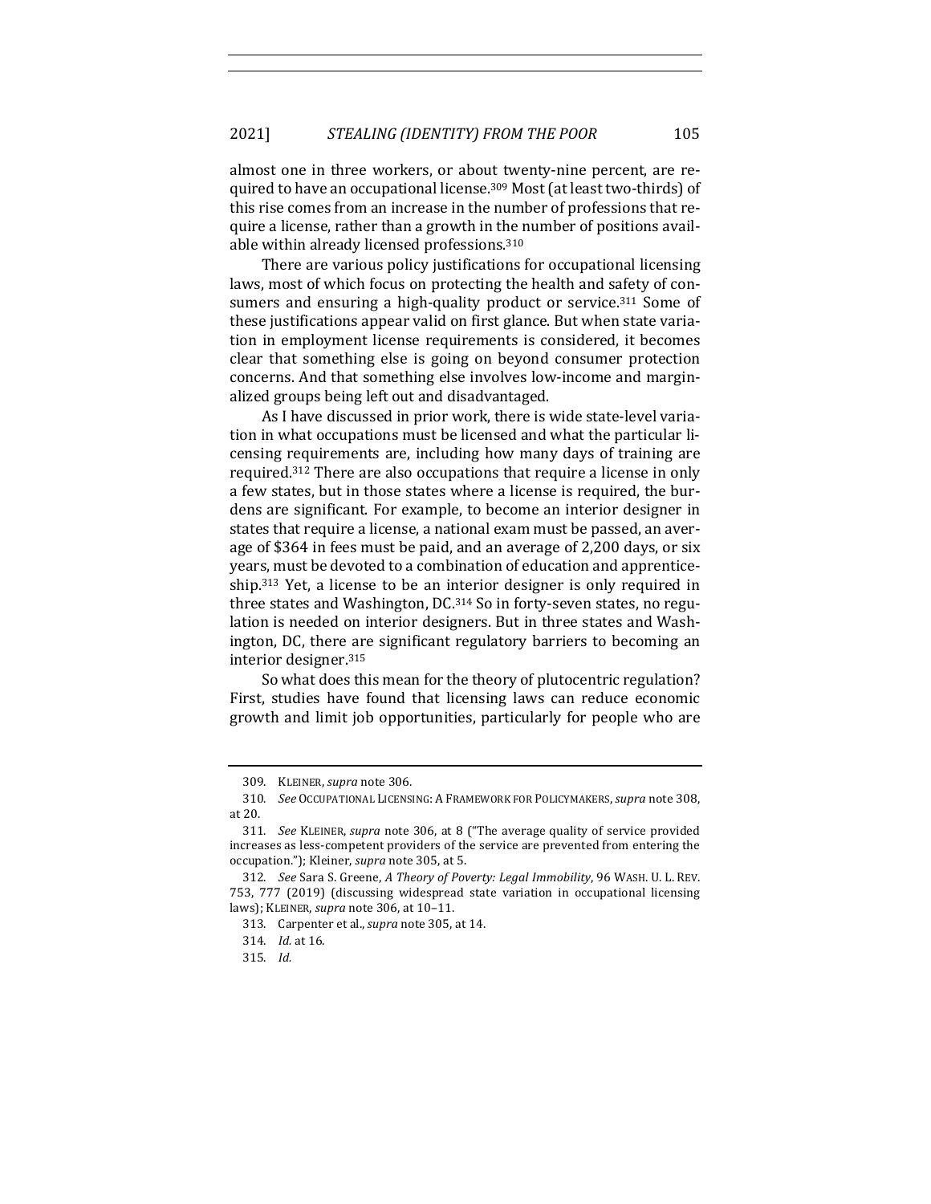almost one in three workers, or about twenty-nine percent, are required to have an occupational license.[309] Most (at least two-thirds) of this rise comes from an increase in the number of professions that require a license, rather than a growth in the number of positions available within already licensed professions.[310]

There are various policy justifications for occupational licensing laws, most of which focus on protecting the health and safety of consumers and ensuring a high-quality product or service.[311] Some of these justifications appear valid on first glance. But when state variation in employment license requirements is considered, it becomes clear that something else is going on beyond consumer protection concerns. And that something else involves low-income and marginalized groups being left out and disadvantaged.

As I have discussed in prior work, there is wide state-level variation in what occupations must be licensed and what the particular licensing requirements are, including how many days of training are required.[312] There are also occupations that require a license in only a few states, but in those states where a license is required, the burdens are significant. For example, to become an interior designer in states that require a license, a national exam must be passed, an average of $364 in fees must be paid, and an average of 2,200 days, or six years, must be devoted to a combination of education and apprenticeship.[313] Yet, a license to be an interior designer is only required in three states and Washington, DC.[314] So in forty-seven states, no regulation is needed on interior designers. But in three states and Washington, DC, there are significant regulatory barriers to becoming an interior designer.[315]

So what does this mean for the theory of plutocentric regulation? First, studies have found that licensing laws can reduce economic growth and limit job opportunities, particularly for people who are

---

309. KLEINER, *supra* note 306.

310. *See* OCCUPATIONAL LICENSING: A FRAMEWORK FOR POLICYMAKERS, *supra* note 308, at 20.

311. *See* KLEINER, *supra* note 306, at 8 ("The average quality of service provided increases as less-competent providers of the service are prevented from entering the occupation."); Kleiner, *supra* note 305, at 5.

312. *See* Sara S. Greene, *A Theory of Poverty: Legal Immobility*, 96 WASH. U. L. REV. 753, 777 (2019) (discussing widespread state variation in occupational licensing laws); KLEINER, *supra* note 306, at 10–11.

313. Carpenter et al., *supra* note 305, at 14.

314. *Id.* at 16.

315. *Id.*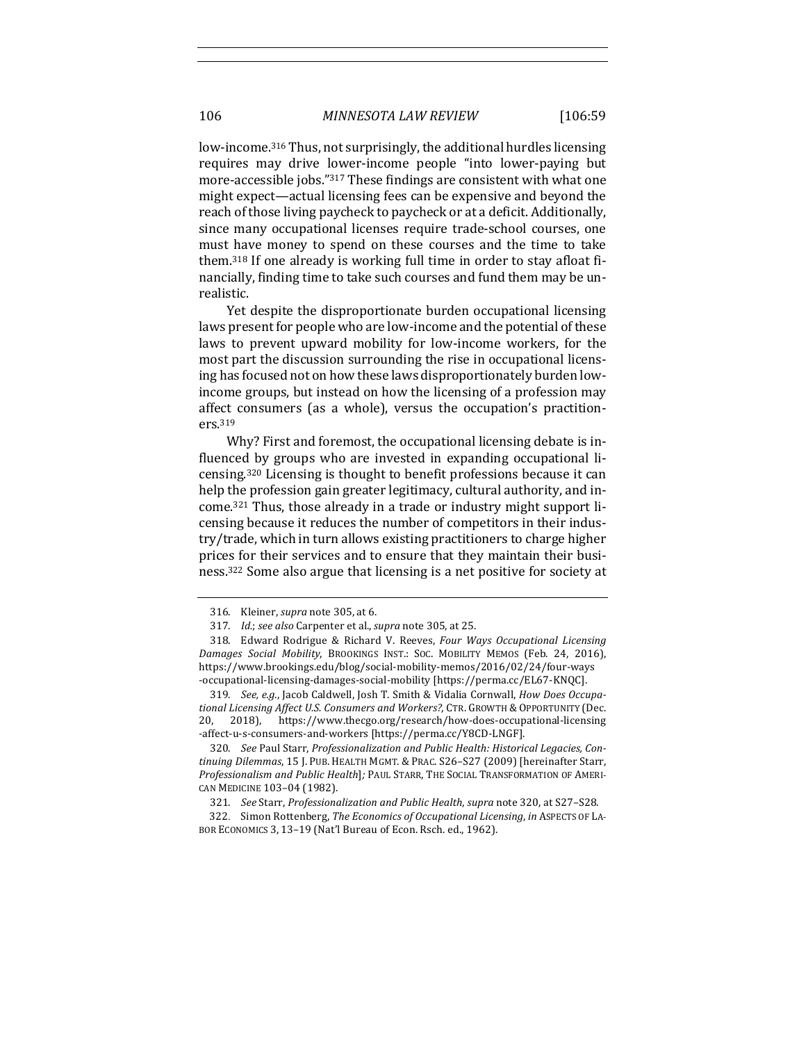low-income.[316] Thus, not surprisingly, the additional hurdles licensing requires may drive lower-income people "into lower-paying but more-accessible jobs."[317] These findings are consistent with what one might expect—actual licensing fees can be expensive and beyond the reach of those living paycheck to paycheck or at a deficit. Additionally, since many occupational licenses require trade-school courses, one must have money to spend on these courses and the time to take them.[318] If one already is working full time in order to stay afloat financially, finding time to take such courses and fund them may be unrealistic.

Yet despite the disproportionate burden occupational licensing laws present for people who are low-income and the potential of these laws to prevent upward mobility for low-income workers, for the most part the discussion surrounding the rise in occupational licensing has focused not on how these laws disproportionately burden low-income groups, but instead on how the licensing of a profession may affect consumers (as a whole), versus the occupation's practitioners.[319]

Why? First and foremost, the occupational licensing debate is influenced by groups who are invested in expanding occupational licensing.[320] Licensing is thought to benefit professions because it can help the profession gain greater legitimacy, cultural authority, and income.[321] Thus, those already in a trade or industry might support licensing because it reduces the number of competitors in their industry/trade, which in turn allows existing practitioners to charge higher prices for their services and to ensure that they maintain their business.[322] Some also argue that licensing is a net positive for society at

---

316. Kleiner, *supra* note 305, at 6.

317. *Id.*; *see also* Carpenter et al., *supra* note 305, at 25.

318. Edward Rodrigue & Richard V. Reeves, *Four Ways Occupational Licensing Damages Social Mobility*, BROOKINGS INST.: SOC. MOBILITY MEMOS (Feb. 24, 2016), https://www.brookings.edu/blog/social-mobility-memos/2016/02/24/four-ways-occupational-licensing-damages-social-mobility [https://perma.cc/EL67-KNQC].

319. *See, e.g.*, Jacob Caldwell, Josh T. Smith & Vidalia Cornwall, *How Does Occupational Licensing Affect U.S. Consumers and Workers?*, CTR. GROWTH & OPPORTUNITY (Dec. 20, 2018), https://www.thecgo.org/research/how-does-occupational-licensing-affect-u-s-consumers-and-workers [https://perma.cc/Y8CD-LNGF].

320. *See* Paul Starr, *Professionalization and Public Health: Historical Legacies, Continuing Dilemmas*, 15 J. PUB. HEALTH MGMT. & PRAC. S26–S27 (2009) [hereinafter Starr, *Professionalism and Public Health*]; PAUL STARR, THE SOCIAL TRANSFORMATION OF AMERICAN MEDICINE 103–04 (1982).

321. *See* Starr, *Professionalization and Public Health*, *supra* note 320, at S27–S28.

322. Simon Rottenberg, *The Economics of Occupational Licensing*, *in* ASPECTS OF LABOR ECONOMICS 3, 13–19 (Nat'l Bureau of Econ. Rsch. ed., 1962).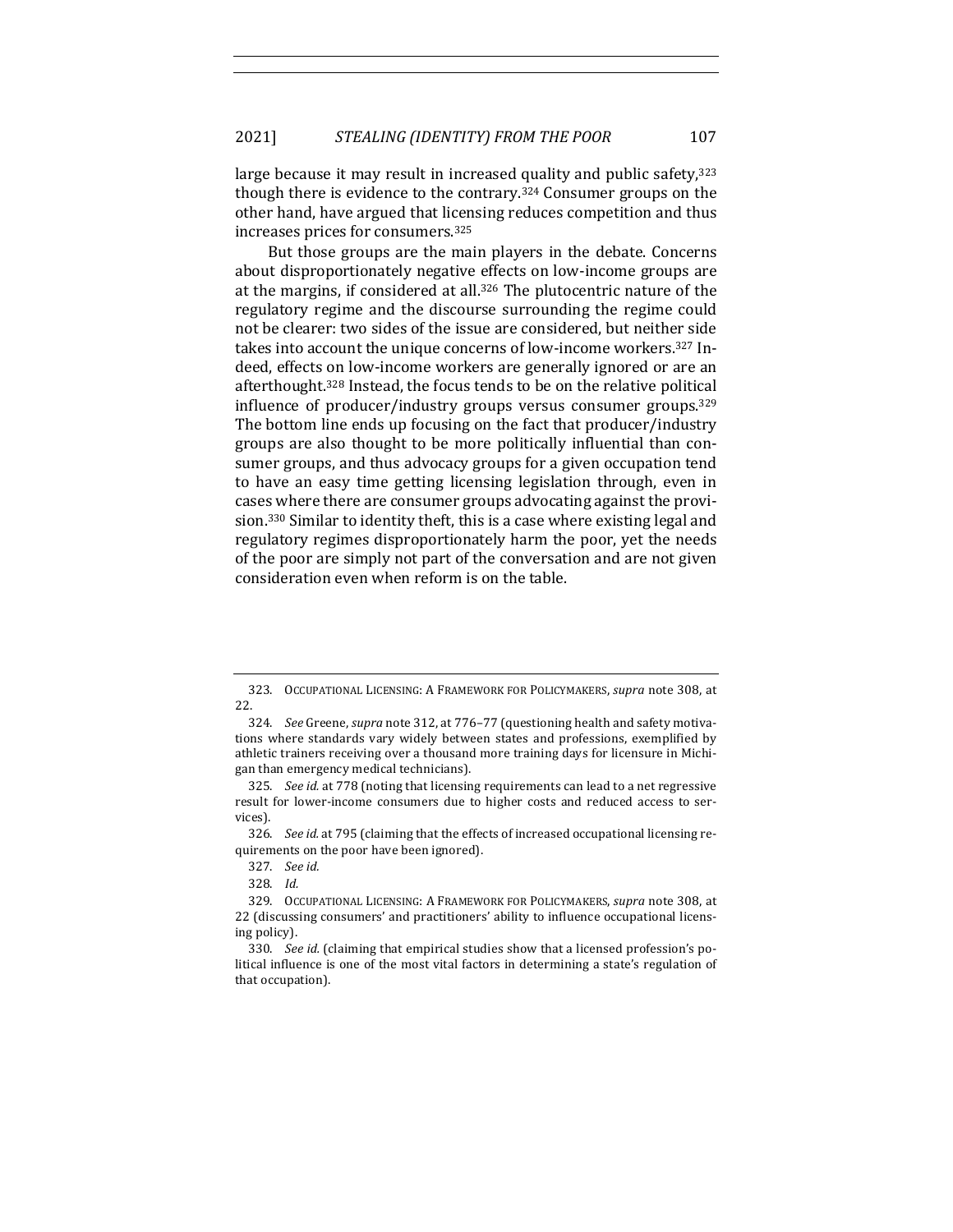large because it may result in increased quality and public safety,[323] though there is evidence to the contrary.[324] Consumer groups on the other hand, have argued that licensing reduces competition and thus increases prices for consumers.[325]

But those groups are the main players in the debate. Concerns about disproportionately negative effects on low-income groups are at the margins, if considered at all.[326] The plutocentric nature of the regulatory regime and the discourse surrounding the regime could not be clearer: two sides of the issue are considered, but neither side takes into account the unique concerns of low-income workers.[327] Indeed, effects on low-income workers are generally ignored or are an afterthought.[328] Instead, the focus tends to be on the relative political influence of producer/industry groups versus consumer groups.[329] The bottom line ends up focusing on the fact that producer/industry groups are also thought to be more politically influential than consumer groups, and thus advocacy groups for a given occupation tend to have an easy time getting licensing legislation through, even in cases where there are consumer groups advocating against the provision.[330] Similar to identity theft, this is a case where existing legal and regulatory regimes disproportionately harm the poor, yet the needs of the poor are simply not part of the conversation and are not given consideration even when reform is on the table.

---

323. OCCUPATIONAL LICENSING: A FRAMEWORK FOR POLICYMAKERS, *supra* note 308, at 22.

324. *See* Greene, *supra* note 312, at 776–77 (questioning health and safety motivations where standards vary widely between states and professions, exemplified by athletic trainers receiving over a thousand more training days for licensure in Michigan than emergency medical technicians).

325. *See id.* at 778 (noting that licensing requirements can lead to a net regressive result for lower-income consumers due to higher costs and reduced access to services).

326. *See id.* at 795 (claiming that the effects of increased occupational licensing requirements on the poor have been ignored).

327. *See id.*

328. *Id.*

329. OCCUPATIONAL LICENSING: A FRAMEWORK FOR POLICYMAKERS, *supra* note 308, at 22 (discussing consumers' and practitioners' ability to influence occupational licensing policy).

330. *See id.* (claiming that empirical studies show that a licensed profession's political influence is one of the most vital factors in determining a state's regulation of that occupation).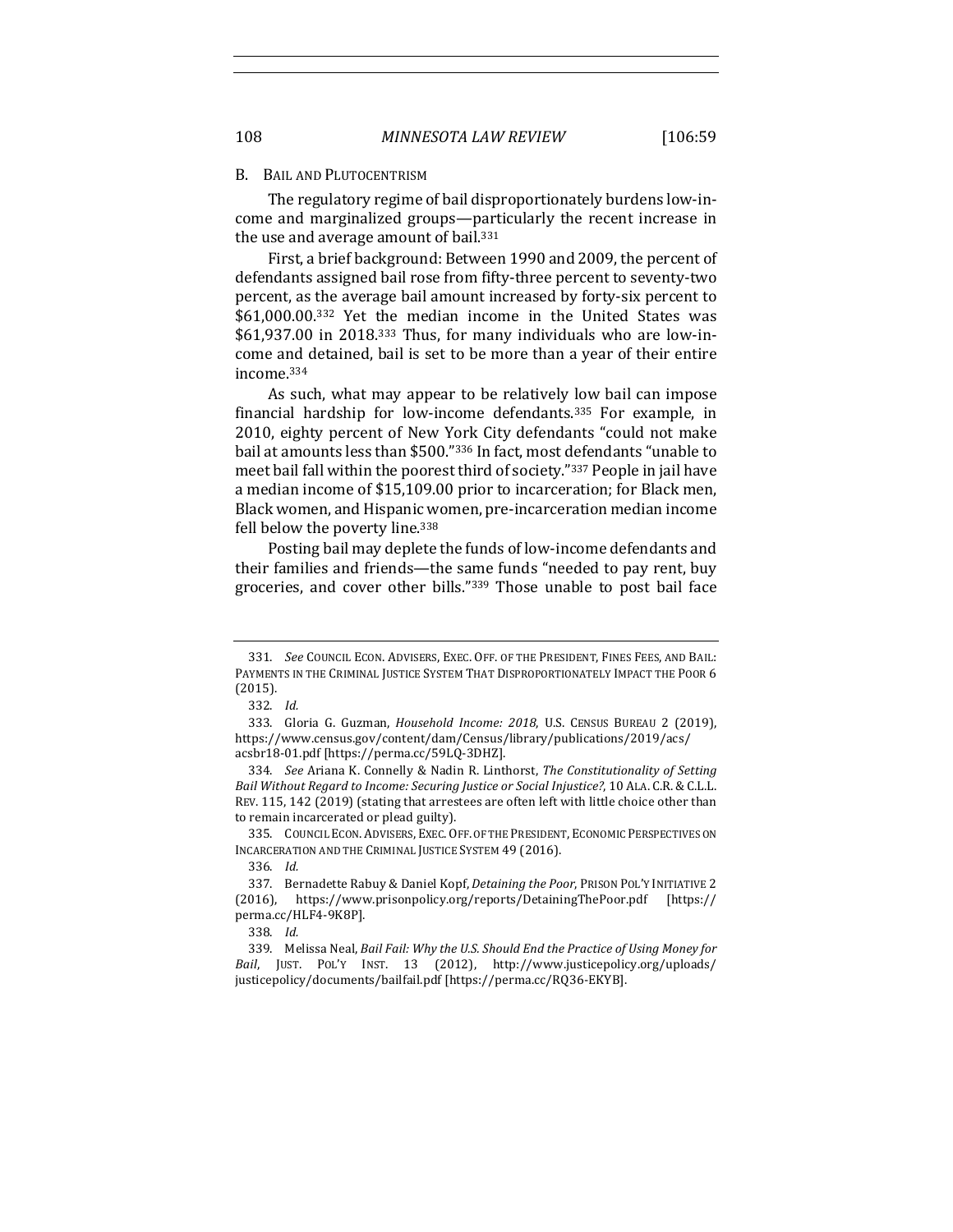### B. Bail and Plutocentrism

The regulatory regime of bail disproportionately burdens low-income and marginalized groups—particularly the recent increase in the use and average amount of bail.[331]

First, a brief background: Between 1990 and 2009, the percent of defendants assigned bail rose from fifty-three percent to seventy-two percent, as the average bail amount increased by forty-six percent to $61,000.00.[332] Yet the median income in the United States was $61,937.00 in 2018.[333] Thus, for many individuals who are low-income and detained, bail is set to be more than a year of their entire income.[334]

As such, what may appear to be relatively low bail can impose financial hardship for low-income defendants.[335] For example, in 2010, eighty percent of New York City defendants "could not make bail at amounts less than $500."[336] In fact, most defendants "unable to meet bail fall within the poorest third of society."[337] People in jail have a median income of $15,109.00 prior to incarceration; for Black men, Black women, and Hispanic women, pre-incarceration median income fell below the poverty line.[338]

Posting bail may deplete the funds of low-income defendants and their families and friends—the same funds "needed to pay rent, buy groceries, and cover other bills."[339] Those unable to post bail face

---

331. *See* Council Econ. Advisers, Exec. Off. of the President, Fines Fees, and Bail: Payments in the Criminal Justice System That Disproportionately Impact the Poor 6 (2015).

332. *Id.*

333. Gloria G. Guzman, *Household Income: 2018*, U.S. Census Bureau 2 (2019), https://www.census.gov/content/dam/Census/library/publications/2019/acs/acsbr18-01.pdf [https://perma.cc/59LQ-3DHZ].

334. *See* Ariana K. Connelly & Nadin R. Linthorst, *The Constitutionality of Setting Bail Without Regard to Income: Securing Justice or Social Injustice?*, 10 Ala. C.R. & C.L.L. Rev. 115, 142 (2019) (stating that arrestees are often left with little choice other than to remain incarcerated or plead guilty).

335. Council Econ. Advisers, Exec. Off. of the President, Economic Perspectives on Incarceration and the Criminal Justice System 49 (2016).

336. *Id.*

337. Bernadette Rabuy & Daniel Kopf, *Detaining the Poor*, Prison Pol'y Initiative 2 (2016), https://www.prisonpolicy.org/reports/DetainingThePoor.pdf [https://perma.cc/HLF4-9K8P].

338. *Id.*

339. Melissa Neal, *Bail Fail: Why the U.S. Should End the Practice of Using Money for Bail*, Just. Pol'y Inst. 13 (2012), http://www.justicepolicy.org/uploads/justicepolicy/documents/bailfail.pdf [https://perma.cc/RQ36-EKYB].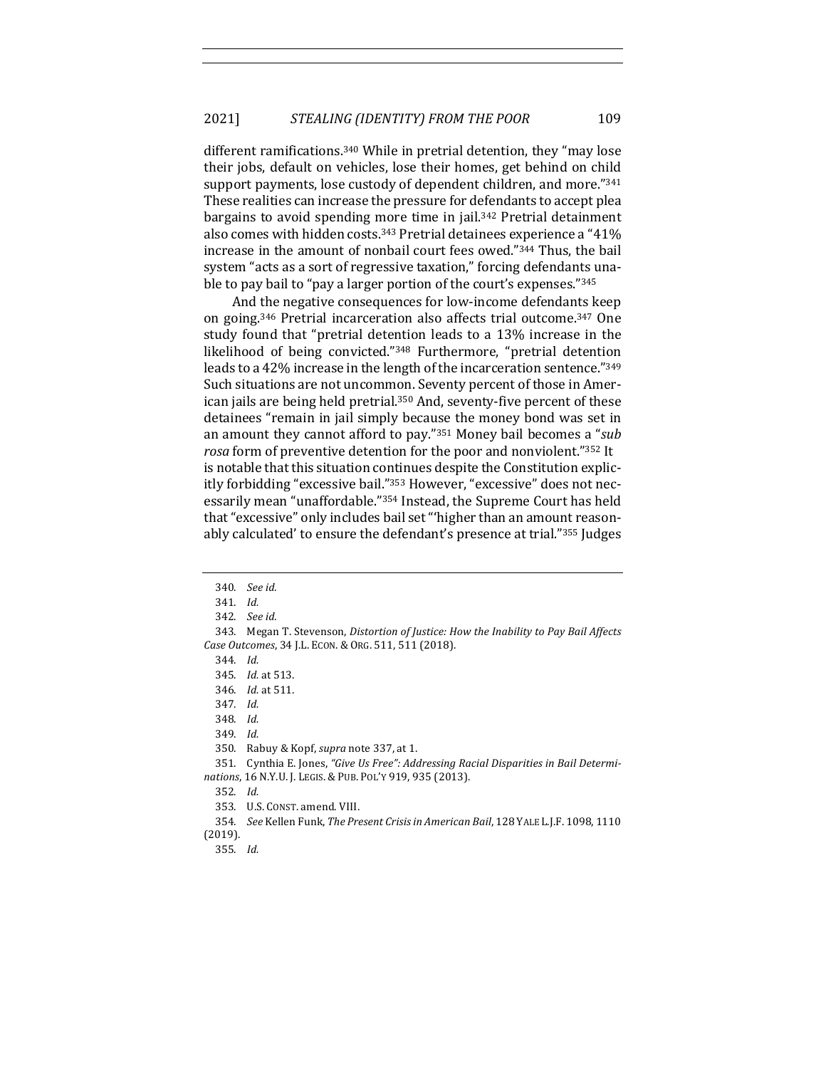different ramifications.[340] While in pretrial detention, they "may lose their jobs, default on vehicles, lose their homes, get behind on child support payments, lose custody of dependent children, and more."[341] These realities can increase the pressure for defendants to accept plea bargains to avoid spending more time in jail.[342] Pretrial detainment also comes with hidden costs.[343] Pretrial detainees experience a "41% increase in the amount of nonbail court fees owed."[344] Thus, the bail system "acts as a sort of regressive taxation," forcing defendants unable to pay bail to "pay a larger portion of the court's expenses."[345]

And the negative consequences for low-income defendants keep on going.[346] Pretrial incarceration also affects trial outcome.[347] One study found that "pretrial detention leads to a 13% increase in the likelihood of being convicted."[348] Furthermore, "pretrial detention leads to a 42% increase in the length of the incarceration sentence."[349] Such situations are not uncommon. Seventy percent of those in American jails are being held pretrial.[350] And, seventy-five percent of these detainees "remain in jail simply because the money bond was set in an amount they cannot afford to pay."[351] Money bail becomes a "*sub rosa* form of preventive detention for the poor and nonviolent."[352] It is notable that this situation continues despite the Constitution explicitly forbidding "excessive bail."[353] However, "excessive" does not necessarily mean "unaffordable."[354] Instead, the Supreme Court has held that "excessive" only includes bail set "'higher than an amount reasonably calculated' to ensure the defendant's presence at trial."[355] Judges

---

340. *See id.*

341. *Id.*

342. *See id.*

343. Megan T. Stevenson, *Distortion of Justice: How the Inability to Pay Bail Affects Case Outcomes*, 34 J.L. ECON. & ORG. 511, 511 (2018).

344. *Id.*

345. *Id.* at 513.

346. *Id.* at 511.

347. *Id.*

348. *Id.*

349. *Id.*

350. Rabuy & Kopf, *supra* note 337, at 1.

351. Cynthia E. Jones, *"Give Us Free": Addressing Racial Disparities in Bail Determinations*, 16 N.Y.U. J. LEGIS. & PUB. POL'Y 919, 935 (2013).

352. *Id.*

353. U.S. CONST. amend. VIII.

354. *See* Kellen Funk, *The Present Crisis in American Bail*, 128 YALE L.J.F. 1098, 1110 (2019).

355. *Id.*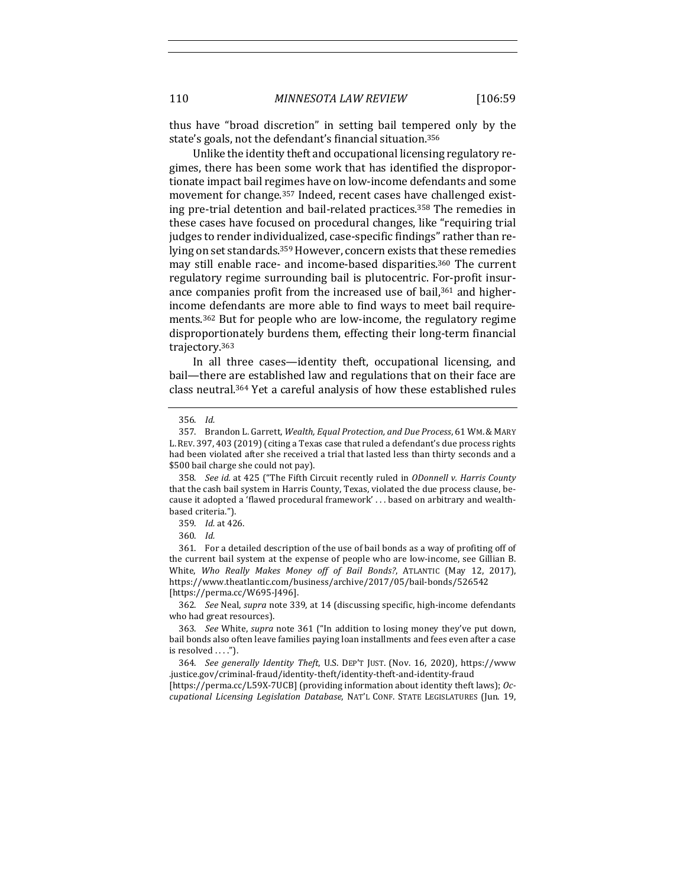thus have "broad discretion" in setting bail tempered only by the state's goals, not the defendant's financial situation.[356]

Unlike the identity theft and occupational licensing regulatory regimes, there has been some work that has identified the disproportionate impact bail regimes have on low-income defendants and some movement for change.[357] Indeed, recent cases have challenged existing pre-trial detention and bail-related practices.[358] The remedies in these cases have focused on procedural changes, like "requiring trial judges to render individualized, case-specific findings" rather than relying on set standards.[359] However, concern exists that these remedies may still enable race- and income-based disparities.[360] The current regulatory regime surrounding bail is plutocentric. For-profit insurance companies profit from the increased use of bail,[361] and higher-income defendants are more able to find ways to meet bail requirements.[362] But for people who are low-income, the regulatory regime disproportionately burdens them, effecting their long-term financial trajectory.[363]

In all three cases—identity theft, occupational licensing, and bail—there are established law and regulations that on their face are class neutral.[364] Yet a careful analysis of how these established rules

---

356. *Id.*

357. Brandon L. Garrett, *Wealth, Equal Protection, and Due Process*, 61 WM. & MARY L. REV. 397, 403 (2019) (citing a Texas case that ruled a defendant's due process rights had been violated after she received a trial that lasted less than thirty seconds and a $500 bail charge she could not pay).

358. *See id.* at 425 ("The Fifth Circuit recently ruled in *ODonnell v. Harris County* that the cash bail system in Harris County, Texas, violated the due process clause, because it adopted a 'flawed procedural framework' . . . based on arbitrary and wealth-based criteria.").

359. *Id.* at 426.

360. *Id.*

361. For a detailed description of the use of bail bonds as a way of profiting off of the current bail system at the expense of people who are low-income, see Gillian B. White, *Who Really Makes Money off of Bail Bonds?*, ATLANTIC (May 12, 2017), https://www.theatlantic.com/business/archive/2017/05/bail-bonds/526542 [https://perma.cc/W695-J496].

362. *See* Neal, *supra* note 339, at 14 (discussing specific, high-income defendants who had great resources).

363. *See* White, *supra* note 361 ("In addition to losing money they've put down, bail bonds also often leave families paying loan installments and fees even after a case is resolved . . . .").

364. *See generally Identity Theft*, U.S. DEP'T JUST. (Nov. 16, 2020), https://www.justice.gov/criminal-fraud/identity-theft/identity-theft-and-identity-fraud [https://perma.cc/L59X-7UCB] (providing information about identity theft laws); *Occupational Licensing Legislation Database*, NAT'L CONF. STATE LEGISLATURES (Jun. 19,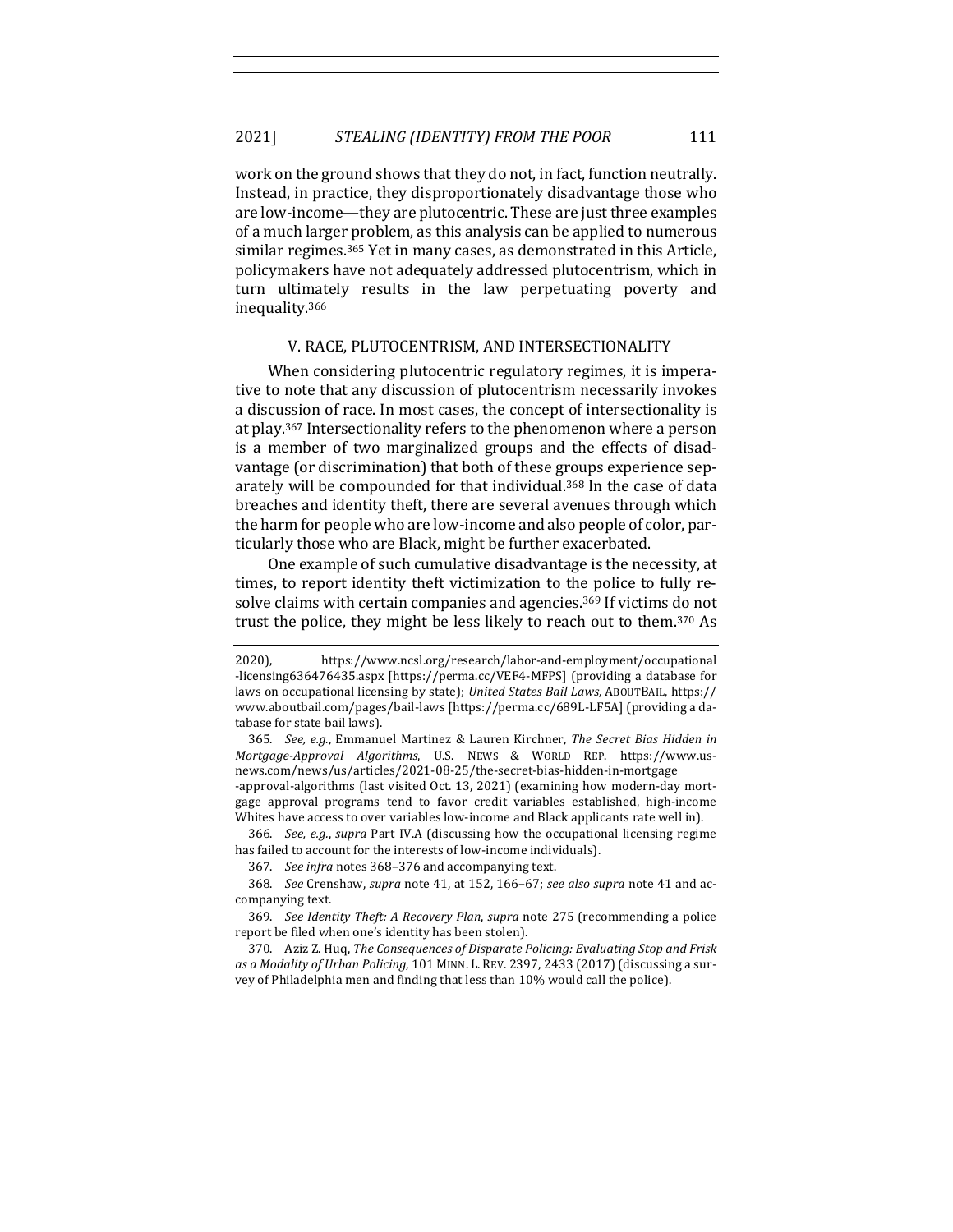work on the ground shows that they do not, in fact, function neutrally. Instead, in practice, they disproportionately disadvantage those who are low-income—they are plutocentric. These are just three examples of a much larger problem, as this analysis can be applied to numerous similar regimes.[365] Yet in many cases, as demonstrated in this Article, policymakers have not adequately addressed plutocentrism, which in turn ultimately results in the law perpetuating poverty and inequality.[366]

## V. RACE, PLUTOCENTRISM, AND INTERSECTIONALITY

When considering plutocentric regulatory regimes, it is imperative to note that any discussion of plutocentrism necessarily invokes a discussion of race. In most cases, the concept of intersectionality is at play.[367] Intersectionality refers to the phenomenon where a person is a member of two marginalized groups and the effects of disadvantage (or discrimination) that both of these groups experience separately will be compounded for that individual.[368] In the case of data breaches and identity theft, there are several avenues through which the harm for people who are low-income and also people of color, particularly those who are Black, might be further exacerbated.

One example of such cumulative disadvantage is the necessity, at times, to report identity theft victimization to the police to fully resolve claims with certain companies and agencies.[369] If victims do not trust the police, they might be less likely to reach out to them.[370] As

---

2020), https://www.ncsl.org/research/labor-and-employment/occupational-licensing636476435.aspx [https://perma.cc/VEF4-MFPS] (providing a database for laws on occupational licensing by state); *United States Bail Laws*, ABOUTBAIL, https://www.aboutbail.com/pages/bail-laws [https://perma.cc/689L-LF5A] (providing a database for state bail laws).

365. *See, e.g.*, Emmanuel Martinez & Lauren Kirchner, *The Secret Bias Hidden in Mortgage-Approval Algorithms*, U.S. NEWS & WORLD REP. https://www.usnews.com/news/us/articles/2021-08-25/the-secret-bias-hidden-in-mortgage-approval-algorithms (last visited Oct. 13, 2021) (examining how modern-day mortgage approval programs tend to favor credit variables established, high-income Whites have access to over variables low-income and Black applicants rate well in).

366. *See, e.g.*, *supra* Part IV.A (discussing how the occupational licensing regime has failed to account for the interests of low-income individuals).

367. *See infra* notes 368–376 and accompanying text.

368. *See* Crenshaw, *supra* note 41, at 152, 166–67; *see also supra* note 41 and accompanying text.

369. *See Identity Theft: A Recovery Plan*, *supra* note 275 (recommending a police report be filed when one's identity has been stolen).

370. Aziz Z. Huq, *The Consequences of Disparate Policing: Evaluating Stop and Frisk as a Modality of Urban Policing*, 101 MINN. L. REV. 2397, 2433 (2017) (discussing a survey of Philadelphia men and finding that less than 10% would call the police).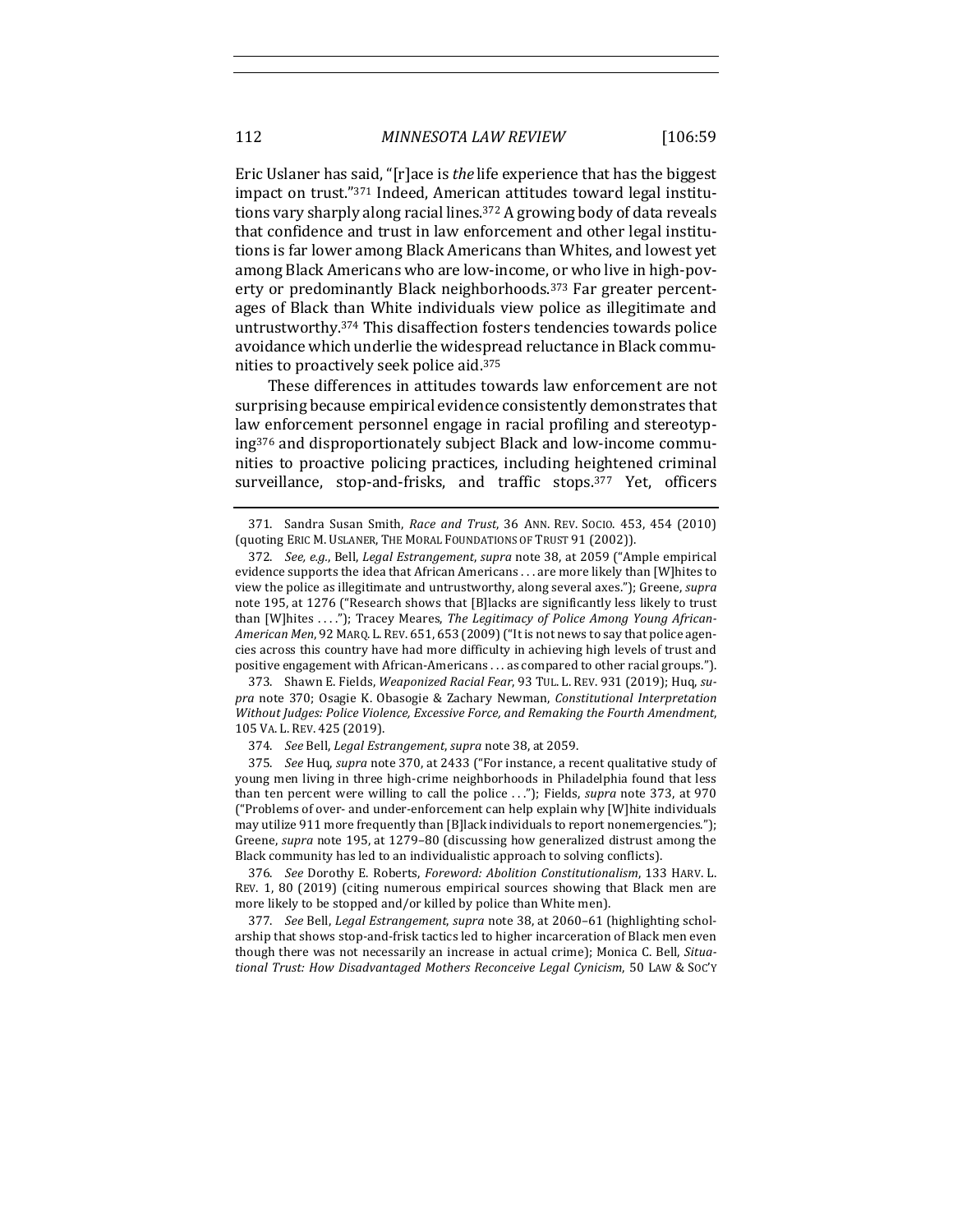Eric Uslaner has said, "[r]ace is *the* life experience that has the biggest impact on trust."[371] Indeed, American attitudes toward legal institutions vary sharply along racial lines.[372] A growing body of data reveals that confidence and trust in law enforcement and other legal institutions is far lower among Black Americans than Whites, and lowest yet among Black Americans who are low-income, or who live in high-poverty or predominantly Black neighborhoods.[373] Far greater percentages of Black than White individuals view police as illegitimate and untrustworthy.[374] This disaffection fosters tendencies towards police avoidance which underlie the widespread reluctance in Black communities to proactively seek police aid.[375]

These differences in attitudes towards law enforcement are not surprising because empirical evidence consistently demonstrates that law enforcement personnel engage in racial profiling and stereotyping[376] and disproportionately subject Black and low-income communities to proactive policing practices, including heightened criminal surveillance, stop-and-frisks, and traffic stops.[377] Yet, officers

371. Sandra Susan Smith, *Race and Trust*, 36 ANN. REV. SOCIO. 453, 454 (2010) (quoting ERIC M. USLANER, THE MORAL FOUNDATIONS OF TRUST 91 (2002)).

372. *See, e.g.*, Bell, *Legal Estrangement*, *supra* note 38, at 2059 ("Ample empirical evidence supports the idea that African Americans . . . are more likely than [W]hites to view the police as illegitimate and untrustworthy, along several axes."); Greene, *supra* note 195, at 1276 ("Research shows that [B]lacks are significantly less likely to trust than [W]hites . . . ."); Tracey Meares, *The Legitimacy of Police Among Young African-American Men*, 92 MARQ. L. REV. 651, 653 (2009) ("It is not news to say that police agencies across this country have had more difficulty in achieving high levels of trust and positive engagement with African-Americans . . . as compared to other racial groups.").

373. Shawn E. Fields, *Weaponized Racial Fear*, 93 TUL. L. REV. 931 (2019); Huq, *supra* note 370; Osagie K. Obasogie & Zachary Newman, *Constitutional Interpretation Without Judges: Police Violence, Excessive Force, and Remaking the Fourth Amendment*, 105 VA. L. REV. 425 (2019).

374. *See* Bell, *Legal Estrangement*, *supra* note 38, at 2059.

375. *See* Huq, *supra* note 370, at 2433 ("For instance, a recent qualitative study of young men living in three high-crime neighborhoods in Philadelphia found that less than ten percent were willing to call the police . . ."); Fields, *supra* note 373, at 970 ("Problems of over- and under-enforcement can help explain why [W]hite individuals may utilize 911 more frequently than [B]lack individuals to report nonemergencies."); Greene, *supra* note 195, at 1279–80 (discussing how generalized distrust among the Black community has led to an individualistic approach to solving conflicts).

376. *See* Dorothy E. Roberts, *Foreword: Abolition Constitutionalism*, 133 HARV. L. REV. 1, 80 (2019) (citing numerous empirical sources showing that Black men are more likely to be stopped and/or killed by police than White men).

377. *See* Bell, *Legal Estrangement*, *supra* note 38, at 2060–61 (highlighting scholarship that shows stop-and-frisk tactics led to higher incarceration of Black men even though there was not necessarily an increase in actual crime); Monica C. Bell, *Situational Trust: How Disadvantaged Mothers Reconceive Legal Cynicism*, 50 LAW & SOC'Y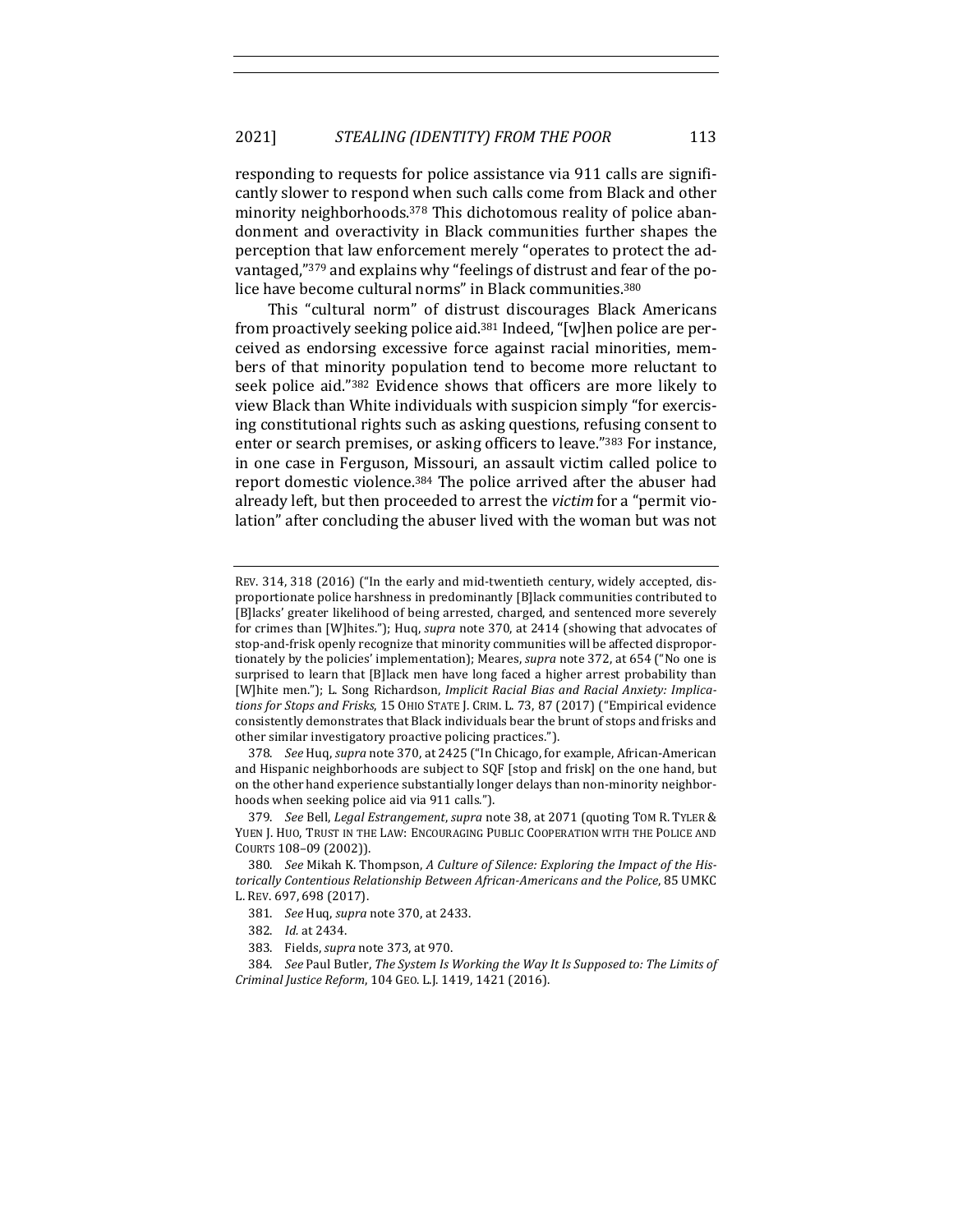responding to requests for police assistance via 911 calls are significantly slower to respond when such calls come from Black and other minority neighborhoods.[378] This dichotomous reality of police abandonment and overactivity in Black communities further shapes the perception that law enforcement merely "operates to protect the advantaged,"[379] and explains why "feelings of distrust and fear of the police have become cultural norms" in Black communities.[380]

This "cultural norm" of distrust discourages Black Americans from proactively seeking police aid.[381] Indeed, "[w]hen police are perceived as endorsing excessive force against racial minorities, members of that minority population tend to become more reluctant to seek police aid."[382] Evidence shows that officers are more likely to view Black than White individuals with suspicion simply "for exercising constitutional rights such as asking questions, refusing consent to enter or search premises, or asking officers to leave."[383] For instance, in one case in Ferguson, Missouri, an assault victim called police to report domestic violence.[384] The police arrived after the abuser had already left, but then proceeded to arrest the *victim* for a "permit violation" after concluding the abuser lived with the woman but was not

---

REV. 314, 318 (2016) ("In the early and mid-twentieth century, widely accepted, disproportionate police harshness in predominantly [B]lack communities contributed to [B]lacks' greater likelihood of being arrested, charged, and sentenced more severely for crimes than [W]hites."); Huq, *supra* note 370, at 2414 (showing that advocates of stop-and-frisk openly recognize that minority communities will be affected disproportionately by the policies' implementation); Meares, *supra* note 372, at 654 ("No one is surprised to learn that [B]lack men have long faced a higher arrest probability than [W]hite men."); L. Song Richardson, *Implicit Racial Bias and Racial Anxiety: Implications for Stops and Frisks*, 15 OHIO STATE J. CRIM. L. 73, 87 (2017) ("Empirical evidence consistently demonstrates that Black individuals bear the brunt of stops and frisks and other similar investigatory proactive policing practices.").

378. *See* Huq, *supra* note 370, at 2425 ("In Chicago, for example, African-American and Hispanic neighborhoods are subject to SQF [stop and frisk] on the one hand, but on the other hand experience substantially longer delays than non-minority neighborhoods when seeking police aid via 911 calls.").

379. *See* Bell, *Legal Estrangement*, *supra* note 38, at 2071 (quoting TOM R. TYLER & YUEN J. HUO, TRUST IN THE LAW: ENCOURAGING PUBLIC COOPERATION WITH THE POLICE AND COURTS 108–09 (2002)).

380. *See* Mikah K. Thompson, *A Culture of Silence: Exploring the Impact of the Historically Contentious Relationship Between African-Americans and the Police*, 85 UMKC L. REV. 697, 698 (2017).

381. *See* Huq, *supra* note 370, at 2433.

382. *Id.* at 2434.

383. Fields, *supra* note 373, at 970.

384. *See* Paul Butler, *The System Is Working the Way It Is Supposed to: The Limits of Criminal Justice Reform*, 104 GEO. L.J. 1419, 1421 (2016).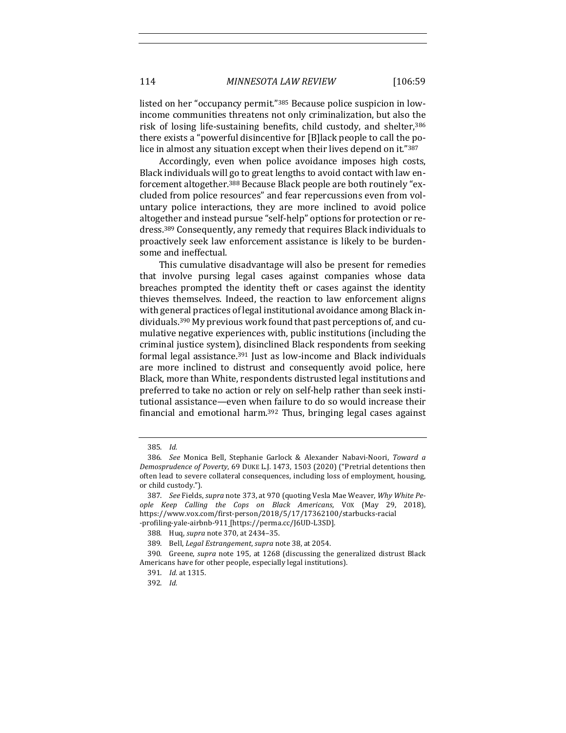listed on her "occupancy permit."[385] Because police suspicion in low-income communities threatens not only criminalization, but also the risk of losing life-sustaining benefits, child custody, and shelter,[386] there exists a "powerful disincentive for [B]lack people to call the police in almost any situation except when their lives depend on it."[387]

Accordingly, even when police avoidance imposes high costs, Black individuals will go to great lengths to avoid contact with law enforcement altogether.[388] Because Black people are both routinely "excluded from police resources" and fear repercussions even from voluntary police interactions, they are more inclined to avoid police altogether and instead pursue "self-help" options for protection or redress.[389] Consequently, any remedy that requires Black individuals to proactively seek law enforcement assistance is likely to be burdensome and ineffectual.

This cumulative disadvantage will also be present for remedies that involve pursing legal cases against companies whose data breaches prompted the identity theft or cases against the identity thieves themselves. Indeed, the reaction to law enforcement aligns with general practices of legal institutional avoidance among Black individuals.[390] My previous work found that past perceptions of, and cumulative negative experiences with, public institutions (including the criminal justice system), disinclined Black respondents from seeking formal legal assistance.[391] Just as low-income and Black individuals are more inclined to distrust and consequently avoid police, here Black, more than White, respondents distrusted legal institutions and preferred to take no action or rely on self-help rather than seek institutional assistance—even when failure to do so would increase their financial and emotional harm.[392] Thus, bringing legal cases against

---

385. *Id.*

386. *See* Monica Bell, Stephanie Garlock & Alexander Nabavi-Noori, *Toward a Demosprudence of Poverty*, 69 DUKE L.J. 1473, 1503 (2020) ("Pretrial detentions then often lead to severe collateral consequences, including loss of employment, housing, or child custody.").

387. *See* Fields, *supra* note 373, at 970 (quoting Vesla Mae Weaver, *Why White People Keep Calling the Cops on Black Americans*, VOX (May 29, 2018), https://www.vox.com/first-person/2018/5/17/17362100/starbucks-racial-profiling-yale-airbnb-911 [https://perma.cc/J6UD-L3SD].

388. Huq, *supra* note 370, at 2434–35.

389. Bell, *Legal Estrangement*, *supra* note 38, at 2054.

390. Greene, *supra* note 195, at 1268 (discussing the generalized distrust Black Americans have for other people, especially legal institutions).

391. *Id.* at 1315.

392. *Id.*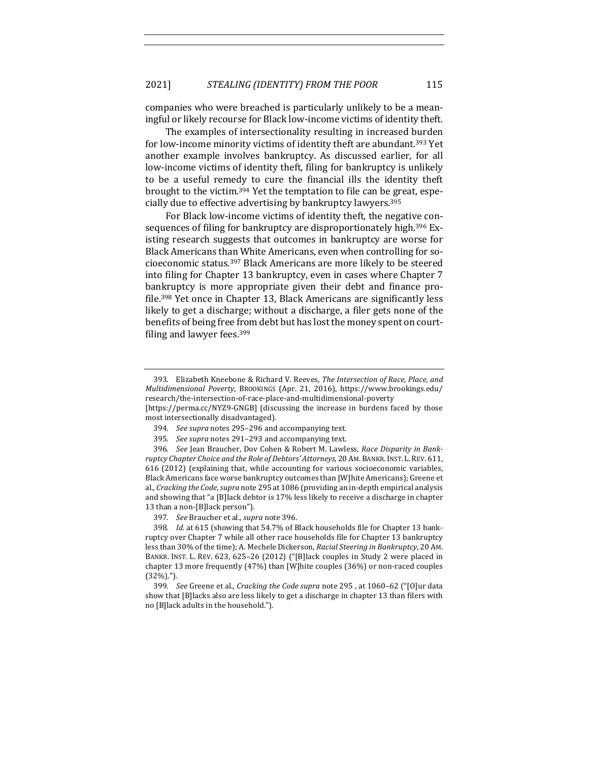companies who were breached is particularly unlikely to be a meaningful or likely recourse for Black low-income victims of identity theft.

The examples of intersectionality resulting in increased burden for low-income minority victims of identity theft are abundant.[393] Yet another example involves bankruptcy. As discussed earlier, for all low-income victims of identity theft, filing for bankruptcy is unlikely to be a useful remedy to cure the financial ills the identity theft brought to the victim.[394] Yet the temptation to file can be great, especially due to effective advertising by bankruptcy lawyers.[395]

For Black low-income victims of identity theft, the negative consequences of filing for bankruptcy are disproportionately high.[396] Existing research suggests that outcomes in bankruptcy are worse for Black Americans than White Americans, even when controlling for socioeconomic status.[397] Black Americans are more likely to be steered into filing for Chapter 13 bankruptcy, even in cases where Chapter 7 bankruptcy is more appropriate given their debt and finance profile.[398] Yet once in Chapter 13, Black Americans are significantly less likely to get a discharge; without a discharge, a filer gets none of the benefits of being free from debt but has lost the money spent on court-filing and lawyer fees.[399]

---

393. Elizabeth Kneebone & Richard V. Reeves, *The Intersection of Race, Place, and Multidimensional Poverty*, BROOKINGS (Apr. 21, 2016), https://www.brookings.edu/research/the-intersection-of-race-place-and-multidimensional-poverty [https://perma.cc/NYZ9-GNGB] (discussing the increase in burdens faced by those most intersectionally disadvantaged).

394. *See supra* notes 295–296 and accompanying text.

395. *See supra* notes 291–293 and accompanying text.

396. *See* Jean Braucher, Dov Cohen & Robert M. Lawless, *Race Disparity in Bankruptcy Chapter Choice and the Role of Debtors' Attorneys*, 20 AM. BANKR. INST. L. REV. 611, 616 (2012) (explaining that, while accounting for various socioeconomic variables, Black Americans face worse bankruptcy outcomes than [W]hite Americans); Greene et al., *Cracking the Code*, *supra* note 295 at 1086 (providing an in-depth empirical analysis and showing that "a [B]lack debtor is 17% less likely to receive a discharge in chapter 13 than a non-[B]lack person").

397. *See* Braucher et al., *supra* note 396.

398. *Id.* at 615 (showing that 54.7% of Black households file for Chapter 13 bankruptcy over Chapter 7 while all other race households file for Chapter 13 bankruptcy less than 30% of the time); A. Mechele Dickerson, *Racial Steering in Bankruptcy*, 20 AM. BANKR. INST. L. REV. 623, 625–26 (2012) ("[B]lack couples in Study 2 were placed in chapter 13 more frequently (47%) than [W]hite couples (36%) or non-raced couples (32%).").

399. *See* Greene et al., *Cracking the Code supra* note 295 , at 1060–62 ("[O]ur data show that [B]lacks also are less likely to get a discharge in chapter 13 than filers with no [B]lack adults in the household.").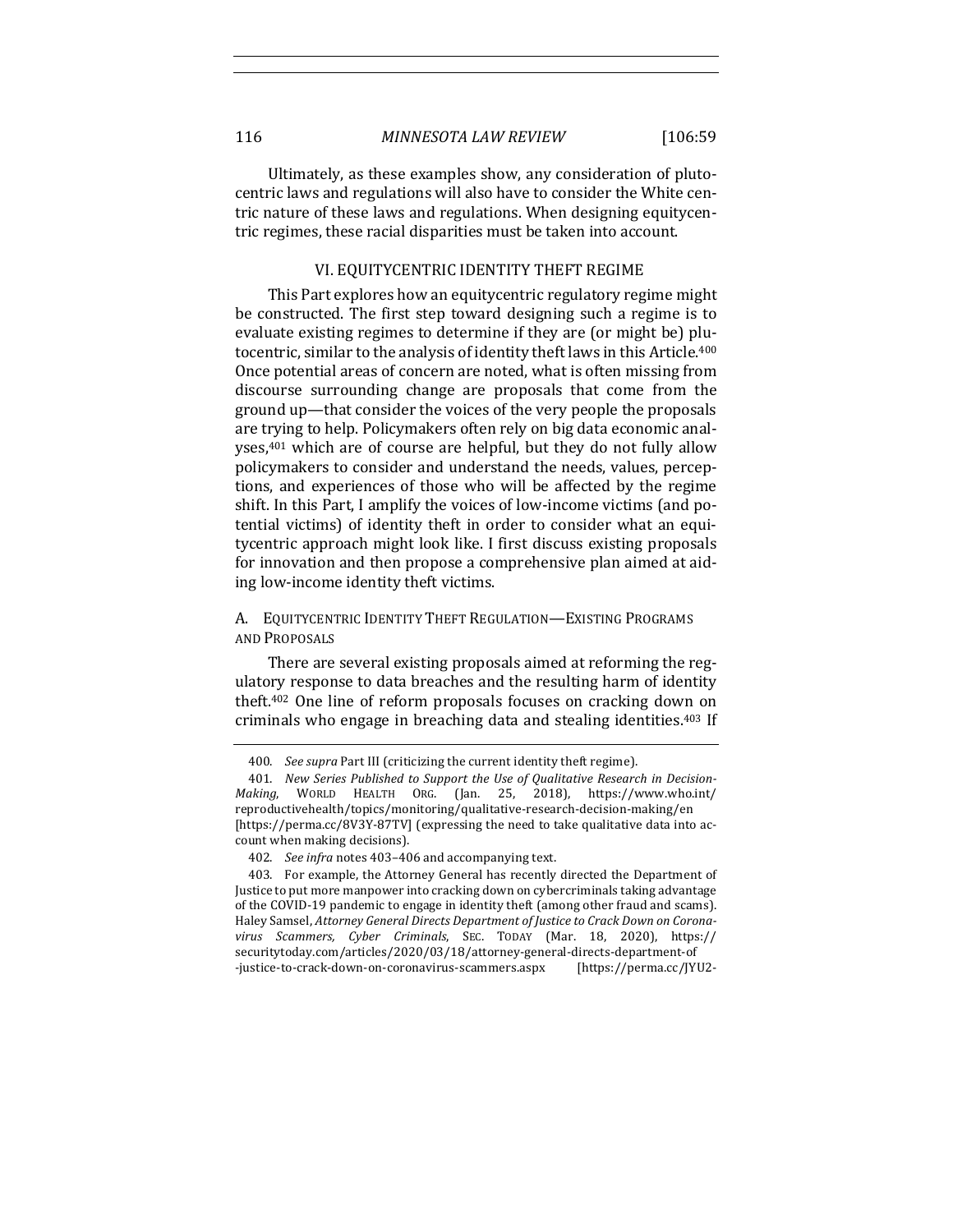Ultimately, as these examples show, any consideration of plutocentric laws and regulations will also have to consider the White centric nature of these laws and regulations. When designing equitycentric regimes, these racial disparities must be taken into account.

## VI. EQUITYCENTRIC IDENTITY THEFT REGIME

This Part explores how an equitycentric regulatory regime might be constructed. The first step toward designing such a regime is to evaluate existing regimes to determine if they are (or might be) plutocentric, similar to the analysis of identity theft laws in this Article.[400] Once potential areas of concern are noted, what is often missing from discourse surrounding change are proposals that come from the ground up—that consider the voices of the very people the proposals are trying to help. Policymakers often rely on big data economic analyses,[401] which are of course are helpful, but they do not fully allow policymakers to consider and understand the needs, values, perceptions, and experiences of those who will be affected by the regime shift. In this Part, I amplify the voices of low-income victims (and potential victims) of identity theft in order to consider what an equitycentric approach might look like. I first discuss existing proposals for innovation and then propose a comprehensive plan aimed at aiding low-income identity theft victims.

### A. Equitycentric Identity Theft Regulation—Existing Programs and Proposals

There are several existing proposals aimed at reforming the regulatory response to data breaches and the resulting harm of identity theft.[402] One line of reform proposals focuses on cracking down on criminals who engage in breaching data and stealing identities.[403] If

400. *See supra* Part III (criticizing the current identity theft regime).

401. *New Series Published to Support the Use of Qualitative Research in Decision-Making*, WORLD HEALTH ORG. (Jan. 25, 2018), https://www.who.int/reproductivehealth/topics/monitoring/qualitative-research-decision-making/en [https://perma.cc/8V3Y-87TV] (expressing the need to take qualitative data into account when making decisions).

402. *See infra* notes 403–406 and accompanying text.

403. For example, the Attorney General has recently directed the Department of Justice to put more manpower into cracking down on cybercriminals taking advantage of the COVID-19 pandemic to engage in identity theft (among other fraud and scams). Haley Samsel, *Attorney General Directs Department of Justice to Crack Down on Coronavirus Scammers, Cyber Criminals*, SEC. TODAY (Mar. 18, 2020), https://securitytoday.com/articles/2020/03/18/attorney-general-directs-department-of-justice-to-crack-down-on-coronavirus-scammers.aspx [https://perma.cc/JYU2-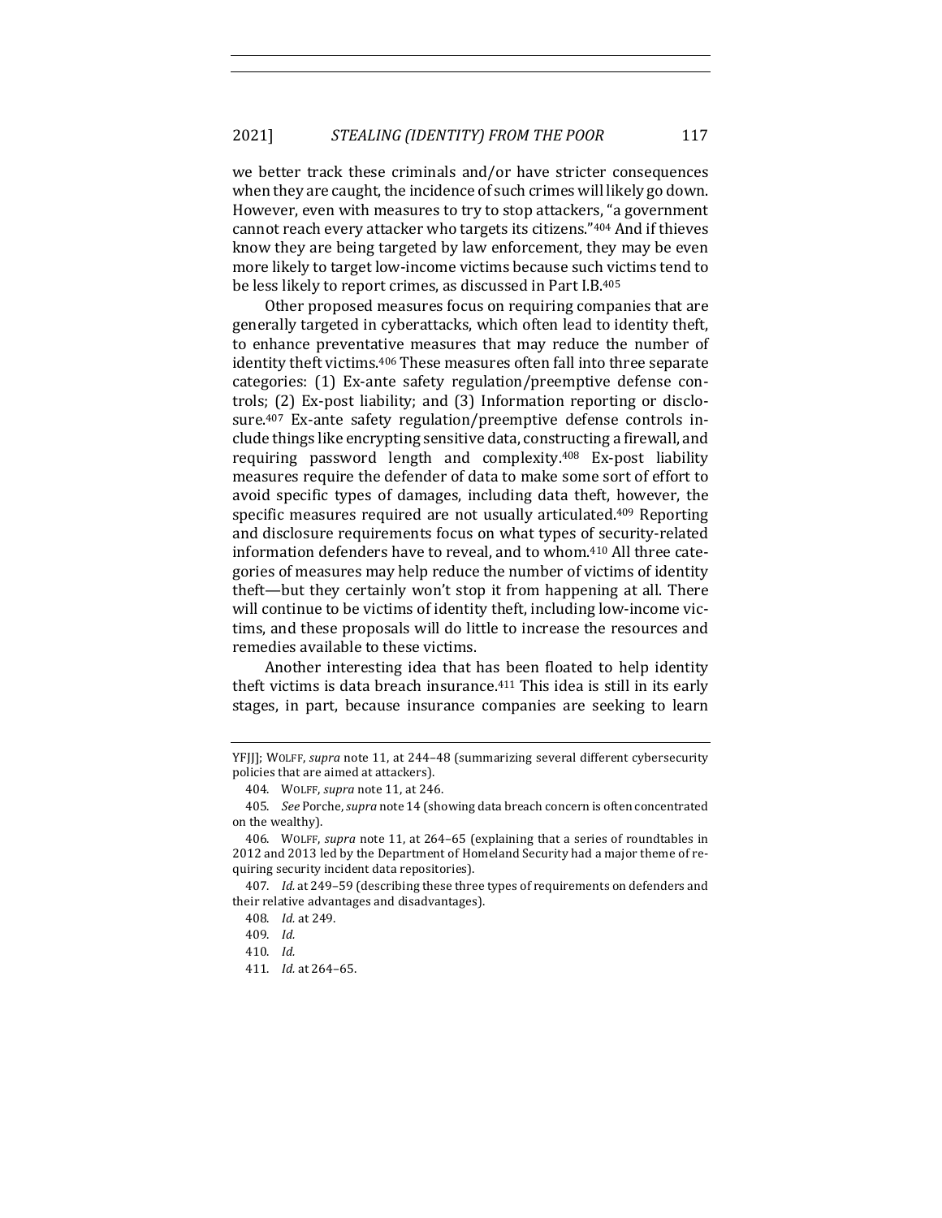we better track these criminals and/or have stricter consequences when they are caught, the incidence of such crimes will likely go down. However, even with measures to try to stop attackers, "a government cannot reach every attacker who targets its citizens."[404] And if thieves know they are being targeted by law enforcement, they may be even more likely to target low-income victims because such victims tend to be less likely to report crimes, as discussed in Part I.B.[405]

Other proposed measures focus on requiring companies that are generally targeted in cyberattacks, which often lead to identity theft, to enhance preventative measures that may reduce the number of identity theft victims.[406] These measures often fall into three separate categories: (1) Ex-ante safety regulation/preemptive defense controls; (2) Ex-post liability; and (3) Information reporting or disclosure.[407] Ex-ante safety regulation/preemptive defense controls include things like encrypting sensitive data, constructing a firewall, and requiring password length and complexity.[408] Ex-post liability measures require the defender of data to make some sort of effort to avoid specific types of damages, including data theft, however, the specific measures required are not usually articulated.[409] Reporting and disclosure requirements focus on what types of security-related information defenders have to reveal, and to whom.[410] All three categories of measures may help reduce the number of victims of identity theft—but they certainly won't stop it from happening at all. There will continue to be victims of identity theft, including low-income victims, and these proposals will do little to increase the resources and remedies available to these victims.

Another interesting idea that has been floated to help identity theft victims is data breach insurance.[411] This idea is still in its early stages, in part, because insurance companies are seeking to learn

---

YFJJ]; WOLFF, *supra* note 11, at 244–48 (summarizing several different cybersecurity policies that are aimed at attackers).

404. WOLFF, *supra* note 11, at 246.

405. *See* Porche, *supra* note 14 (showing data breach concern is often concentrated on the wealthy).

406. WOLFF, *supra* note 11, at 264–65 (explaining that a series of roundtables in 2012 and 2013 led by the Department of Homeland Security had a major theme of requiring security incident data repositories).

407. *Id.* at 249–59 (describing these three types of requirements on defenders and their relative advantages and disadvantages).

408. *Id.* at 249.

409. *Id.*

410. *Id.*

411. *Id.* at 264–65.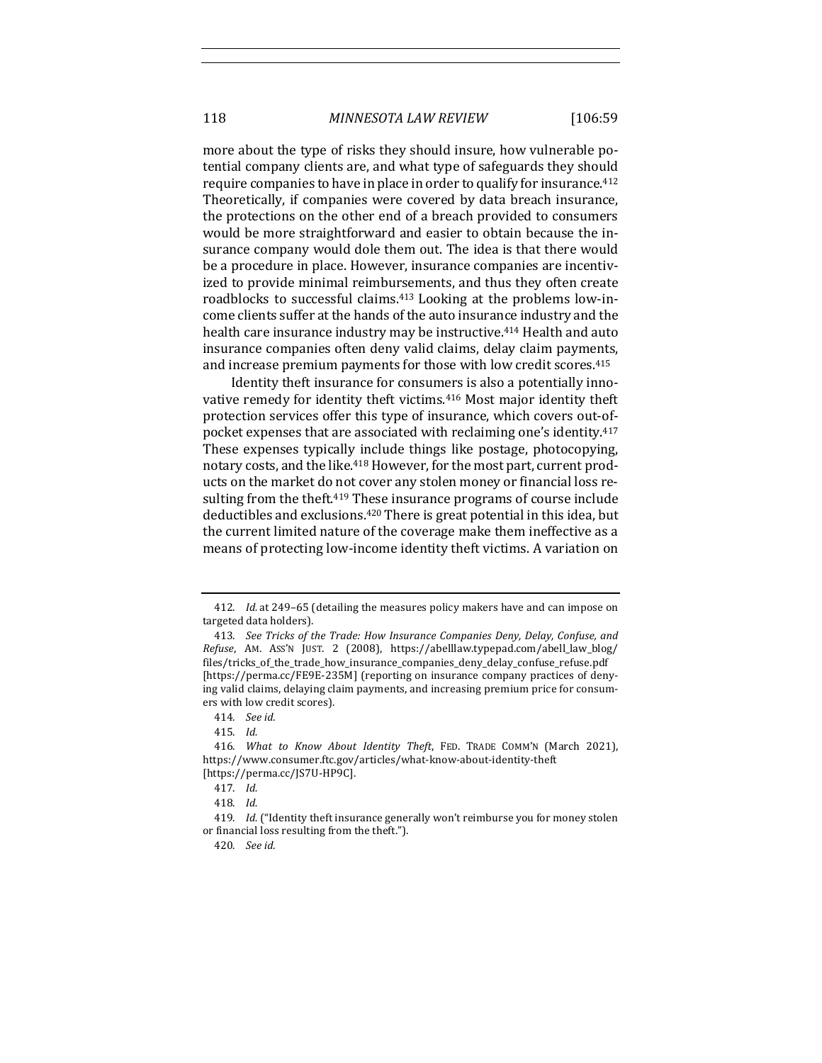more about the type of risks they should insure, how vulnerable potential company clients are, and what type of safeguards they should require companies to have in place in order to qualify for insurance.[412] Theoretically, if companies were covered by data breach insurance, the protections on the other end of a breach provided to consumers would be more straightforward and easier to obtain because the insurance company would dole them out. The idea is that there would be a procedure in place. However, insurance companies are incentivized to provide minimal reimbursements, and thus they often create roadblocks to successful claims.[413] Looking at the problems low-income clients suffer at the hands of the auto insurance industry and the health care insurance industry may be instructive.[414] Health and auto insurance companies often deny valid claims, delay claim payments, and increase premium payments for those with low credit scores.[415]

Identity theft insurance for consumers is also a potentially innovative remedy for identity theft victims.[416] Most major identity theft protection services offer this type of insurance, which covers out-of-pocket expenses that are associated with reclaiming one's identity.[417] These expenses typically include things like postage, photocopying, notary costs, and the like.[418] However, for the most part, current products on the market do not cover any stolen money or financial loss resulting from the theft.[419] These insurance programs of course include deductibles and exclusions.[420] There is great potential in this idea, but the current limited nature of the coverage make them ineffective as a means of protecting low-income identity theft victims. A variation on

---

412. *Id.* at 249–65 (detailing the measures policy makers have and can impose on targeted data holders).

413. *See Tricks of the Trade: How Insurance Companies Deny, Delay, Confuse, and Refuse*, AM. ASS'N JUST. 2 (2008), https://abelllaw.typepad.com/abell_law_blog/files/tricks_of_the_trade_how_insurance_companies_deny_delay_confuse_refuse.pdf [https://perma.cc/FE9E-235M] (reporting on insurance company practices of denying valid claims, delaying claim payments, and increasing premium price for consumers with low credit scores).

414. *See id.*

415. *Id.*

416. *What to Know About Identity Theft*, FED. TRADE COMM'N (March 2021), https://www.consumer.ftc.gov/articles/what-know-about-identity-theft [https://perma.cc/JS7U-HP9C].

417. *Id.*

418. *Id.*

419. *Id.* ("Identity theft insurance generally won't reimburse you for money stolen or financial loss resulting from the theft.").

420. *See id.*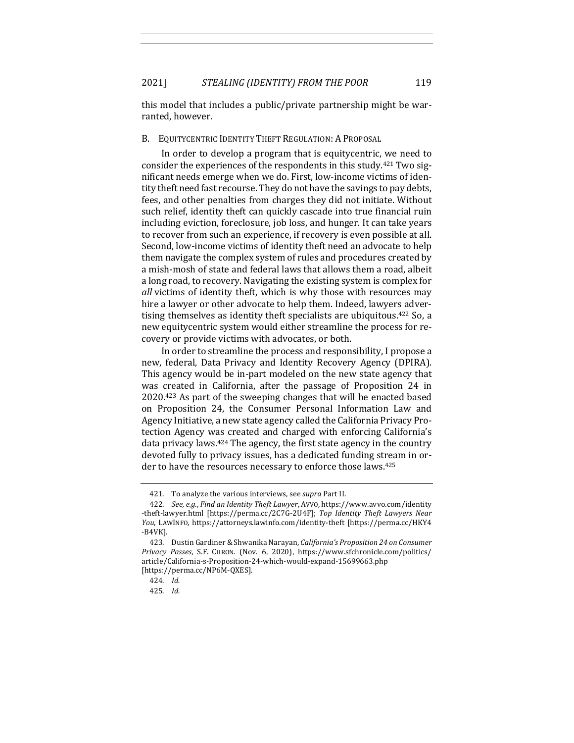this model that includes a public/private partnership might be warranted, however.

### B. Equitycentric Identity Theft Regulation: A Proposal

In order to develop a program that is equitycentric, we need to consider the experiences of the respondents in this study.[421] Two significant needs emerge when we do. First, low-income victims of identity theft need fast recourse. They do not have the savings to pay debts, fees, and other penalties from charges they did not initiate. Without such relief, identity theft can quickly cascade into true financial ruin including eviction, foreclosure, job loss, and hunger. It can take years to recover from such an experience, if recovery is even possible at all. Second, low-income victims of identity theft need an advocate to help them navigate the complex system of rules and procedures created by a mish-mosh of state and federal laws that allows them a road, albeit a long road, to recovery. Navigating the existing system is complex for *all* victims of identity theft, which is why those with resources may hire a lawyer or other advocate to help them. Indeed, lawyers advertising themselves as identity theft specialists are ubiquitous.[422] So, a new equitycentric system would either streamline the process for recovery or provide victims with advocates, or both.

In order to streamline the process and responsibility, I propose a new, federal, Data Privacy and Identity Recovery Agency (DPIRA). This agency would be in-part modeled on the new state agency that was created in California, after the passage of Proposition 24 in 2020.[423] As part of the sweeping changes that will be enacted based on Proposition 24, the Consumer Personal Information Law and Agency Initiative, a new state agency called the California Privacy Protection Agency was created and charged with enforcing California's data privacy laws.[424] The agency, the first state agency in the country devoted fully to privacy issues, has a dedicated funding stream in order to have the resources necessary to enforce those laws.[425]

---

421. To analyze the various interviews, see *supra* Part II.

422. *See, e.g.*, *Find an Identity Theft Lawyer*, AVVO, https://www.avvo.com/identity-theft-lawyer.html [https://perma.cc/2C7G-2U4F]; *Top Identity Theft Lawyers Near You*, LAWINFO, https://attorneys.lawinfo.com/identity-theft [https://perma.cc/HKY4-B4VK].

423. Dustin Gardiner & Shwanika Narayan, *California's Proposition 24 on Consumer Privacy Passes*, S.F. CHRON. (Nov. 6, 2020), https://www.sfchronicle.com/politics/article/California-s-Proposition-24-which-would-expand-15699663.php [https://perma.cc/NP6M-QXES].

424. *Id.*

425. *Id.*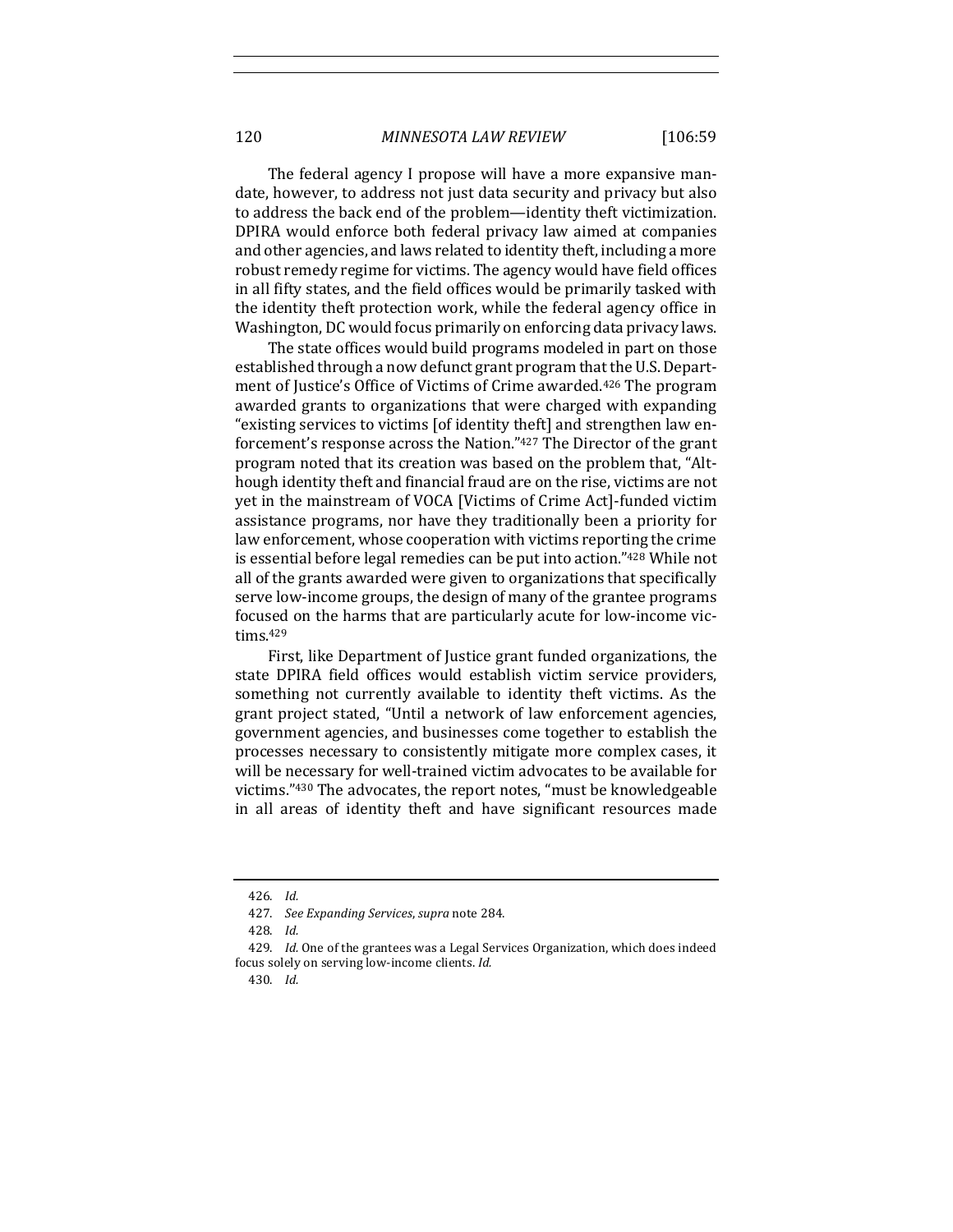The federal agency I propose will have a more expansive mandate, however, to address not just data security and privacy but also to address the back end of the problem—identity theft victimization. DPIRA would enforce both federal privacy law aimed at companies and other agencies, and laws related to identity theft, including a more robust remedy regime for victims. The agency would have field offices in all fifty states, and the field offices would be primarily tasked with the identity theft protection work, while the federal agency office in Washington, DC would focus primarily on enforcing data privacy laws.

The state offices would build programs modeled in part on those established through a now defunct grant program that the U.S. Department of Justice's Office of Victims of Crime awarded.[426] The program awarded grants to organizations that were charged with expanding "existing services to victims [of identity theft] and strengthen law enforcement's response across the Nation."[427] The Director of the grant program noted that its creation was based on the problem that, "Although identity theft and financial fraud are on the rise, victims are not yet in the mainstream of VOCA [Victims of Crime Act]-funded victim assistance programs, nor have they traditionally been a priority for law enforcement, whose cooperation with victims reporting the crime is essential before legal remedies can be put into action."[428] While not all of the grants awarded were given to organizations that specifically serve low-income groups, the design of many of the grantee programs focused on the harms that are particularly acute for low-income victims.[429]

First, like Department of Justice grant funded organizations, the state DPIRA field offices would establish victim service providers, something not currently available to identity theft victims. As the grant project stated, "Until a network of law enforcement agencies, government agencies, and businesses come together to establish the processes necessary to consistently mitigate more complex cases, it will be necessary for well-trained victim advocates to be available for victims."[430] The advocates, the report notes, "must be knowledgeable in all areas of identity theft and have significant resources made

426. *Id.*

427. *See Expanding Services*, *supra* note 284.

428. *Id.*

429. *Id.* One of the grantees was a Legal Services Organization, which does indeed focus solely on serving low-income clients. *Id.*

430. *Id.*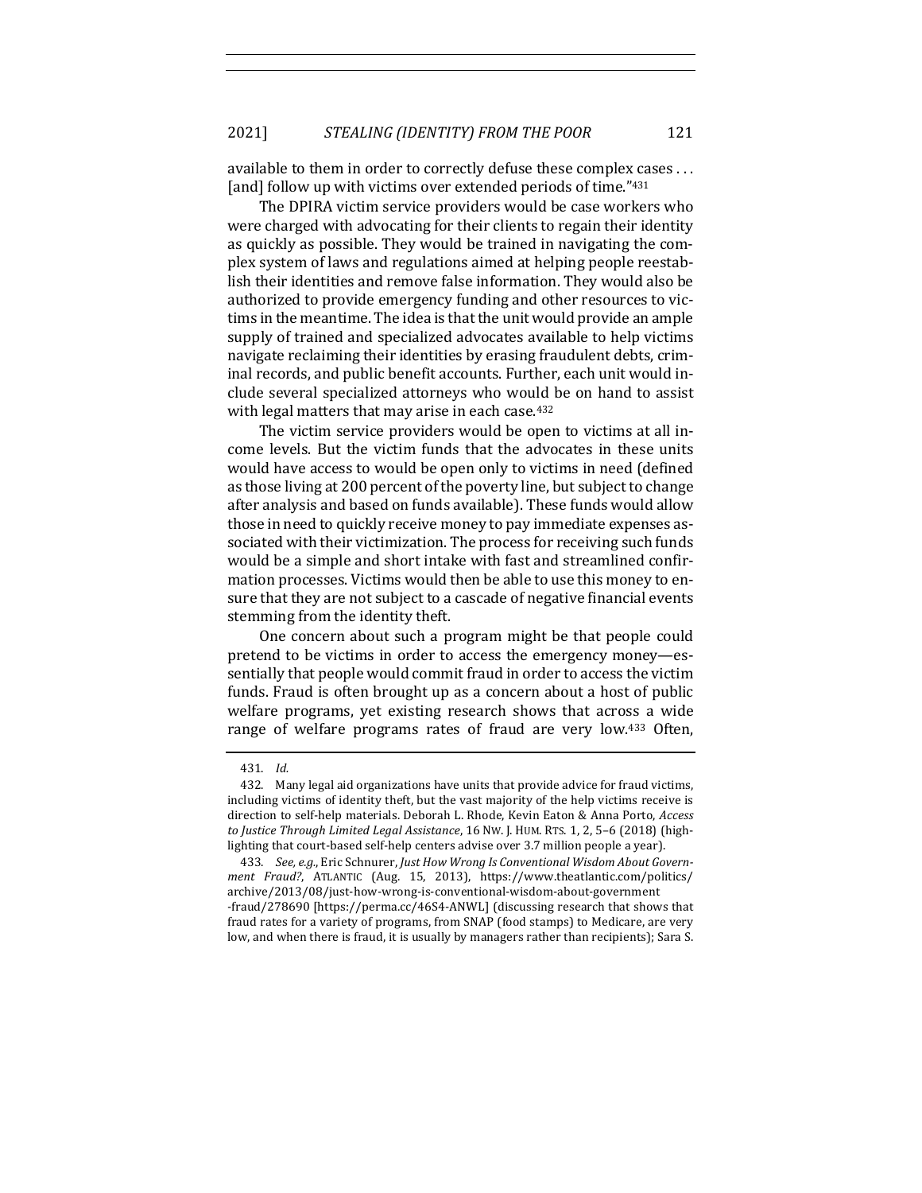available to them in order to correctly defuse these complex cases . . . [and] follow up with victims over extended periods of time."[431]

The DPIRA victim service providers would be case workers who were charged with advocating for their clients to regain their identity as quickly as possible. They would be trained in navigating the complex system of laws and regulations aimed at helping people reestablish their identities and remove false information. They would also be authorized to provide emergency funding and other resources to victims in the meantime. The idea is that the unit would provide an ample supply of trained and specialized advocates available to help victims navigate reclaiming their identities by erasing fraudulent debts, criminal records, and public benefit accounts. Further, each unit would include several specialized attorneys who would be on hand to assist with legal matters that may arise in each case.[432]

The victim service providers would be open to victims at all income levels. But the victim funds that the advocates in these units would have access to would be open only to victims in need (defined as those living at 200 percent of the poverty line, but subject to change after analysis and based on funds available). These funds would allow those in need to quickly receive money to pay immediate expenses associated with their victimization. The process for receiving such funds would be a simple and short intake with fast and streamlined confirmation processes. Victims would then be able to use this money to ensure that they are not subject to a cascade of negative financial events stemming from the identity theft.

One concern about such a program might be that people could pretend to be victims in order to access the emergency money—essentially that people would commit fraud in order to access the victim funds. Fraud is often brought up as a concern about a host of public welfare programs, yet existing research shows that across a wide range of welfare programs rates of fraud are very low.[433] Often,

---

431. *Id.*

432. Many legal aid organizations have units that provide advice for fraud victims, including victims of identity theft, but the vast majority of the help victims receive is direction to self-help materials. Deborah L. Rhode, Kevin Eaton & Anna Porto, *Access to Justice Through Limited Legal Assistance*, 16 NW. J. HUM. RTS. 1, 2, 5–6 (2018) (highlighting that court-based self-help centers advise over 3.7 million people a year).

433. *See, e.g.*, Eric Schnurer, *Just How Wrong Is Conventional Wisdom About Government Fraud?*, ATLANTIC (Aug. 15, 2013), https://www.theatlantic.com/politics/archive/2013/08/just-how-wrong-is-conventional-wisdom-about-government-fraud/278690 [https://perma.cc/46S4-ANWL] (discussing research that shows that fraud rates for a variety of programs, from SNAP (food stamps) to Medicare, are very low, and when there is fraud, it is usually by managers rather than recipients); Sara S.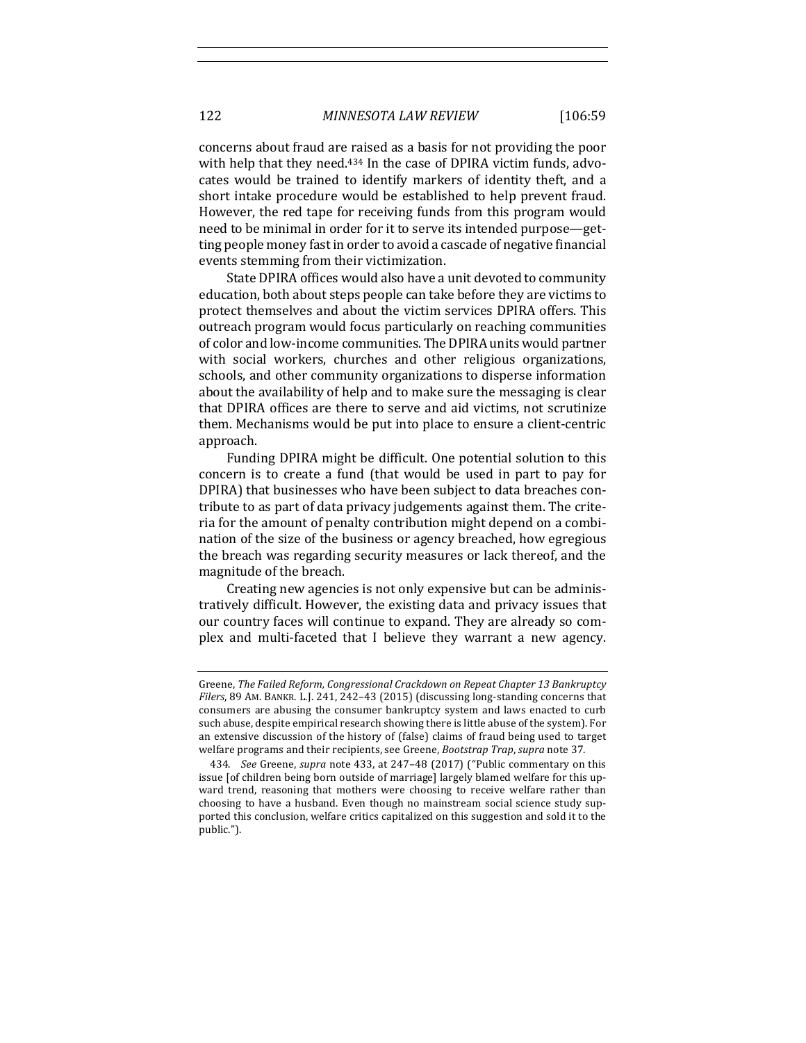concerns about fraud are raised as a basis for not providing the poor with help that they need.[434] In the case of DPIRA victim funds, advocates would be trained to identify markers of identity theft, and a short intake procedure would be established to help prevent fraud. However, the red tape for receiving funds from this program would need to be minimal in order for it to serve its intended purpose—getting people money fast in order to avoid a cascade of negative financial events stemming from their victimization.

State DPIRA offices would also have a unit devoted to community education, both about steps people can take before they are victims to protect themselves and about the victim services DPIRA offers. This outreach program would focus particularly on reaching communities of color and low-income communities. The DPIRA units would partner with social workers, churches and other religious organizations, schools, and other community organizations to disperse information about the availability of help and to make sure the messaging is clear that DPIRA offices are there to serve and aid victims, not scrutinize them. Mechanisms would be put into place to ensure a client-centric approach.

Funding DPIRA might be difficult. One potential solution to this concern is to create a fund (that would be used in part to pay for DPIRA) that businesses who have been subject to data breaches contribute to as part of data privacy judgements against them. The criteria for the amount of penalty contribution might depend on a combination of the size of the business or agency breached, how egregious the breach was regarding security measures or lack thereof, and the magnitude of the breach.

Creating new agencies is not only expensive but can be administratively difficult. However, the existing data and privacy issues that our country faces will continue to expand. They are already so complex and multi-faceted that I believe they warrant a new agency.

---

Greene, *The Failed Reform, Congressional Crackdown on Repeat Chapter 13 Bankruptcy Filers*, 89 AM. BANKR. L.J. 241, 242–43 (2015) (discussing long-standing concerns that consumers are abusing the consumer bankruptcy system and laws enacted to curb such abuse, despite empirical research showing there is little abuse of the system). For an extensive discussion of the history of (false) claims of fraud being used to target welfare programs and their recipients, see Greene, *Bootstrap Trap*, *supra* note 37.

434. *See* Greene, *supra* note 433, at 247–48 (2017) ("Public commentary on this issue [of children being born outside of marriage] largely blamed welfare for this upward trend, reasoning that mothers were choosing to receive welfare rather than choosing to have a husband. Even though no mainstream social science study supported this conclusion, welfare critics capitalized on this suggestion and sold it to the public.").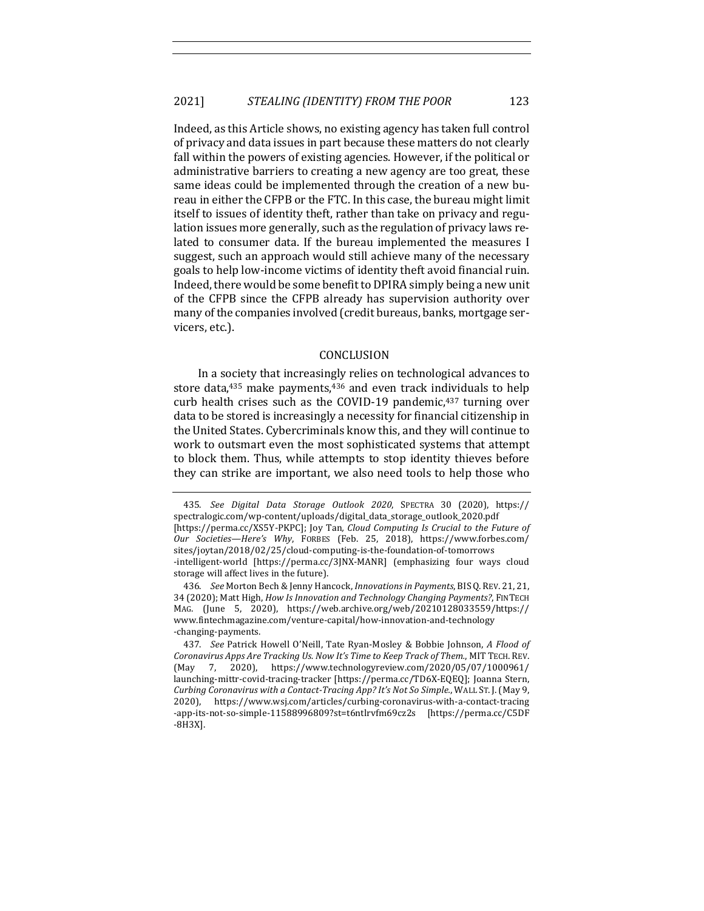Indeed, as this Article shows, no existing agency has taken full control of privacy and data issues in part because these matters do not clearly fall within the powers of existing agencies. However, if the political or administrative barriers to creating a new agency are too great, these same ideas could be implemented through the creation of a new bureau in either the CFPB or the FTC. In this case, the bureau might limit itself to issues of identity theft, rather than take on privacy and regulation issues more generally, such as the regulation of privacy laws related to consumer data. If the bureau implemented the measures I suggest, such an approach would still achieve many of the necessary goals to help low-income victims of identity theft avoid financial ruin. Indeed, there would be some benefit to DPIRA simply being a new unit of the CFPB since the CFPB already has supervision authority over many of the companies involved (credit bureaus, banks, mortgage servicers, etc.).

## CONCLUSION

In a society that increasingly relies on technological advances to store data,[435] make payments,[436] and even track individuals to help curb health crises such as the COVID-19 pandemic,[437] turning over data to be stored is increasingly a necessity for financial citizenship in the United States. Cybercriminals know this, and they will continue to work to outsmart even the most sophisticated systems that attempt to block them. Thus, while attempts to stop identity thieves before they can strike are important, we also need tools to help those who

---

435. *See Digital Data Storage Outlook 2020*, SPECTRA 30 (2020), https://spectralogic.com/wp-content/uploads/digital_data_storage_outlook_2020.pdf [https://perma.cc/XS5Y-PKPC]; Joy Tan, *Cloud Computing Is Crucial to the Future of Our Societies—Here's Why*, FORBES (Feb. 25, 2018), https://www.forbes.com/sites/joytan/2018/02/25/cloud-computing-is-the-foundation-of-tomorrows-intelligent-world [https://perma.cc/3JNX-MANR] (emphasizing four ways cloud storage will affect lives in the future).

436. *See* Morton Bech & Jenny Hancock, *Innovations in Payments*, BIS Q. REV. 21, 21, 34 (2020); Matt High, *How Is Innovation and Technology Changing Payments?*, FINTECH MAG. (June 5, 2020), https://web.archive.org/web/20210128033559/https://www.fintechmagazine.com/venture-capital/how-innovation-and-technology-changing-payments.

437. *See* Patrick Howell O'Neill, Tate Ryan-Mosley & Bobbie Johnson, *A Flood of Coronavirus Apps Are Tracking Us. Now It's Time to Keep Track of Them.*, MIT TECH. REV. (May 7, 2020), https://www.technologyreview.com/2020/05/07/1000961/launching-mittr-covid-tracking-tracker [https://perma.cc/TD6X-EQEQ]; Joanna Stern, *Curbing Coronavirus with a Contact-Tracing App? It's Not So Simple.*, WALL ST. J. (May 9, 2020), https://www.wsj.com/articles/curbing-coronavirus-with-a-contact-tracing-app-its-not-so-simple-11588996809?st=t6ntlrvfm69cz2s [https://perma.cc/C5DF-8H3X].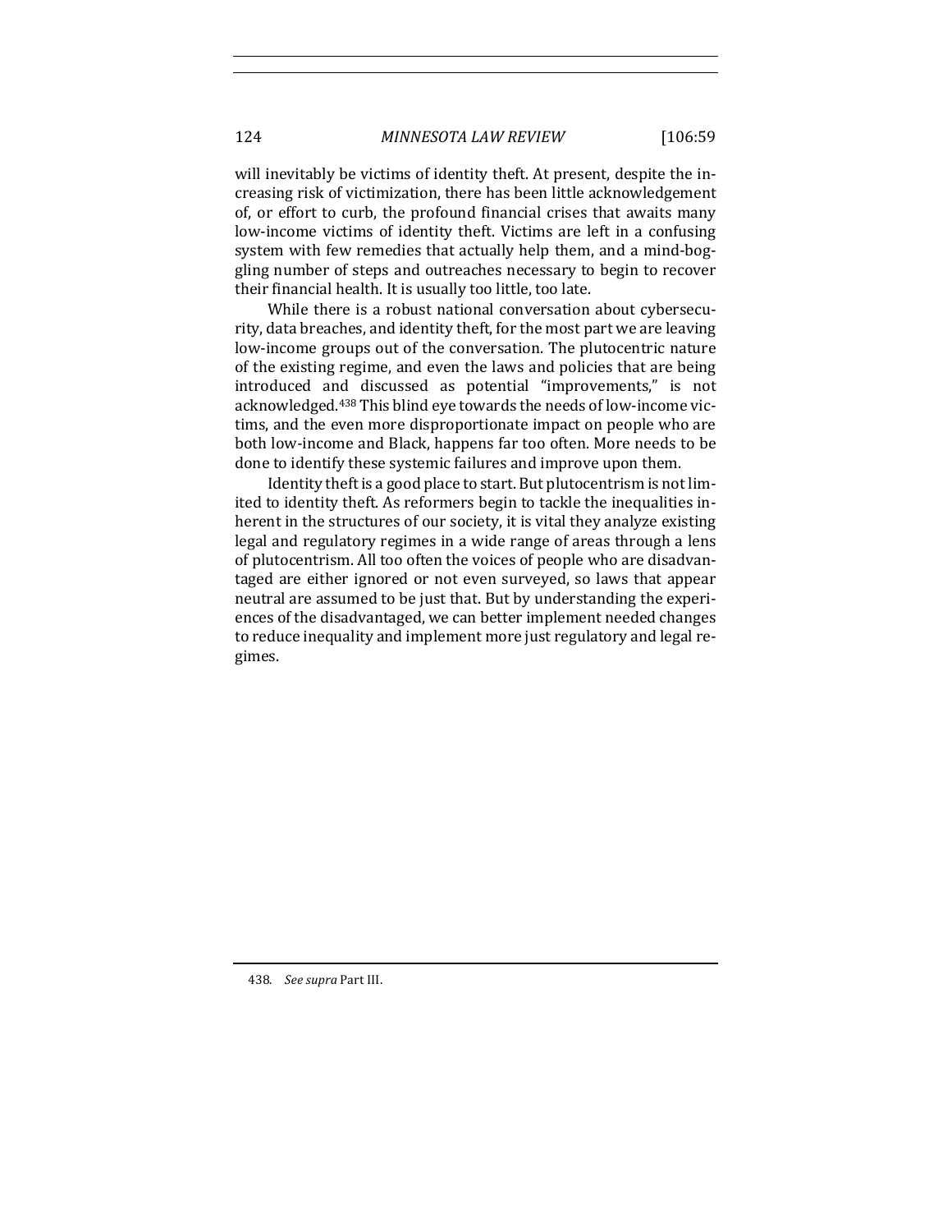will inevitably be victims of identity theft. At present, despite the increasing risk of victimization, there has been little acknowledgement of, or effort to curb, the profound financial crises that awaits many low-income victims of identity theft. Victims are left in a confusing system with few remedies that actually help them, and a mind-boggling number of steps and outreaches necessary to begin to recover their financial health. It is usually too little, too late.

While there is a robust national conversation about cybersecurity, data breaches, and identity theft, for the most part we are leaving low-income groups out of the conversation. The plutocentric nature of the existing regime, and even the laws and policies that are being introduced and discussed as potential "improvements," is not acknowledged.[438] This blind eye towards the needs of low-income victims, and the even more disproportionate impact on people who are both low-income and Black, happens far too often. More needs to be done to identify these systemic failures and improve upon them.

Identity theft is a good place to start. But plutocentrism is not limited to identity theft. As reformers begin to tackle the inequalities inherent in the structures of our society, it is vital they analyze existing legal and regulatory regimes in a wide range of areas through a lens of plutocentrism. All too often the voices of people who are disadvantaged are either ignored or not even surveyed, so laws that appear neutral are assumed to be just that. But by understanding the experiences of the disadvantaged, we can better implement needed changes to reduce inequality and implement more just regulatory and legal regimes.

---

438. *See supra* Part III.